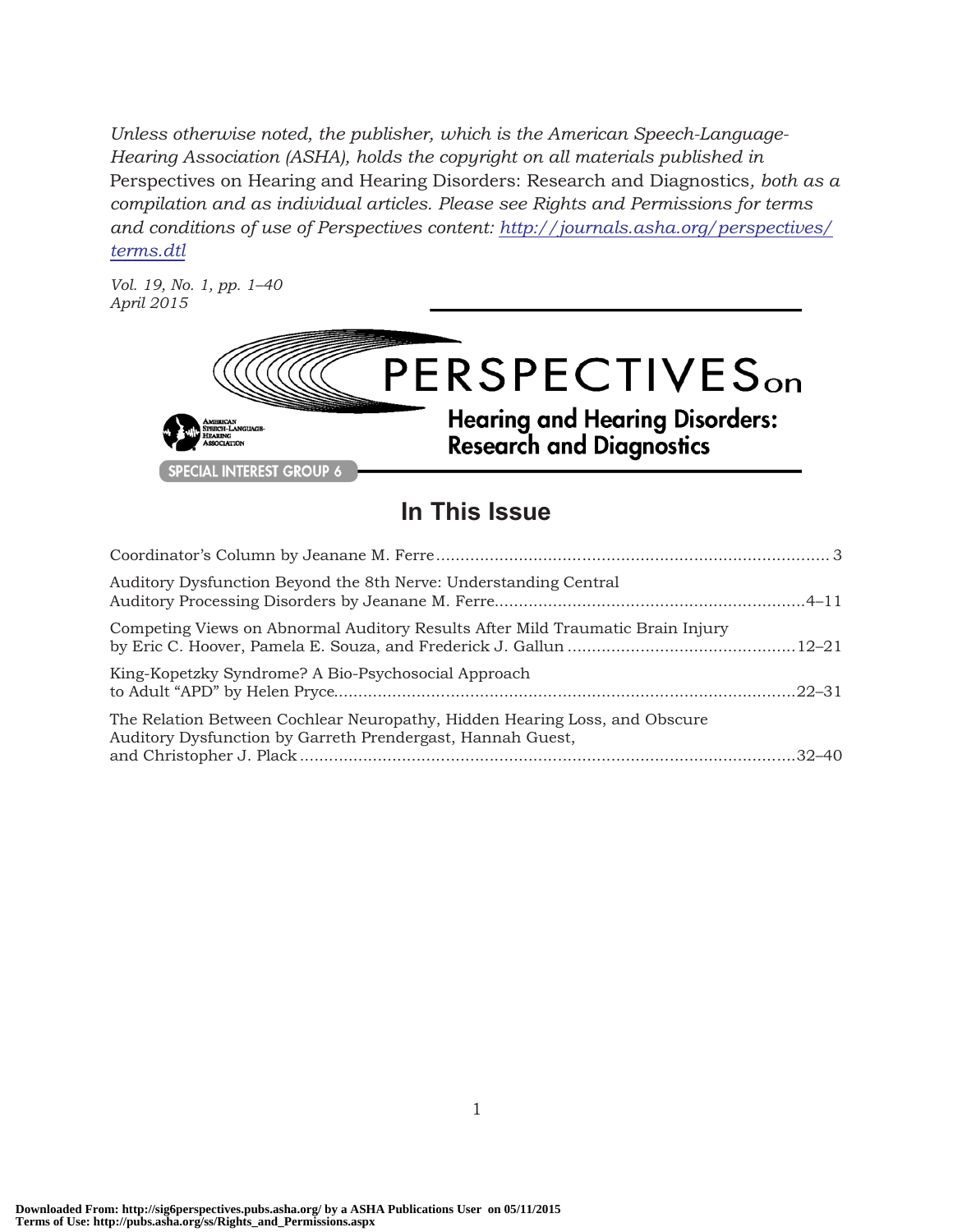*Unless otherwise noted, the publisher, which is the American Speech-Language-Hearing Association (ASHA), holds the copyright on all materials published in* Perspectives on Hearing and Hearing Disorders: Research and Diagnostics*, both as a compilation and as individual articles. Please see Rights and Permissions for terms and conditions of use of Perspectives content:* [http://journals.asha.org/perspectives/terms.dtl](http://journals.asha.org/perspectives/terms.dtl)

*Vol. 19, No. 1, pp. 1–40*
*April 2015*

# PERSPECTIVES on Hearing and Hearing Disorders: Research and Diagnostics

AMERICAN SPEECH-LANGUAGE-HEARING ASSOCIATION

SPECIAL INTEREST GROUP 6

## In This Issue

Coordinator's Column by Jeanane M. Ferre ........................................ 3

Auditory Dysfunction Beyond the 8th Nerve: Understanding Central Auditory Processing Disorders by Jeanane M. Ferre ........................................ 4–11

Competing Views on Abnormal Auditory Results After Mild Traumatic Brain Injury by Eric C. Hoover, Pamela E. Souza, and Frederick J. Gallun ........................................ 12–21

King-Kopetzky Syndrome? A Bio-Psychosocial Approach to Adult "APD" by Helen Pryce ........................................ 22–31

The Relation Between Cochlear Neuropathy, Hidden Hearing Loss, and Obscure Auditory Dysfunction by Garreth Prendergast, Hannah Guest, and Christopher J. Plack ........................................ 32–40

Downloaded From: http://sig6perspectives.pubs.asha.org/ by a ASHA Publications User on 05/11/2015
Terms of Use: http://pubs.asha.org/ss/Rights_and_Permissions.aspx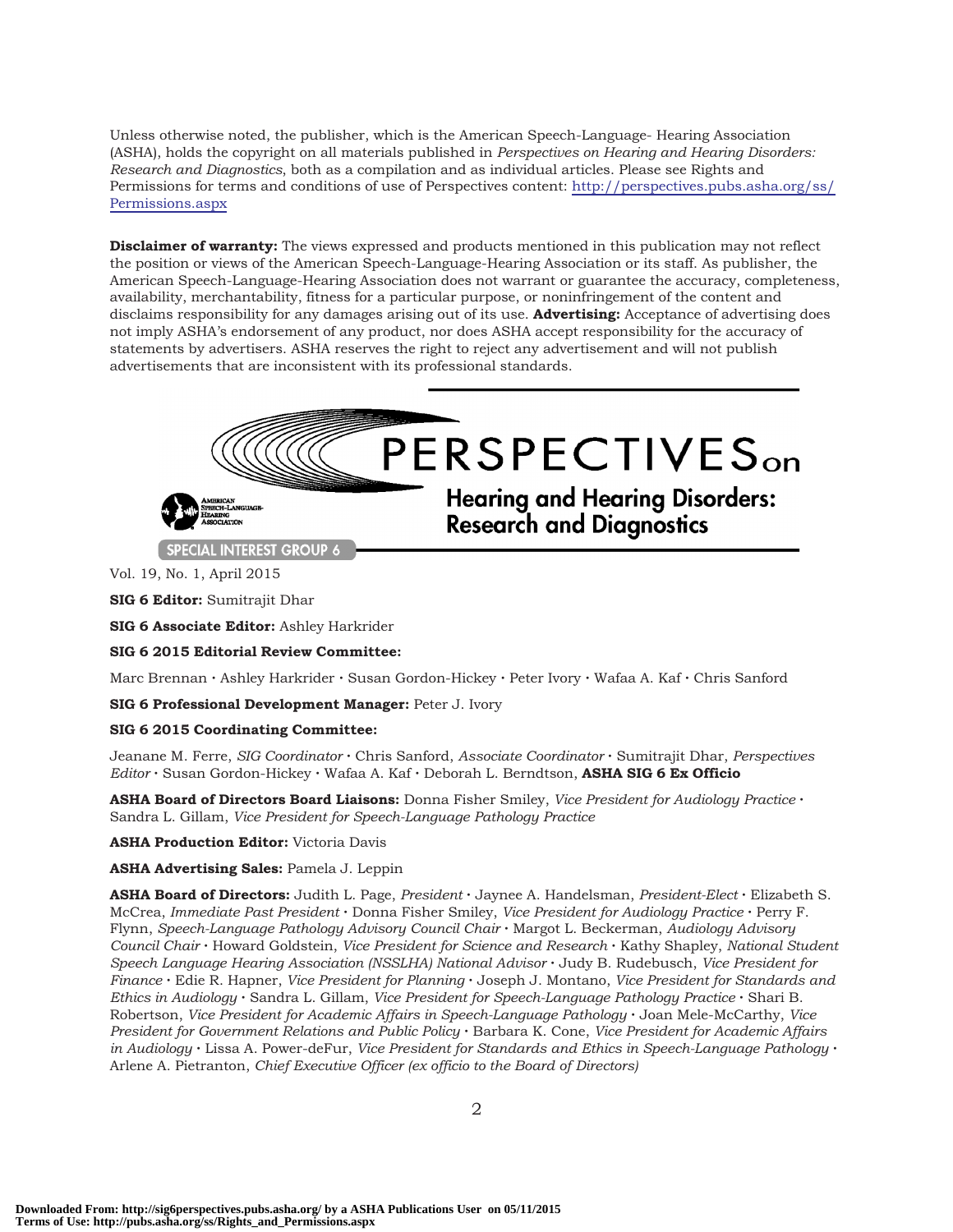Unless otherwise noted, the publisher, which is the American Speech-Language- Hearing Association (ASHA), holds the copyright on all materials published in *Perspectives on Hearing and Hearing Disorders: Research and Diagnostics*, both as a compilation and as individual articles. Please see Rights and Permissions for terms and conditions of use of Perspectives content: http://perspectives.pubs.asha.org/ss/Permissions.aspx

**Disclaimer of warranty:** The views expressed and products mentioned in this publication may not reflect the position or views of the American Speech-Language-Hearing Association or its staff. As publisher, the American Speech-Language-Hearing Association does not warrant or guarantee the accuracy, completeness, availability, merchantability, fitness for a particular purpose, or noninfringement of the content and disclaims responsibility for any damages arising out of its use. **Advertising:** Acceptance of advertising does not imply ASHA's endorsement of any product, nor does ASHA accept responsibility for the accuracy of statements by advertisers. ASHA reserves the right to reject any advertisement and will not publish advertisements that are inconsistent with its professional standards.

# PERSPECTIVES on Hearing and Hearing Disorders: Research and Diagnostics

SPECIAL INTEREST GROUP 6

Vol. 19, No. 1, April 2015

**SIG 6 Editor:** Sumitrajit Dhar

**SIG 6 Associate Editor:** Ashley Harkrider

**SIG 6 2015 Editorial Review Committee:**

Marc Brennan • Ashley Harkrider • Susan Gordon-Hickey • Peter Ivory • Wafaa A. Kaf • Chris Sanford

**SIG 6 Professional Development Manager:** Peter J. Ivory

**SIG 6 2015 Coordinating Committee:**

Jeanane M. Ferre, *SIG Coordinator* • Chris Sanford, *Associate Coordinator* • Sumitrajit Dhar, *Perspectives Editor* • Susan Gordon-Hickey • Wafaa A. Kaf • Deborah L. Berndtson, **ASHA SIG 6 Ex Officio**

**ASHA Board of Directors Board Liaisons:** Donna Fisher Smiley, *Vice President for Audiology Practice* • Sandra L. Gillam, *Vice President for Speech-Language Pathology Practice*

**ASHA Production Editor:** Victoria Davis

**ASHA Advertising Sales:** Pamela J. Leppin

**ASHA Board of Directors:** Judith L. Page, *President* • Jaynee A. Handelsman, *President-Elect* • Elizabeth S. McCrea, *Immediate Past President* • Donna Fisher Smiley, *Vice President for Audiology Practice* • Perry F. Flynn, *Speech-Language Pathology Advisory Council Chair* • Margot L. Beckerman, *Audiology Advisory Council Chair* • Howard Goldstein, *Vice President for Science and Research* • Kathy Shapley, *National Student Speech Language Hearing Association (NSSLHA) National Advisor* • Judy B. Rudebusch, *Vice President for Finance* • Edie R. Hapner, *Vice President for Planning* • Joseph J. Montano, *Vice President for Standards and Ethics in Audiology* • Sandra L. Gillam, *Vice President for Speech-Language Pathology Practice* • Shari B. Robertson, *Vice President for Academic Affairs in Speech-Language Pathology* • Joan Mele-McCarthy, *Vice President for Government Relations and Public Policy* • Barbara K. Cone, *Vice President for Academic Affairs in Audiology* • Lissa A. Power-deFur, *Vice President for Standards and Ethics in Speech-Language Pathology* • Arlene A. Pietranton, *Chief Executive Officer (ex officio to the Board of Directors)*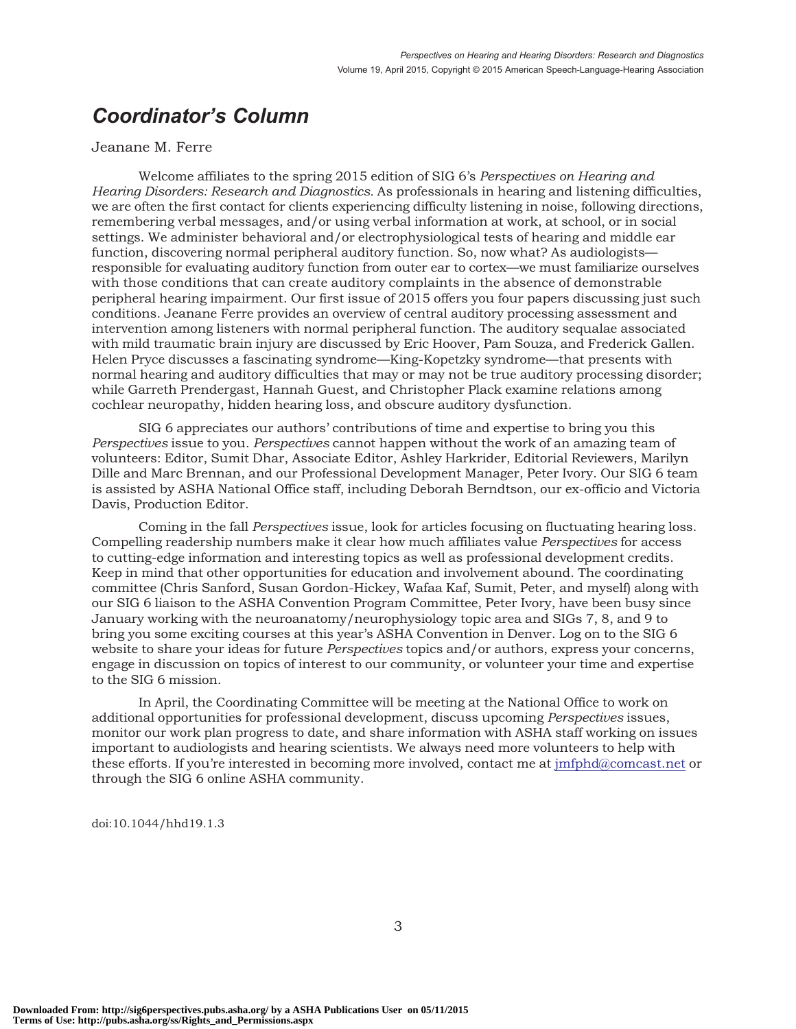# Coordinator's Column

Jeanane M. Ferre

Welcome affiliates to the spring 2015 edition of SIG 6's *Perspectives on Hearing and Hearing Disorders: Research and Diagnostics.* As professionals in hearing and listening difficulties, we are often the first contact for clients experiencing difficulty listening in noise, following directions, remembering verbal messages, and/or using verbal information at work, at school, or in social settings. We administer behavioral and/or electrophysiological tests of hearing and middle ear function, discovering normal peripheral auditory function. So, now what? As audiologists—responsible for evaluating auditory function from outer ear to cortex—we must familiarize ourselves with those conditions that can create auditory complaints in the absence of demonstrable peripheral hearing impairment. Our first issue of 2015 offers you four papers discussing just such conditions. Jeanane Ferre provides an overview of central auditory processing assessment and intervention among listeners with normal peripheral function. The auditory sequalae associated with mild traumatic brain injury are discussed by Eric Hoover, Pam Souza, and Frederick Gallen. Helen Pryce discusses a fascinating syndrome—King-Kopetzky syndrome—that presents with normal hearing and auditory difficulties that may or may not be true auditory processing disorder; while Garreth Prendergast, Hannah Guest, and Christopher Plack examine relations among cochlear neuropathy, hidden hearing loss, and obscure auditory dysfunction.

SIG 6 appreciates our authors' contributions of time and expertise to bring you this *Perspectives* issue to you. *Perspectives* cannot happen without the work of an amazing team of volunteers: Editor, Sumit Dhar, Associate Editor, Ashley Harkrider, Editorial Reviewers, Marilyn Dille and Marc Brennan, and our Professional Development Manager, Peter Ivory. Our SIG 6 team is assisted by ASHA National Office staff, including Deborah Berndtson, our ex-officio and Victoria Davis, Production Editor.

Coming in the fall *Perspectives* issue, look for articles focusing on fluctuating hearing loss. Compelling readership numbers make it clear how much affiliates value *Perspectives* for access to cutting-edge information and interesting topics as well as professional development credits. Keep in mind that other opportunities for education and involvement abound. The coordinating committee (Chris Sanford, Susan Gordon-Hickey, Wafaa Kaf, Sumit, Peter, and myself) along with our SIG 6 liaison to the ASHA Convention Program Committee, Peter Ivory, have been busy since January working with the neuroanatomy/neurophysiology topic area and SIGs 7, 8, and 9 to bring you some exciting courses at this year's ASHA Convention in Denver. Log on to the SIG 6 website to share your ideas for future *Perspectives* topics and/or authors, express your concerns, engage in discussion on topics of interest to our community, or volunteer your time and expertise to the SIG 6 mission.

In April, the Coordinating Committee will be meeting at the National Office to work on additional opportunities for professional development, discuss upcoming *Perspectives* issues, monitor our work plan progress to date, and share information with ASHA staff working on issues important to audiologists and hearing scientists. We always need more volunteers to help with these efforts. If you're interested in becoming more involved, contact me at jmfphd@comcast.net or through the SIG 6 online ASHA community.

doi:10.1044/hhd19.1.3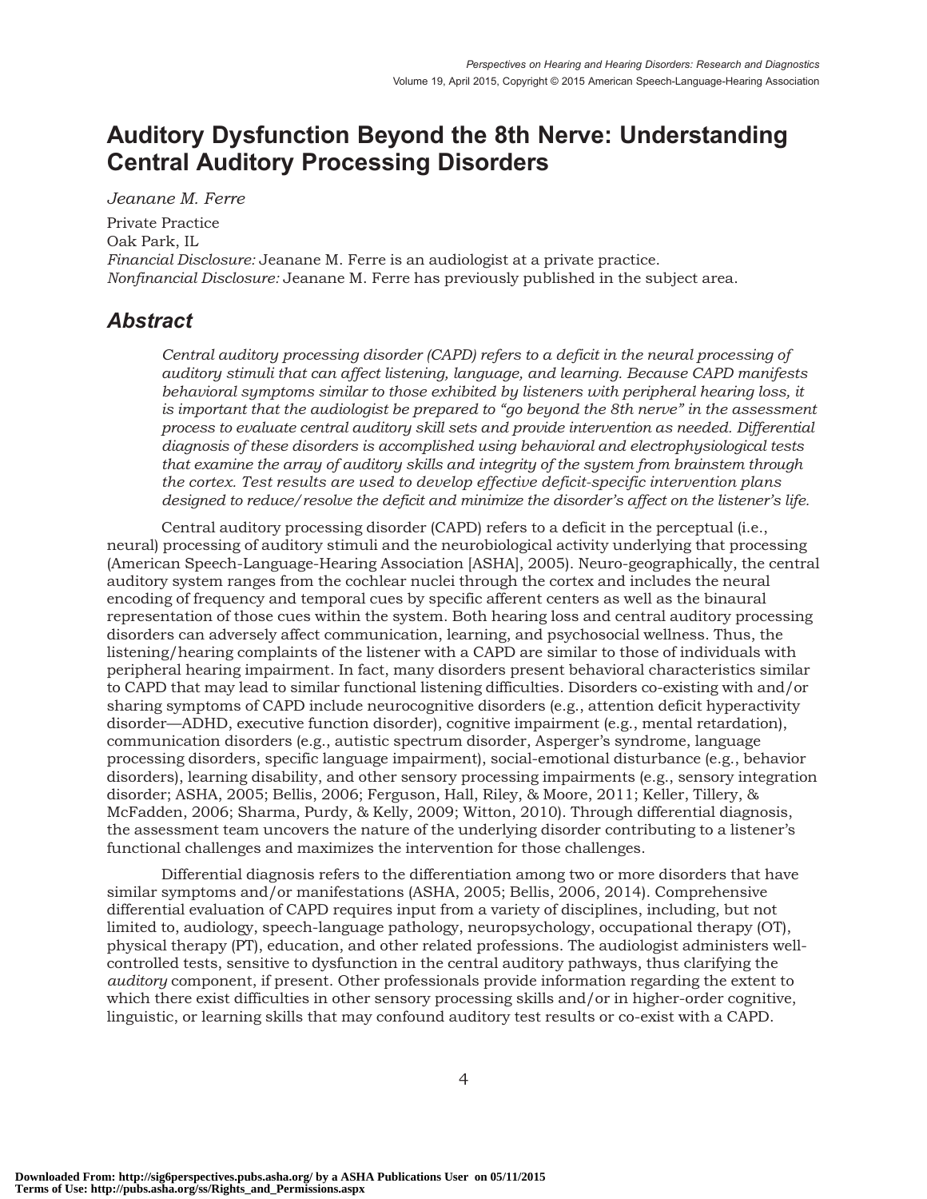# Auditory Dysfunction Beyond the 8th Nerve: Understanding Central Auditory Processing Disorders

*Jeanane M. Ferre*

Private Practice
Oak Park, IL
*Financial Disclosure:* Jeanane M. Ferre is an audiologist at a private practice.
*Nonfinancial Disclosure:* Jeanane M. Ferre has previously published in the subject area.

## Abstract

*Central auditory processing disorder (CAPD) refers to a deficit in the neural processing of auditory stimuli that can affect listening, language, and learning. Because CAPD manifests behavioral symptoms similar to those exhibited by listeners with peripheral hearing loss, it is important that the audiologist be prepared to "go beyond the 8th nerve" in the assessment process to evaluate central auditory skill sets and provide intervention as needed. Differential diagnosis of these disorders is accomplished using behavioral and electrophysiological tests that examine the array of auditory skills and integrity of the system from brainstem through the cortex. Test results are used to develop effective deficit-specific intervention plans designed to reduce/resolve the deficit and minimize the disorder's affect on the listener's life.*

Central auditory processing disorder (CAPD) refers to a deficit in the perceptual (i.e., neural) processing of auditory stimuli and the neurobiological activity underlying that processing (American Speech-Language-Hearing Association [ASHA], 2005). Neuro-geographically, the central auditory system ranges from the cochlear nuclei through the cortex and includes the neural encoding of frequency and temporal cues by specific afferent centers as well as the binaural representation of those cues within the system. Both hearing loss and central auditory processing disorders can adversely affect communication, learning, and psychosocial wellness. Thus, the listening/hearing complaints of the listener with a CAPD are similar to those of individuals with peripheral hearing impairment. In fact, many disorders present behavioral characteristics similar to CAPD that may lead to similar functional listening difficulties. Disorders co-existing with and/or sharing symptoms of CAPD include neurocognitive disorders (e.g., attention deficit hyperactivity disorder—ADHD, executive function disorder), cognitive impairment (e.g., mental retardation), communication disorders (e.g., autistic spectrum disorder, Asperger's syndrome, language processing disorders, specific language impairment), social-emotional disturbance (e.g., behavior disorders), learning disability, and other sensory processing impairments (e.g., sensory integration disorder; ASHA, 2005; Bellis, 2006; Ferguson, Hall, Riley, & Moore, 2011; Keller, Tillery, & McFadden, 2006; Sharma, Purdy, & Kelly, 2009; Witton, 2010). Through differential diagnosis, the assessment team uncovers the nature of the underlying disorder contributing to a listener's functional challenges and maximizes the intervention for those challenges.

Differential diagnosis refers to the differentiation among two or more disorders that have similar symptoms and/or manifestations (ASHA, 2005; Bellis, 2006, 2014). Comprehensive differential evaluation of CAPD requires input from a variety of disciplines, including, but not limited to, audiology, speech-language pathology, neuropsychology, occupational therapy (OT), physical therapy (PT), education, and other related professions. The audiologist administers well-controlled tests, sensitive to dysfunction in the central auditory pathways, thus clarifying the *auditory* component, if present. Other professionals provide information regarding the extent to which there exist difficulties in other sensory processing skills and/or in higher-order cognitive, linguistic, or learning skills that may confound auditory test results or co-exist with a CAPD.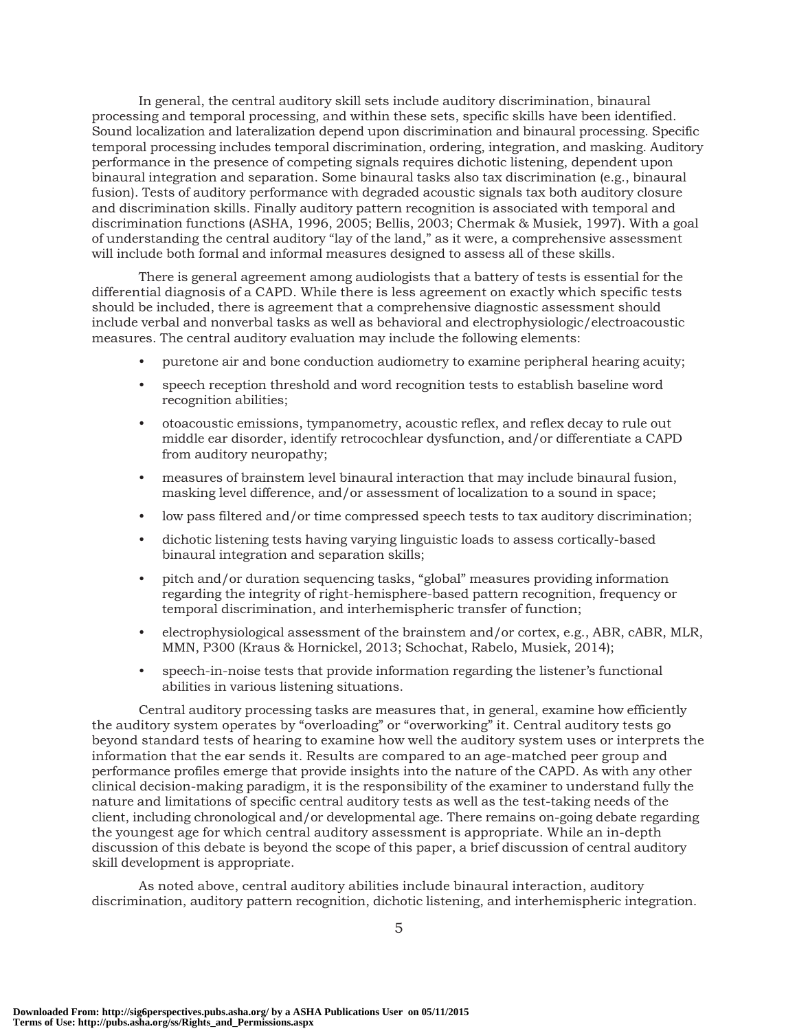In general, the central auditory skill sets include auditory discrimination, binaural processing and temporal processing, and within these sets, specific skills have been identified. Sound localization and lateralization depend upon discrimination and binaural processing. Specific temporal processing includes temporal discrimination, ordering, integration, and masking. Auditory performance in the presence of competing signals requires dichotic listening, dependent upon binaural integration and separation. Some binaural tasks also tax discrimination (e.g., binaural fusion). Tests of auditory performance with degraded acoustic signals tax both auditory closure and discrimination skills. Finally auditory pattern recognition is associated with temporal and discrimination functions (ASHA, 1996, 2005; Bellis, 2003; Chermak & Musiek, 1997). With a goal of understanding the central auditory "lay of the land," as it were, a comprehensive assessment will include both formal and informal measures designed to assess all of these skills.

There is general agreement among audiologists that a battery of tests is essential for the differential diagnosis of a CAPD. While there is less agreement on exactly which specific tests should be included, there is agreement that a comprehensive diagnostic assessment should include verbal and nonverbal tasks as well as behavioral and electrophysiologic/electroacoustic measures. The central auditory evaluation may include the following elements:

- puretone air and bone conduction audiometry to examine peripheral hearing acuity;
- speech reception threshold and word recognition tests to establish baseline word recognition abilities;
- otoacoustic emissions, tympanometry, acoustic reflex, and reflex decay to rule out middle ear disorder, identify retrocochlear dysfunction, and/or differentiate a CAPD from auditory neuropathy;
- measures of brainstem level binaural interaction that may include binaural fusion, masking level difference, and/or assessment of localization to a sound in space;
- low pass filtered and/or time compressed speech tests to tax auditory discrimination;
- dichotic listening tests having varying linguistic loads to assess cortically-based binaural integration and separation skills;
- pitch and/or duration sequencing tasks, "global" measures providing information regarding the integrity of right-hemisphere-based pattern recognition, frequency or temporal discrimination, and interhemispheric transfer of function;
- electrophysiological assessment of the brainstem and/or cortex, e.g., ABR, cABR, MLR, MMN, P300 (Kraus & Hornickel, 2013; Schochat, Rabelo, Musiek, 2014);
- speech-in-noise tests that provide information regarding the listener's functional abilities in various listening situations.

Central auditory processing tasks are measures that, in general, examine how efficiently the auditory system operates by "overloading" or "overworking" it. Central auditory tests go beyond standard tests of hearing to examine how well the auditory system uses or interprets the information that the ear sends it. Results are compared to an age-matched peer group and performance profiles emerge that provide insights into the nature of the CAPD. As with any other clinical decision-making paradigm, it is the responsibility of the examiner to understand fully the nature and limitations of specific central auditory tests as well as the test-taking needs of the client, including chronological and/or developmental age. There remains on-going debate regarding the youngest age for which central auditory assessment is appropriate. While an in-depth discussion of this debate is beyond the scope of this paper, a brief discussion of central auditory skill development is appropriate.

As noted above, central auditory abilities include binaural interaction, auditory discrimination, auditory pattern recognition, dichotic listening, and interhemispheric integration.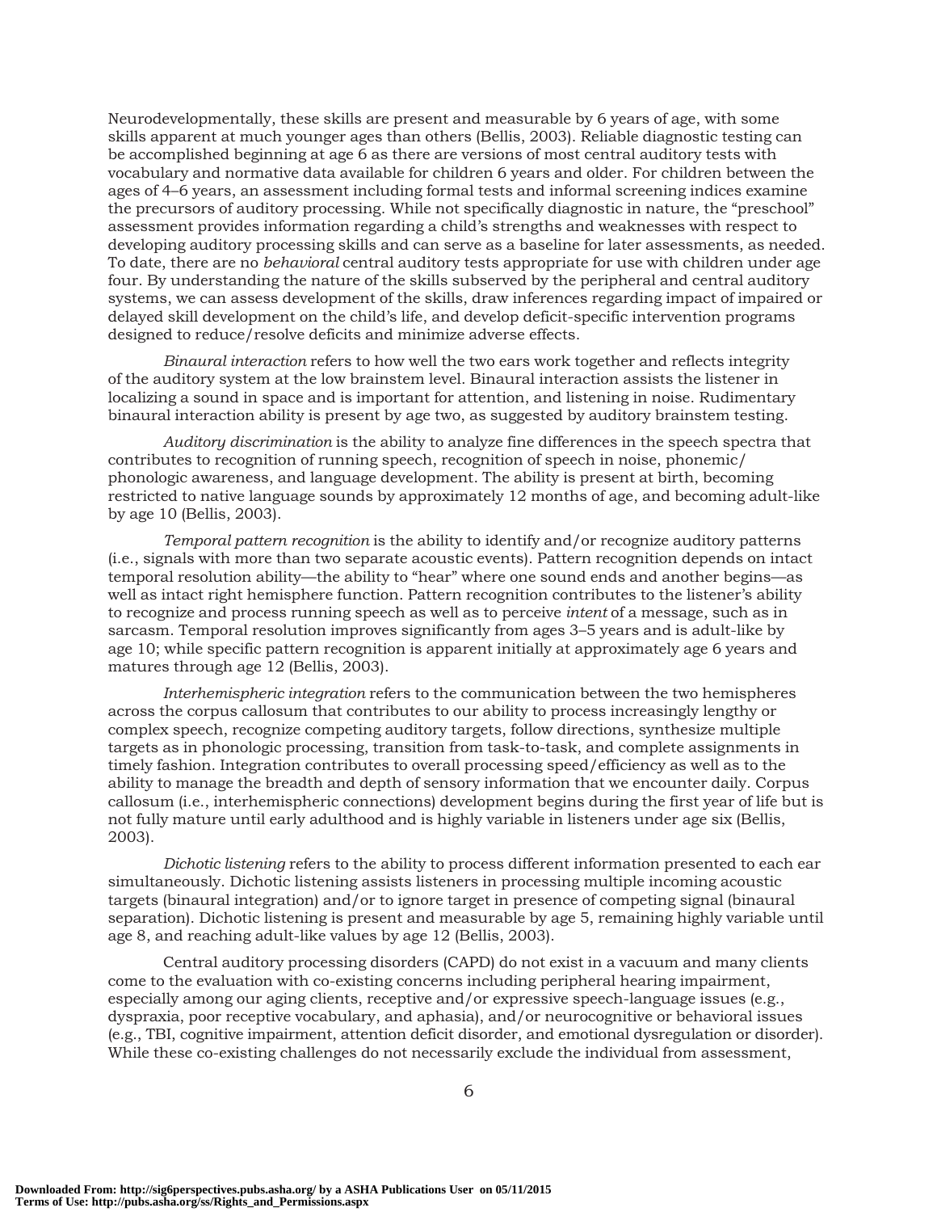Neurodevelopmentally, these skills are present and measurable by 6 years of age, with some skills apparent at much younger ages than others (Bellis, 2003). Reliable diagnostic testing can be accomplished beginning at age 6 as there are versions of most central auditory tests with vocabulary and normative data available for children 6 years and older. For children between the ages of 4–6 years, an assessment including formal tests and informal screening indices examine the precursors of auditory processing. While not specifically diagnostic in nature, the "preschool" assessment provides information regarding a child's strengths and weaknesses with respect to developing auditory processing skills and can serve as a baseline for later assessments, as needed. To date, there are no *behavioral* central auditory tests appropriate for use with children under age four. By understanding the nature of the skills subserved by the peripheral and central auditory systems, we can assess development of the skills, draw inferences regarding impact of impaired or delayed skill development on the child's life, and develop deficit-specific intervention programs designed to reduce/resolve deficits and minimize adverse effects.

*Binaural interaction* refers to how well the two ears work together and reflects integrity of the auditory system at the low brainstem level. Binaural interaction assists the listener in localizing a sound in space and is important for attention, and listening in noise. Rudimentary binaural interaction ability is present by age two, as suggested by auditory brainstem testing.

*Auditory discrimination* is the ability to analyze fine differences in the speech spectra that contributes to recognition of running speech, recognition of speech in noise, phonemic/phonologic awareness, and language development. The ability is present at birth, becoming restricted to native language sounds by approximately 12 months of age, and becoming adult-like by age 10 (Bellis, 2003).

*Temporal pattern recognition* is the ability to identify and/or recognize auditory patterns (i.e., signals with more than two separate acoustic events). Pattern recognition depends on intact temporal resolution ability—the ability to "hear" where one sound ends and another begins—as well as intact right hemisphere function. Pattern recognition contributes to the listener's ability to recognize and process running speech as well as to perceive *intent* of a message, such as in sarcasm. Temporal resolution improves significantly from ages 3–5 years and is adult-like by age 10; while specific pattern recognition is apparent initially at approximately age 6 years and matures through age 12 (Bellis, 2003).

*Interhemispheric integration* refers to the communication between the two hemispheres across the corpus callosum that contributes to our ability to process increasingly lengthy or complex speech, recognize competing auditory targets, follow directions, synthesize multiple targets as in phonologic processing, transition from task-to-task, and complete assignments in timely fashion. Integration contributes to overall processing speed/efficiency as well as to the ability to manage the breadth and depth of sensory information that we encounter daily. Corpus callosum (i.e., interhemispheric connections) development begins during the first year of life but is not fully mature until early adulthood and is highly variable in listeners under age six (Bellis, 2003).

*Dichotic listening* refers to the ability to process different information presented to each ear simultaneously. Dichotic listening assists listeners in processing multiple incoming acoustic targets (binaural integration) and/or to ignore target in presence of competing signal (binaural separation). Dichotic listening is present and measurable by age 5, remaining highly variable until age 8, and reaching adult-like values by age 12 (Bellis, 2003).

Central auditory processing disorders (CAPD) do not exist in a vacuum and many clients come to the evaluation with co-existing concerns including peripheral hearing impairment, especially among our aging clients, receptive and/or expressive speech-language issues (e.g., dyspraxia, poor receptive vocabulary, and aphasia), and/or neurocognitive or behavioral issues (e.g., TBI, cognitive impairment, attention deficit disorder, and emotional dysregulation or disorder). While these co-existing challenges do not necessarily exclude the individual from assessment,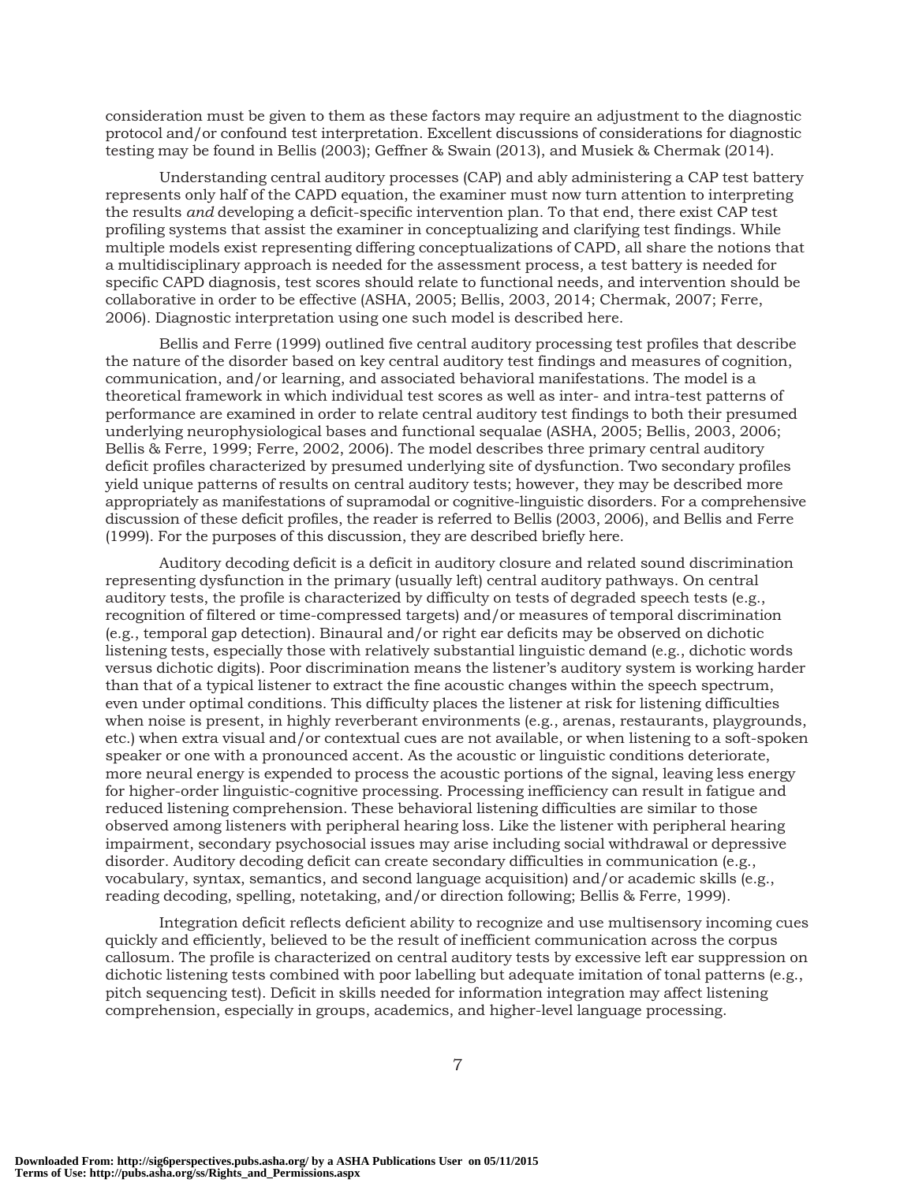consideration must be given to them as these factors may require an adjustment to the diagnostic protocol and/or confound test interpretation. Excellent discussions of considerations for diagnostic testing may be found in Bellis (2003); Geffner & Swain (2013), and Musiek & Chermak (2014).

Understanding central auditory processes (CAP) and ably administering a CAP test battery represents only half of the CAPD equation, the examiner must now turn attention to interpreting the results *and* developing a deficit-specific intervention plan. To that end, there exist CAP test profiling systems that assist the examiner in conceptualizing and clarifying test findings. While multiple models exist representing differing conceptualizations of CAPD, all share the notions that a multidisciplinary approach is needed for the assessment process, a test battery is needed for specific CAPD diagnosis, test scores should relate to functional needs, and intervention should be collaborative in order to be effective (ASHA, 2005; Bellis, 2003, 2014; Chermak, 2007; Ferre, 2006). Diagnostic interpretation using one such model is described here.

Bellis and Ferre (1999) outlined five central auditory processing test profiles that describe the nature of the disorder based on key central auditory test findings and measures of cognition, communication, and/or learning, and associated behavioral manifestations. The model is a theoretical framework in which individual test scores as well as inter- and intra-test patterns of performance are examined in order to relate central auditory test findings to both their presumed underlying neurophysiological bases and functional sequalae (ASHA, 2005; Bellis, 2003, 2006; Bellis & Ferre, 1999; Ferre, 2002, 2006). The model describes three primary central auditory deficit profiles characterized by presumed underlying site of dysfunction. Two secondary profiles yield unique patterns of results on central auditory tests; however, they may be described more appropriately as manifestations of supramodal or cognitive-linguistic disorders. For a comprehensive discussion of these deficit profiles, the reader is referred to Bellis (2003, 2006), and Bellis and Ferre (1999). For the purposes of this discussion, they are described briefly here.

Auditory decoding deficit is a deficit in auditory closure and related sound discrimination representing dysfunction in the primary (usually left) central auditory pathways. On central auditory tests, the profile is characterized by difficulty on tests of degraded speech tests (e.g., recognition of filtered or time-compressed targets) and/or measures of temporal discrimination (e.g., temporal gap detection). Binaural and/or right ear deficits may be observed on dichotic listening tests, especially those with relatively substantial linguistic demand (e.g., dichotic words versus dichotic digits). Poor discrimination means the listener's auditory system is working harder than that of a typical listener to extract the fine acoustic changes within the speech spectrum, even under optimal conditions. This difficulty places the listener at risk for listening difficulties when noise is present, in highly reverberant environments (e.g., arenas, restaurants, playgrounds, etc.) when extra visual and/or contextual cues are not available, or when listening to a soft-spoken speaker or one with a pronounced accent. As the acoustic or linguistic conditions deteriorate, more neural energy is expended to process the acoustic portions of the signal, leaving less energy for higher-order linguistic-cognitive processing. Processing inefficiency can result in fatigue and reduced listening comprehension. These behavioral listening difficulties are similar to those observed among listeners with peripheral hearing loss. Like the listener with peripheral hearing impairment, secondary psychosocial issues may arise including social withdrawal or depressive disorder. Auditory decoding deficit can create secondary difficulties in communication (e.g., vocabulary, syntax, semantics, and second language acquisition) and/or academic skills (e.g., reading decoding, spelling, notetaking, and/or direction following; Bellis & Ferre, 1999).

Integration deficit reflects deficient ability to recognize and use multisensory incoming cues quickly and efficiently, believed to be the result of inefficient communication across the corpus callosum. The profile is characterized on central auditory tests by excessive left ear suppression on dichotic listening tests combined with poor labelling but adequate imitation of tonal patterns (e.g., pitch sequencing test). Deficit in skills needed for information integration may affect listening comprehension, especially in groups, academics, and higher-level language processing.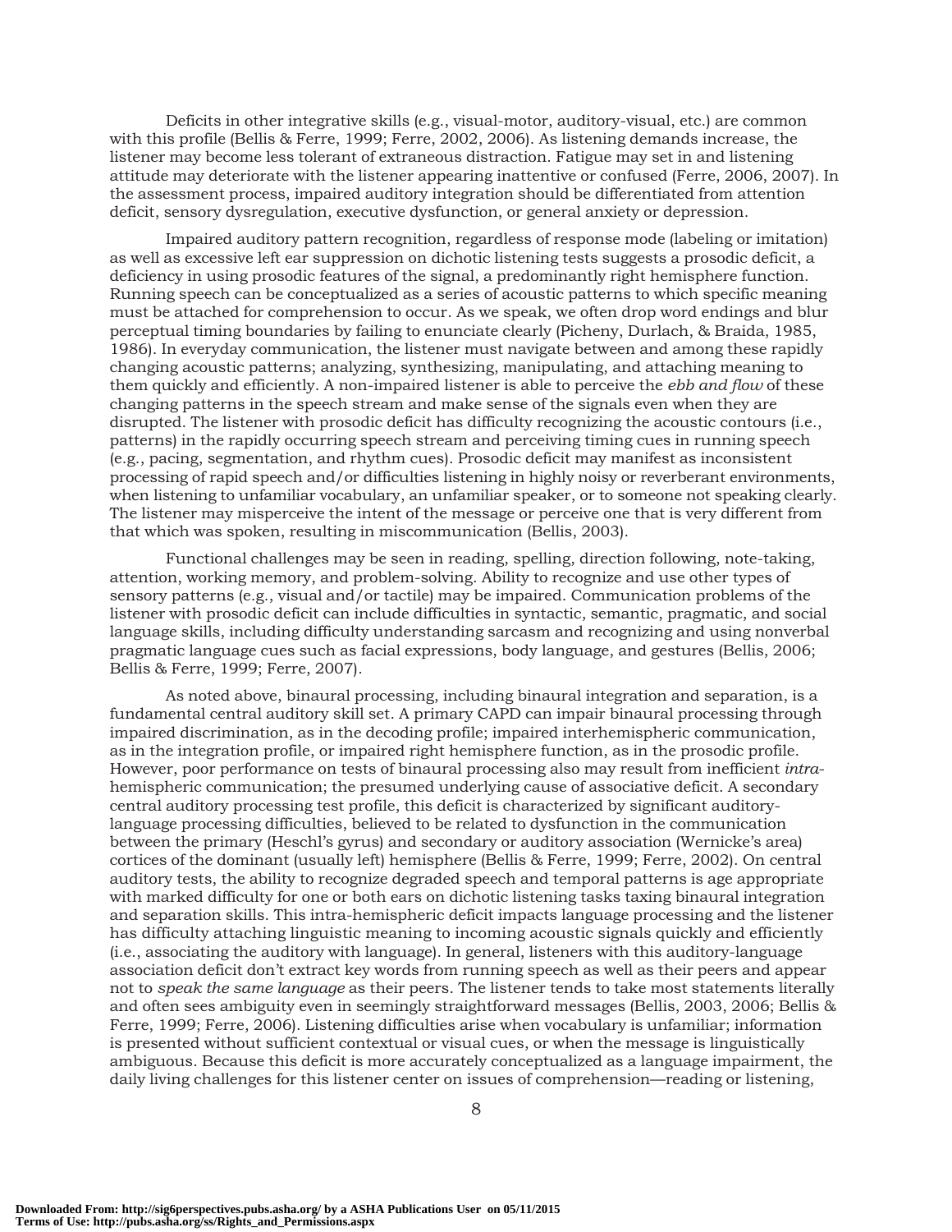Deficits in other integrative skills (e.g., visual-motor, auditory-visual, etc.) are common with this profile (Bellis & Ferre, 1999; Ferre, 2002, 2006). As listening demands increase, the listener may become less tolerant of extraneous distraction. Fatigue may set in and listening attitude may deteriorate with the listener appearing inattentive or confused (Ferre, 2006, 2007). In the assessment process, impaired auditory integration should be differentiated from attention deficit, sensory dysregulation, executive dysfunction, or general anxiety or depression.

Impaired auditory pattern recognition, regardless of response mode (labeling or imitation) as well as excessive left ear suppression on dichotic listening tests suggests a prosodic deficit, a deficiency in using prosodic features of the signal, a predominantly right hemisphere function. Running speech can be conceptualized as a series of acoustic patterns to which specific meaning must be attached for comprehension to occur. As we speak, we often drop word endings and blur perceptual timing boundaries by failing to enunciate clearly (Picheny, Durlach, & Braida, 1985, 1986). In everyday communication, the listener must navigate between and among these rapidly changing acoustic patterns; analyzing, synthesizing, manipulating, and attaching meaning to them quickly and efficiently. A non-impaired listener is able to perceive the *ebb and flow* of these changing patterns in the speech stream and make sense of the signals even when they are disrupted. The listener with prosodic deficit has difficulty recognizing the acoustic contours (i.e., patterns) in the rapidly occurring speech stream and perceiving timing cues in running speech (e.g., pacing, segmentation, and rhythm cues). Prosodic deficit may manifest as inconsistent processing of rapid speech and/or difficulties listening in highly noisy or reverberant environments, when listening to unfamiliar vocabulary, an unfamiliar speaker, or to someone not speaking clearly. The listener may misperceive the intent of the message or perceive one that is very different from that which was spoken, resulting in miscommunication (Bellis, 2003).

Functional challenges may be seen in reading, spelling, direction following, note-taking, attention, working memory, and problem-solving. Ability to recognize and use other types of sensory patterns (e.g., visual and/or tactile) may be impaired. Communication problems of the listener with prosodic deficit can include difficulties in syntactic, semantic, pragmatic, and social language skills, including difficulty understanding sarcasm and recognizing and using nonverbal pragmatic language cues such as facial expressions, body language, and gestures (Bellis, 2006; Bellis & Ferre, 1999; Ferre, 2007).

As noted above, binaural processing, including binaural integration and separation, is a fundamental central auditory skill set. A primary CAPD can impair binaural processing through impaired discrimination, as in the decoding profile; impaired interhemispheric communication, as in the integration profile, or impaired right hemisphere function, as in the prosodic profile. However, poor performance on tests of binaural processing also may result from inefficient *intra*-hemispheric communication; the presumed underlying cause of associative deficit. A secondary central auditory processing test profile, this deficit is characterized by significant auditory-language processing difficulties, believed to be related to dysfunction in the communication between the primary (Heschl's gyrus) and secondary or auditory association (Wernicke's area) cortices of the dominant (usually left) hemisphere (Bellis & Ferre, 1999; Ferre, 2002). On central auditory tests, the ability to recognize degraded speech and temporal patterns is age appropriate with marked difficulty for one or both ears on dichotic listening tasks taxing binaural integration and separation skills. This intra-hemispheric deficit impacts language processing and the listener has difficulty attaching linguistic meaning to incoming acoustic signals quickly and efficiently (i.e., associating the auditory with language). In general, listeners with this auditory-language association deficit don't extract key words from running speech as well as their peers and appear not to *speak the same language* as their peers. The listener tends to take most statements literally and often sees ambiguity even in seemingly straightforward messages (Bellis, 2003, 2006; Bellis & Ferre, 1999; Ferre, 2006). Listening difficulties arise when vocabulary is unfamiliar; information is presented without sufficient contextual or visual cues, or when the message is linguistically ambiguous. Because this deficit is more accurately conceptualized as a language impairment, the daily living challenges for this listener center on issues of comprehension—reading or listening,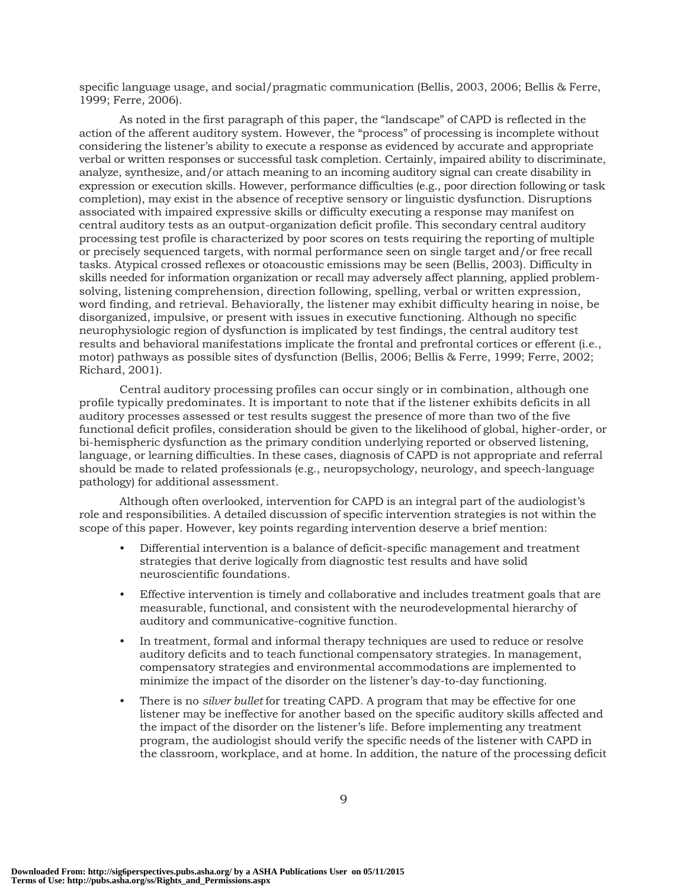specific language usage, and social/pragmatic communication (Bellis, 2003, 2006; Bellis & Ferre, 1999; Ferre, 2006).

As noted in the first paragraph of this paper, the "landscape" of CAPD is reflected in the action of the afferent auditory system. However, the "process" of processing is incomplete without considering the listener's ability to execute a response as evidenced by accurate and appropriate verbal or written responses or successful task completion. Certainly, impaired ability to discriminate, analyze, synthesize, and/or attach meaning to an incoming auditory signal can create disability in expression or execution skills. However, performance difficulties (e.g., poor direction following or task completion), may exist in the absence of receptive sensory or linguistic dysfunction. Disruptions associated with impaired expressive skills or difficulty executing a response may manifest on central auditory tests as an output-organization deficit profile. This secondary central auditory processing test profile is characterized by poor scores on tests requiring the reporting of multiple or precisely sequenced targets, with normal performance seen on single target and/or free recall tasks. Atypical crossed reflexes or otoacoustic emissions may be seen (Bellis, 2003). Difficulty in skills needed for information organization or recall may adversely affect planning, applied problem-solving, listening comprehension, direction following, spelling, verbal or written expression, word finding, and retrieval. Behaviorally, the listener may exhibit difficulty hearing in noise, be disorganized, impulsive, or present with issues in executive functioning. Although no specific neurophysiologic region of dysfunction is implicated by test findings, the central auditory test results and behavioral manifestations implicate the frontal and prefrontal cortices or efferent (i.e., motor) pathways as possible sites of dysfunction (Bellis, 2006; Bellis & Ferre, 1999; Ferre, 2002; Richard, 2001).

Central auditory processing profiles can occur singly or in combination, although one profile typically predominates. It is important to note that if the listener exhibits deficits in all auditory processes assessed or test results suggest the presence of more than two of the five functional deficit profiles, consideration should be given to the likelihood of global, higher-order, or bi-hemispheric dysfunction as the primary condition underlying reported or observed listening, language, or learning difficulties. In these cases, diagnosis of CAPD is not appropriate and referral should be made to related professionals (e.g., neuropsychology, neurology, and speech-language pathology) for additional assessment.

Although often overlooked, intervention for CAPD is an integral part of the audiologist's role and responsibilities. A detailed discussion of specific intervention strategies is not within the scope of this paper. However, key points regarding intervention deserve a brief mention:

- Differential intervention is a balance of deficit-specific management and treatment strategies that derive logically from diagnostic test results and have solid neuroscientific foundations.
- Effective intervention is timely and collaborative and includes treatment goals that are measurable, functional, and consistent with the neurodevelopmental hierarchy of auditory and communicative-cognitive function.
- In treatment, formal and informal therapy techniques are used to reduce or resolve auditory deficits and to teach functional compensatory strategies. In management, compensatory strategies and environmental accommodations are implemented to minimize the impact of the disorder on the listener's day-to-day functioning.
- There is no *silver bullet* for treating CAPD. A program that may be effective for one listener may be ineffective for another based on the specific auditory skills affected and the impact of the disorder on the listener's life. Before implementing any treatment program, the audiologist should verify the specific needs of the listener with CAPD in the classroom, workplace, and at home. In addition, the nature of the processing deficit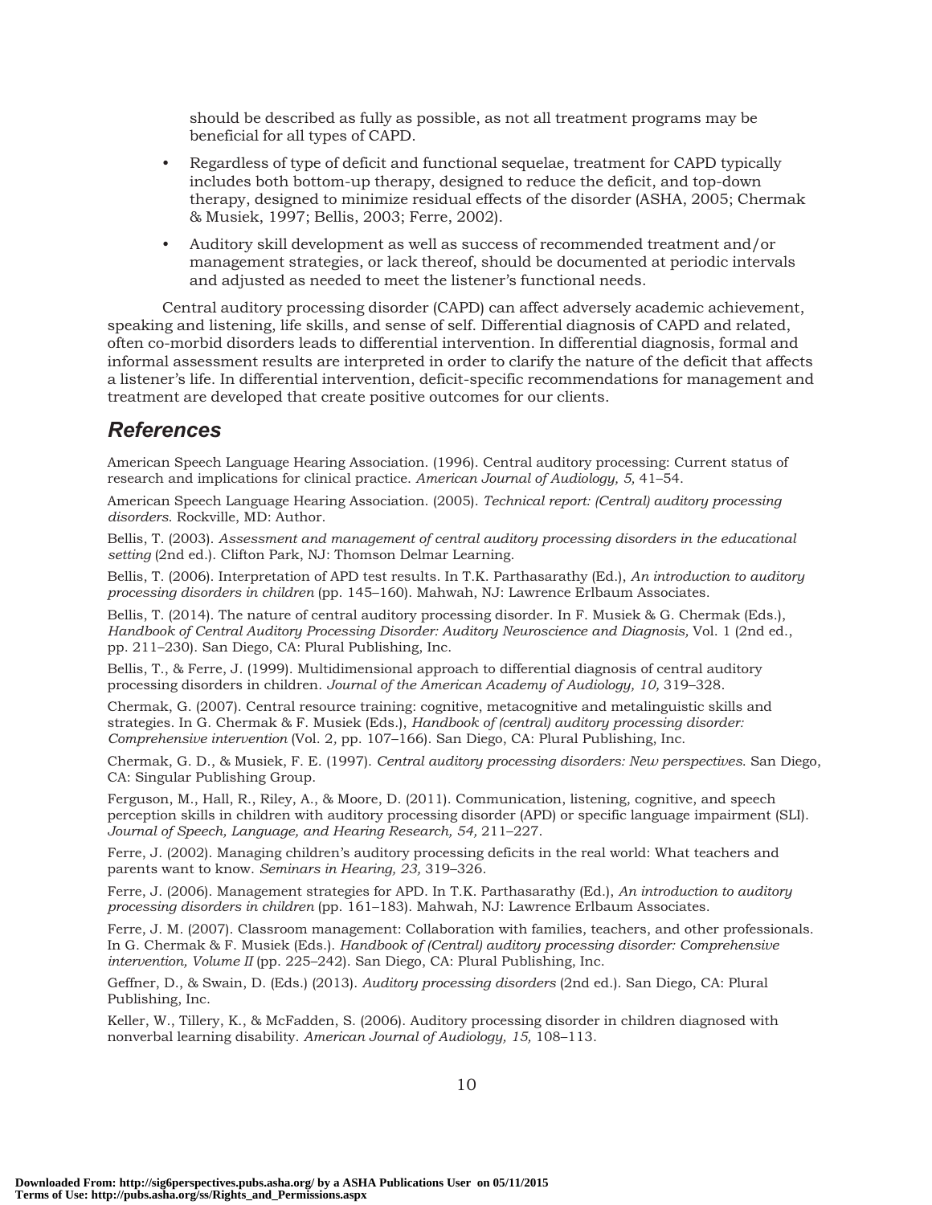should be described as fully as possible, as not all treatment programs may be beneficial for all types of CAPD.

- Regardless of type of deficit and functional sequelae, treatment for CAPD typically includes both bottom-up therapy, designed to reduce the deficit, and top-down therapy, designed to minimize residual effects of the disorder (ASHA, 2005; Chermak & Musiek, 1997; Bellis, 2003; Ferre, 2002).
- Auditory skill development as well as success of recommended treatment and/or management strategies, or lack thereof, should be documented at periodic intervals and adjusted as needed to meet the listener's functional needs.

Central auditory processing disorder (CAPD) can affect adversely academic achievement, speaking and listening, life skills, and sense of self. Differential diagnosis of CAPD and related, often co-morbid disorders leads to differential intervention. In differential diagnosis, formal and informal assessment results are interpreted in order to clarify the nature of the deficit that affects a listener's life. In differential intervention, deficit-specific recommendations for management and treatment are developed that create positive outcomes for our clients.

## References

American Speech Language Hearing Association. (1996). Central auditory processing: Current status of research and implications for clinical practice. *American Journal of Audiology, 5,* 41–54.

American Speech Language Hearing Association. (2005). *Technical report: (Central) auditory processing disorders.* Rockville, MD: Author.

Bellis, T. (2003). *Assessment and management of central auditory processing disorders in the educational setting* (2nd ed.). Clifton Park, NJ: Thomson Delmar Learning.

Bellis, T. (2006). Interpretation of APD test results. In T.K. Parthasarathy (Ed.), *An introduction to auditory processing disorders in children* (pp. 145–160). Mahwah, NJ: Lawrence Erlbaum Associates.

Bellis, T. (2014). The nature of central auditory processing disorder. In F. Musiek & G. Chermak (Eds.), *Handbook of Central Auditory Processing Disorder: Auditory Neuroscience and Diagnosis,* Vol. 1 (2nd ed., pp. 211–230). San Diego, CA: Plural Publishing, Inc.

Bellis, T., & Ferre, J. (1999). Multidimensional approach to differential diagnosis of central auditory processing disorders in children. *Journal of the American Academy of Audiology, 10,* 319–328.

Chermak, G. (2007). Central resource training: cognitive, metacognitive and metalinguistic skills and strategies. In G. Chermak & F. Musiek (Eds.), *Handbook of (central) auditory processing disorder: Comprehensive intervention* (Vol. 2, pp. 107–166). San Diego, CA: Plural Publishing, Inc.

Chermak, G. D., & Musiek, F. E. (1997). *Central auditory processing disorders: New perspectives.* San Diego, CA: Singular Publishing Group.

Ferguson, M., Hall, R., Riley, A., & Moore, D. (2011). Communication, listening, cognitive, and speech perception skills in children with auditory processing disorder (APD) or specific language impairment (SLI). *Journal of Speech, Language, and Hearing Research, 54,* 211–227.

Ferre, J. (2002). Managing children's auditory processing deficits in the real world: What teachers and parents want to know. *Seminars in Hearing, 23,* 319–326.

Ferre, J. (2006). Management strategies for APD. In T.K. Parthasarathy (Ed.), *An introduction to auditory processing disorders in children* (pp. 161–183). Mahwah, NJ: Lawrence Erlbaum Associates.

Ferre, J. M. (2007). Classroom management: Collaboration with families, teachers, and other professionals. In G. Chermak & F. Musiek (Eds.). *Handbook of (Central) auditory processing disorder: Comprehensive intervention, Volume II* (pp. 225–242). San Diego, CA: Plural Publishing, Inc.

Geffner, D., & Swain, D. (Eds.) (2013). *Auditory processing disorders* (2nd ed.). San Diego, CA: Plural Publishing, Inc.

Keller, W., Tillery, K., & McFadden, S. (2006). Auditory processing disorder in children diagnosed with nonverbal learning disability. *American Journal of Audiology, 15,* 108–113.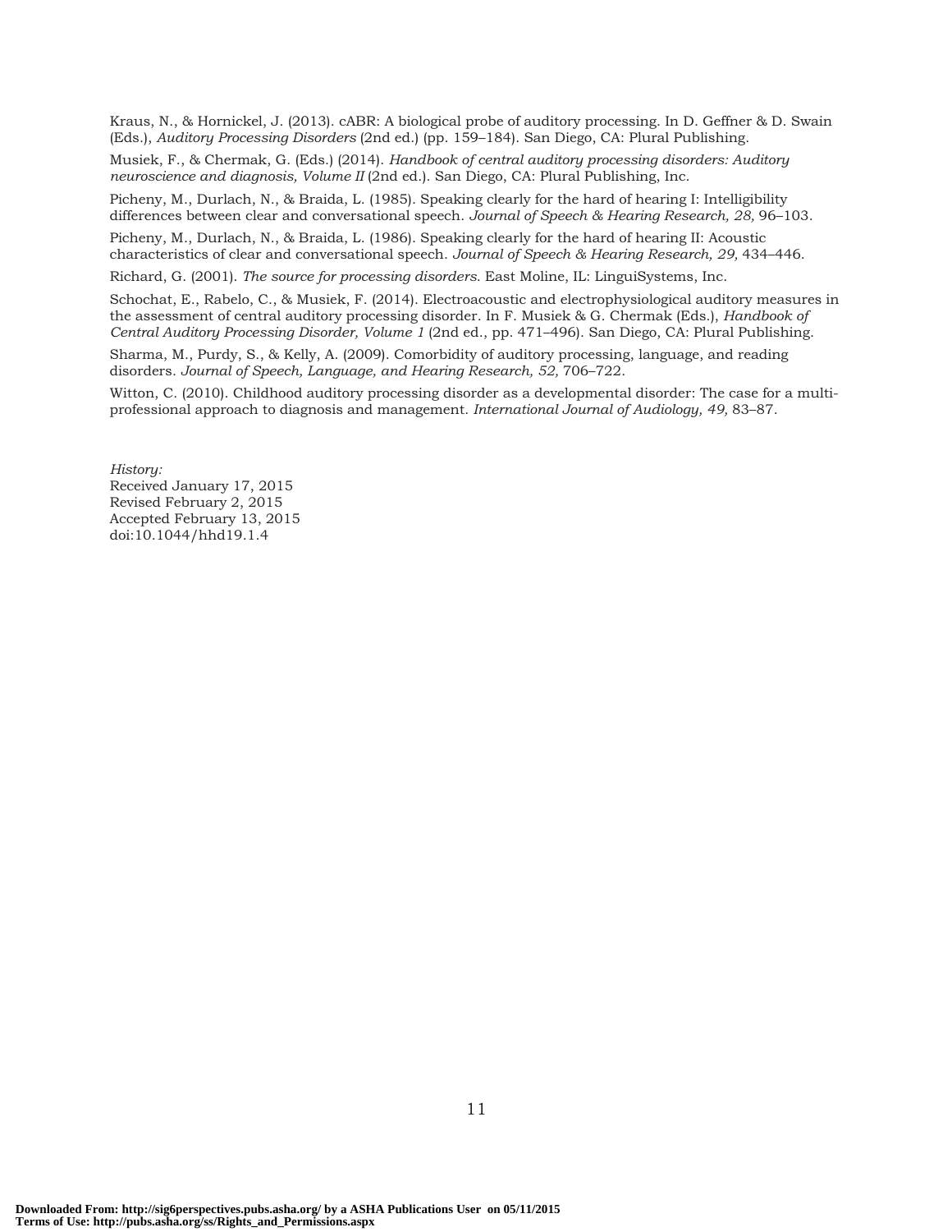Kraus, N., & Hornickel, J. (2013). cABR: A biological probe of auditory processing. In D. Geffner & D. Swain (Eds.), *Auditory Processing Disorders* (2nd ed.) (pp. 159–184). San Diego, CA: Plural Publishing.

Musiek, F., & Chermak, G. (Eds.) (2014). *Handbook of central auditory processing disorders: Auditory neuroscience and diagnosis, Volume II* (2nd ed.). San Diego, CA: Plural Publishing, Inc.

Picheny, M., Durlach, N., & Braida, L. (1985). Speaking clearly for the hard of hearing I: Intelligibility differences between clear and conversational speech. *Journal of Speech & Hearing Research, 28,* 96–103.

Picheny, M., Durlach, N., & Braida, L. (1986). Speaking clearly for the hard of hearing II: Acoustic characteristics of clear and conversational speech. *Journal of Speech & Hearing Research, 29,* 434–446.

Richard, G. (2001). *The source for processing disorders.* East Moline, IL: LinguiSystems, Inc.

Schochat, E., Rabelo, C., & Musiek, F. (2014). Electroacoustic and electrophysiological auditory measures in the assessment of central auditory processing disorder. In F. Musiek & G. Chermak (Eds.), *Handbook of Central Auditory Processing Disorder, Volume 1* (2nd ed., pp. 471–496). San Diego, CA: Plural Publishing.

Sharma, M., Purdy, S., & Kelly, A. (2009). Comorbidity of auditory processing, language, and reading disorders. *Journal of Speech, Language, and Hearing Research, 52,* 706–722.

Witton, C. (2010). Childhood auditory processing disorder as a developmental disorder: The case for a multi-professional approach to diagnosis and management. *International Journal of Audiology, 49,* 83–87.

*History:*
Received January 17, 2015
Revised February 2, 2015
Accepted February 13, 2015
doi:10.1044/hhd19.1.4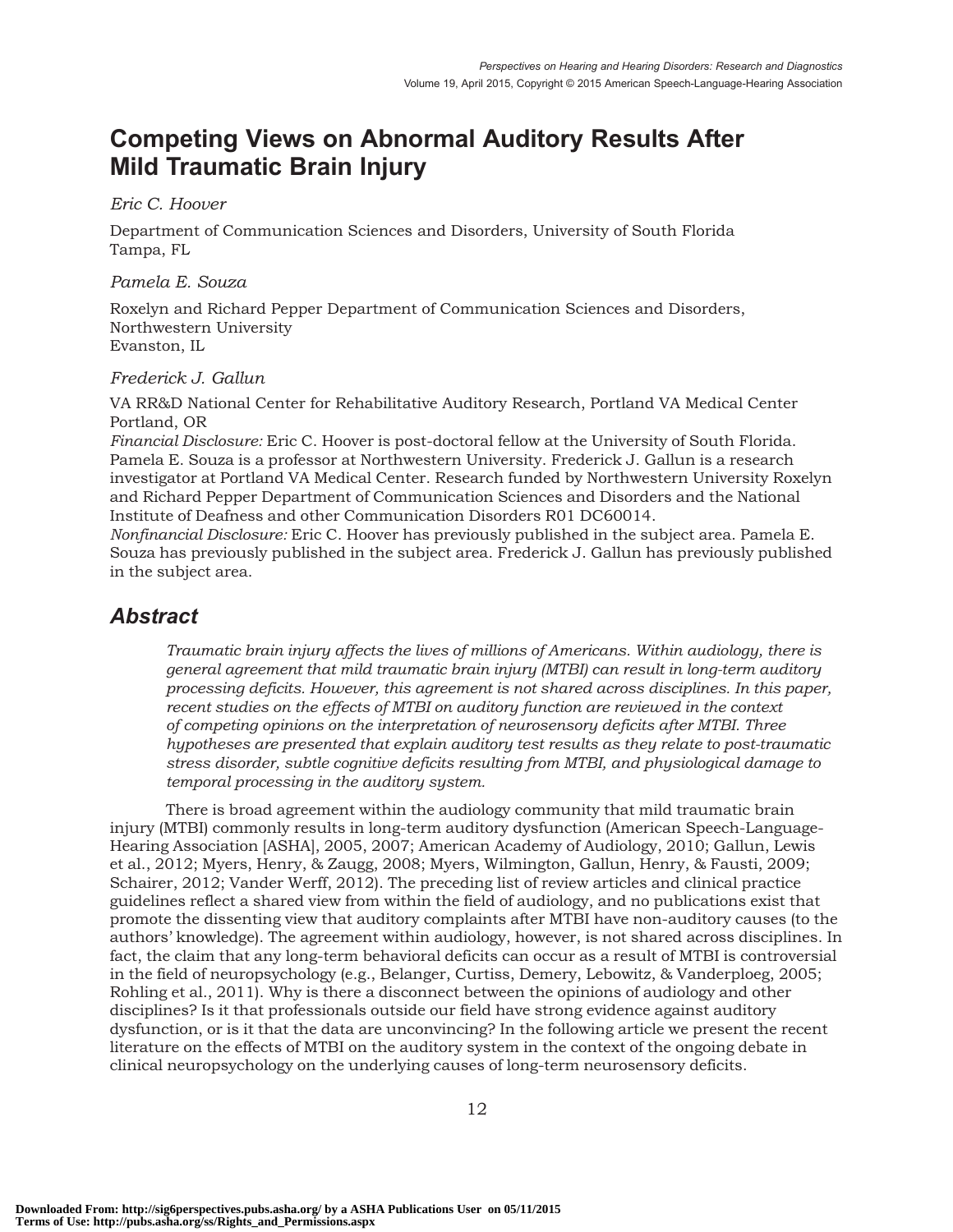# Competing Views on Abnormal Auditory Results After Mild Traumatic Brain Injury

*Eric C. Hoover*

Department of Communication Sciences and Disorders, University of South Florida
Tampa, FL

*Pamela E. Souza*

Roxelyn and Richard Pepper Department of Communication Sciences and Disorders, Northwestern University
Evanston, IL

*Frederick J. Gallun*

VA RR&D National Center for Rehabilitative Auditory Research, Portland VA Medical Center
Portland, OR

*Financial Disclosure:* Eric C. Hoover is post-doctoral fellow at the University of South Florida. Pamela E. Souza is a professor at Northwestern University. Frederick J. Gallun is a research investigator at Portland VA Medical Center. Research funded by Northwestern University Roxelyn and Richard Pepper Department of Communication Sciences and Disorders and the National Institute of Deafness and other Communication Disorders R01 DC60014.

*Nonfinancial Disclosure:* Eric C. Hoover has previously published in the subject area. Pamela E. Souza has previously published in the subject area. Frederick J. Gallun has previously published in the subject area.

## Abstract

*Traumatic brain injury affects the lives of millions of Americans. Within audiology, there is general agreement that mild traumatic brain injury (MTBI) can result in long-term auditory processing deficits. However, this agreement is not shared across disciplines. In this paper, recent studies on the effects of MTBI on auditory function are reviewed in the context of competing opinions on the interpretation of neurosensory deficits after MTBI. Three hypotheses are presented that explain auditory test results as they relate to post-traumatic stress disorder, subtle cognitive deficits resulting from MTBI, and physiological damage to temporal processing in the auditory system.*

There is broad agreement within the audiology community that mild traumatic brain injury (MTBI) commonly results in long-term auditory dysfunction (American Speech-Language-Hearing Association [ASHA], 2005, 2007; American Academy of Audiology, 2010; Gallun, Lewis et al., 2012; Myers, Henry, & Zaugg, 2008; Myers, Wilmington, Gallun, Henry, & Fausti, 2009; Schairer, 2012; Vander Werff, 2012). The preceding list of review articles and clinical practice guidelines reflect a shared view from within the field of audiology, and no publications exist that promote the dissenting view that auditory complaints after MTBI have non-auditory causes (to the authors' knowledge). The agreement within audiology, however, is not shared across disciplines. In fact, the claim that any long-term behavioral deficits can occur as a result of MTBI is controversial in the field of neuropsychology (e.g., Belanger, Curtiss, Demery, Lebowitz, & Vanderploeg, 2005; Rohling et al., 2011). Why is there a disconnect between the opinions of audiology and other disciplines? Is it that professionals outside our field have strong evidence against auditory dysfunction, or is it that the data are unconvincing? In the following article we present the recent literature on the effects of MTBI on the auditory system in the context of the ongoing debate in clinical neuropsychology on the underlying causes of long-term neurosensory deficits.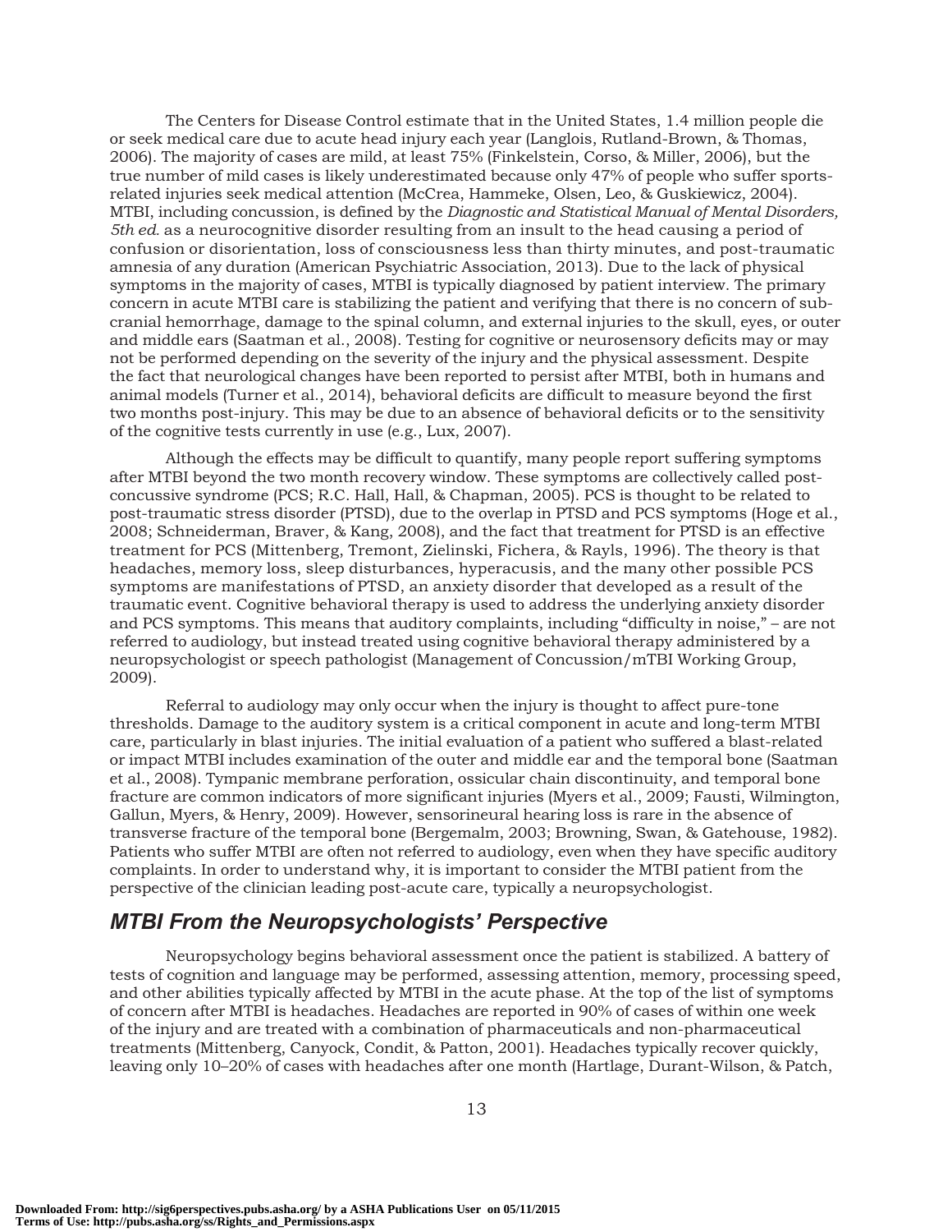The Centers for Disease Control estimate that in the United States, 1.4 million people die or seek medical care due to acute head injury each year (Langlois, Rutland-Brown, & Thomas, 2006). The majority of cases are mild, at least 75% (Finkelstein, Corso, & Miller, 2006), but the true number of mild cases is likely underestimated because only 47% of people who suffer sports-related injuries seek medical attention (McCrea, Hammeke, Olsen, Leo, & Guskiewicz, 2004). MTBI, including concussion, is defined by the *Diagnostic and Statistical Manual of Mental Disorders, 5th ed.* as a neurocognitive disorder resulting from an insult to the head causing a period of confusion or disorientation, loss of consciousness less than thirty minutes, and post-traumatic amnesia of any duration (American Psychiatric Association, 2013). Due to the lack of physical symptoms in the majority of cases, MTBI is typically diagnosed by patient interview. The primary concern in acute MTBI care is stabilizing the patient and verifying that there is no concern of sub-cranial hemorrhage, damage to the spinal column, and external injuries to the skull, eyes, or outer and middle ears (Saatman et al., 2008). Testing for cognitive or neurosensory deficits may or may not be performed depending on the severity of the injury and the physical assessment. Despite the fact that neurological changes have been reported to persist after MTBI, both in humans and animal models (Turner et al., 2014), behavioral deficits are difficult to measure beyond the first two months post-injury. This may be due to an absence of behavioral deficits or to the sensitivity of the cognitive tests currently in use (e.g., Lux, 2007).

Although the effects may be difficult to quantify, many people report suffering symptoms after MTBI beyond the two month recovery window. These symptoms are collectively called post-concussive syndrome (PCS; R.C. Hall, Hall, & Chapman, 2005). PCS is thought to be related to post-traumatic stress disorder (PTSD), due to the overlap in PTSD and PCS symptoms (Hoge et al., 2008; Schneiderman, Braver, & Kang, 2008), and the fact that treatment for PTSD is an effective treatment for PCS (Mittenberg, Tremont, Zielinski, Fichera, & Rayls, 1996). The theory is that headaches, memory loss, sleep disturbances, hyperacusis, and the many other possible PCS symptoms are manifestations of PTSD, an anxiety disorder that developed as a result of the traumatic event. Cognitive behavioral therapy is used to address the underlying anxiety disorder and PCS symptoms. This means that auditory complaints, including "difficulty in noise," – are not referred to audiology, but instead treated using cognitive behavioral therapy administered by a neuropsychologist or speech pathologist (Management of Concussion/mTBI Working Group, 2009).

Referral to audiology may only occur when the injury is thought to affect pure-tone thresholds. Damage to the auditory system is a critical component in acute and long-term MTBI care, particularly in blast injuries. The initial evaluation of a patient who suffered a blast-related or impact MTBI includes examination of the outer and middle ear and the temporal bone (Saatman et al., 2008). Tympanic membrane perforation, ossicular chain discontinuity, and temporal bone fracture are common indicators of more significant injuries (Myers et al., 2009; Fausti, Wilmington, Gallun, Myers, & Henry, 2009). However, sensorineural hearing loss is rare in the absence of transverse fracture of the temporal bone (Bergemalm, 2003; Browning, Swan, & Gatehouse, 1982). Patients who suffer MTBI are often not referred to audiology, even when they have specific auditory complaints. In order to understand why, it is important to consider the MTBI patient from the perspective of the clinician leading post-acute care, typically a neuropsychologist.

## *MTBI From the Neuropsychologists' Perspective*

Neuropsychology begins behavioral assessment once the patient is stabilized. A battery of tests of cognition and language may be performed, assessing attention, memory, processing speed, and other abilities typically affected by MTBI in the acute phase. At the top of the list of symptoms of concern after MTBI is headaches. Headaches are reported in 90% of cases of within one week of the injury and are treated with a combination of pharmaceuticals and non-pharmaceutical treatments (Mittenberg, Canyock, Condit, & Patton, 2001). Headaches typically recover quickly, leaving only 10–20% of cases with headaches after one month (Hartlage, Durant-Wilson, & Patch,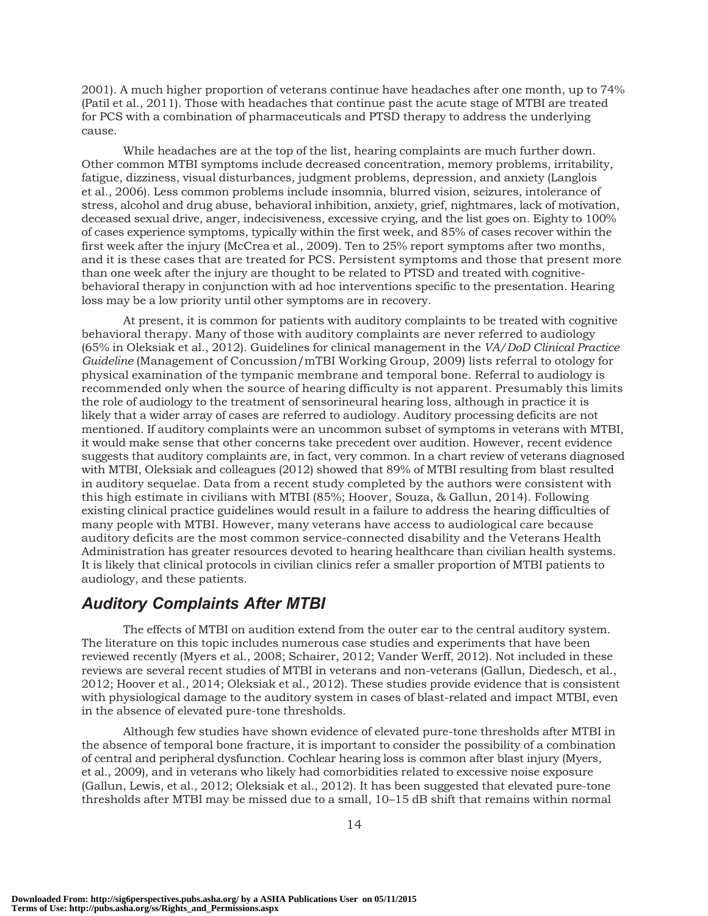2001). A much higher proportion of veterans continue have headaches after one month, up to 74% (Patil et al., 2011). Those with headaches that continue past the acute stage of MTBI are treated for PCS with a combination of pharmaceuticals and PTSD therapy to address the underlying cause.

While headaches are at the top of the list, hearing complaints are much further down. Other common MTBI symptoms include decreased concentration, memory problems, irritability, fatigue, dizziness, visual disturbances, judgment problems, depression, and anxiety (Langlois et al., 2006). Less common problems include insomnia, blurred vision, seizures, intolerance of stress, alcohol and drug abuse, behavioral inhibition, anxiety, grief, nightmares, lack of motivation, deceased sexual drive, anger, indecisiveness, excessive crying, and the list goes on. Eighty to 100% of cases experience symptoms, typically within the first week, and 85% of cases recover within the first week after the injury (McCrea et al., 2009). Ten to 25% report symptoms after two months, and it is these cases that are treated for PCS. Persistent symptoms and those that present more than one week after the injury are thought to be related to PTSD and treated with cognitive-behavioral therapy in conjunction with ad hoc interventions specific to the presentation. Hearing loss may be a low priority until other symptoms are in recovery.

At present, it is common for patients with auditory complaints to be treated with cognitive behavioral therapy. Many of those with auditory complaints are never referred to audiology (65% in Oleksiak et al., 2012). Guidelines for clinical management in the *VA/DoD Clinical Practice Guideline* (Management of Concussion/mTBI Working Group, 2009) lists referral to otology for physical examination of the tympanic membrane and temporal bone. Referral to audiology is recommended only when the source of hearing difficulty is not apparent. Presumably this limits the role of audiology to the treatment of sensorineural hearing loss, although in practice it is likely that a wider array of cases are referred to audiology. Auditory processing deficits are not mentioned. If auditory complaints were an uncommon subset of symptoms in veterans with MTBI, it would make sense that other concerns take precedent over audition. However, recent evidence suggests that auditory complaints are, in fact, very common. In a chart review of veterans diagnosed with MTBI, Oleksiak and colleagues (2012) showed that 89% of MTBI resulting from blast resulted in auditory sequelae. Data from a recent study completed by the authors were consistent with this high estimate in civilians with MTBI (85%; Hoover, Souza, & Gallun, 2014). Following existing clinical practice guidelines would result in a failure to address the hearing difficulties of many people with MTBI. However, many veterans have access to audiological care because auditory deficits are the most common service-connected disability and the Veterans Health Administration has greater resources devoted to hearing healthcare than civilian health systems. It is likely that clinical protocols in civilian clinics refer a smaller proportion of MTBI patients to audiology, and these patients.

## Auditory Complaints After MTBI

The effects of MTBI on audition extend from the outer ear to the central auditory system. The literature on this topic includes numerous case studies and experiments that have been reviewed recently (Myers et al., 2008; Schairer, 2012; Vander Werff, 2012). Not included in these reviews are several recent studies of MTBI in veterans and non-veterans (Gallun, Diedesch, et al., 2012; Hoover et al., 2014; Oleksiak et al., 2012). These studies provide evidence that is consistent with physiological damage to the auditory system in cases of blast-related and impact MTBI, even in the absence of elevated pure-tone thresholds.

Although few studies have shown evidence of elevated pure-tone thresholds after MTBI in the absence of temporal bone fracture, it is important to consider the possibility of a combination of central and peripheral dysfunction. Cochlear hearing loss is common after blast injury (Myers, et al., 2009), and in veterans who likely had comorbidities related to excessive noise exposure (Gallun, Lewis, et al., 2012; Oleksiak et al., 2012). It has been suggested that elevated pure-tone thresholds after MTBI may be missed due to a small, 10–15 dB shift that remains within normal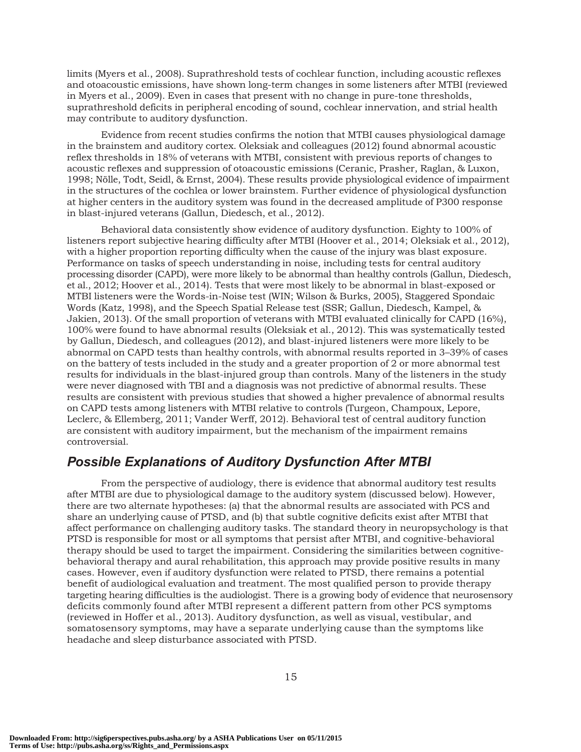limits (Myers et al., 2008). Suprathreshold tests of cochlear function, including acoustic reflexes and otoacoustic emissions, have shown long-term changes in some listeners after MTBI (reviewed in Myers et al., 2009). Even in cases that present with no change in pure-tone thresholds, suprathreshold deficits in peripheral encoding of sound, cochlear innervation, and strial health may contribute to auditory dysfunction.

Evidence from recent studies confirms the notion that MTBI causes physiological damage in the brainstem and auditory cortex. Oleksiak and colleagues (2012) found abnormal acoustic reflex thresholds in 18% of veterans with MTBI, consistent with previous reports of changes to acoustic reflexes and suppression of otoacoustic emissions (Ceranic, Prasher, Raglan, & Luxon, 1998; Nölle, Todt, Seidl, & Ernst, 2004). These results provide physiological evidence of impairment in the structures of the cochlea or lower brainstem. Further evidence of physiological dysfunction at higher centers in the auditory system was found in the decreased amplitude of P300 response in blast-injured veterans (Gallun, Diedesch, et al., 2012).

Behavioral data consistently show evidence of auditory dysfunction. Eighty to 100% of listeners report subjective hearing difficulty after MTBI (Hoover et al., 2014; Oleksiak et al., 2012), with a higher proportion reporting difficulty when the cause of the injury was blast exposure. Performance on tasks of speech understanding in noise, including tests for central auditory processing disorder (CAPD), were more likely to be abnormal than healthy controls (Gallun, Diedesch, et al., 2012; Hoover et al., 2014). Tests that were most likely to be abnormal in blast-exposed or MTBI listeners were the Words-in-Noise test (WIN; Wilson & Burks, 2005), Staggered Spondaic Words (Katz, 1998), and the Speech Spatial Release test (SSR; Gallun, Diedesch, Kampel, & Jakien, 2013). Of the small proportion of veterans with MTBI evaluated clinically for CAPD (16%), 100% were found to have abnormal results (Oleksiak et al., 2012). This was systematically tested by Gallun, Diedesch, and colleagues (2012), and blast-injured listeners were more likely to be abnormal on CAPD tests than healthy controls, with abnormal results reported in 3–39% of cases on the battery of tests included in the study and a greater proportion of 2 or more abnormal test results for individuals in the blast-injured group than controls. Many of the listeners in the study were never diagnosed with TBI and a diagnosis was not predictive of abnormal results. These results are consistent with previous studies that showed a higher prevalence of abnormal results on CAPD tests among listeners with MTBI relative to controls (Turgeon, Champoux, Lepore, Leclerc, & Ellemberg, 2011; Vander Werff, 2012). Behavioral test of central auditory function are consistent with auditory impairment, but the mechanism of the impairment remains controversial.

## *Possible Explanations of Auditory Dysfunction After MTBI*

From the perspective of audiology, there is evidence that abnormal auditory test results after MTBI are due to physiological damage to the auditory system (discussed below). However, there are two alternate hypotheses: (a) that the abnormal results are associated with PCS and share an underlying cause of PTSD, and (b) that subtle cognitive deficits exist after MTBI that affect performance on challenging auditory tasks. The standard theory in neuropsychology is that PTSD is responsible for most or all symptoms that persist after MTBI, and cognitive-behavioral therapy should be used to target the impairment. Considering the similarities between cognitive-behavioral therapy and aural rehabilitation, this approach may provide positive results in many cases. However, even if auditory dysfunction were related to PTSD, there remains a potential benefit of audiological evaluation and treatment. The most qualified person to provide therapy targeting hearing difficulties is the audiologist. There is a growing body of evidence that neurosensory deficits commonly found after MTBI represent a different pattern from other PCS symptoms (reviewed in Hoffer et al., 2013). Auditory dysfunction, as well as visual, vestibular, and somatosensory symptoms, may have a separate underlying cause than the symptoms like headache and sleep disturbance associated with PTSD.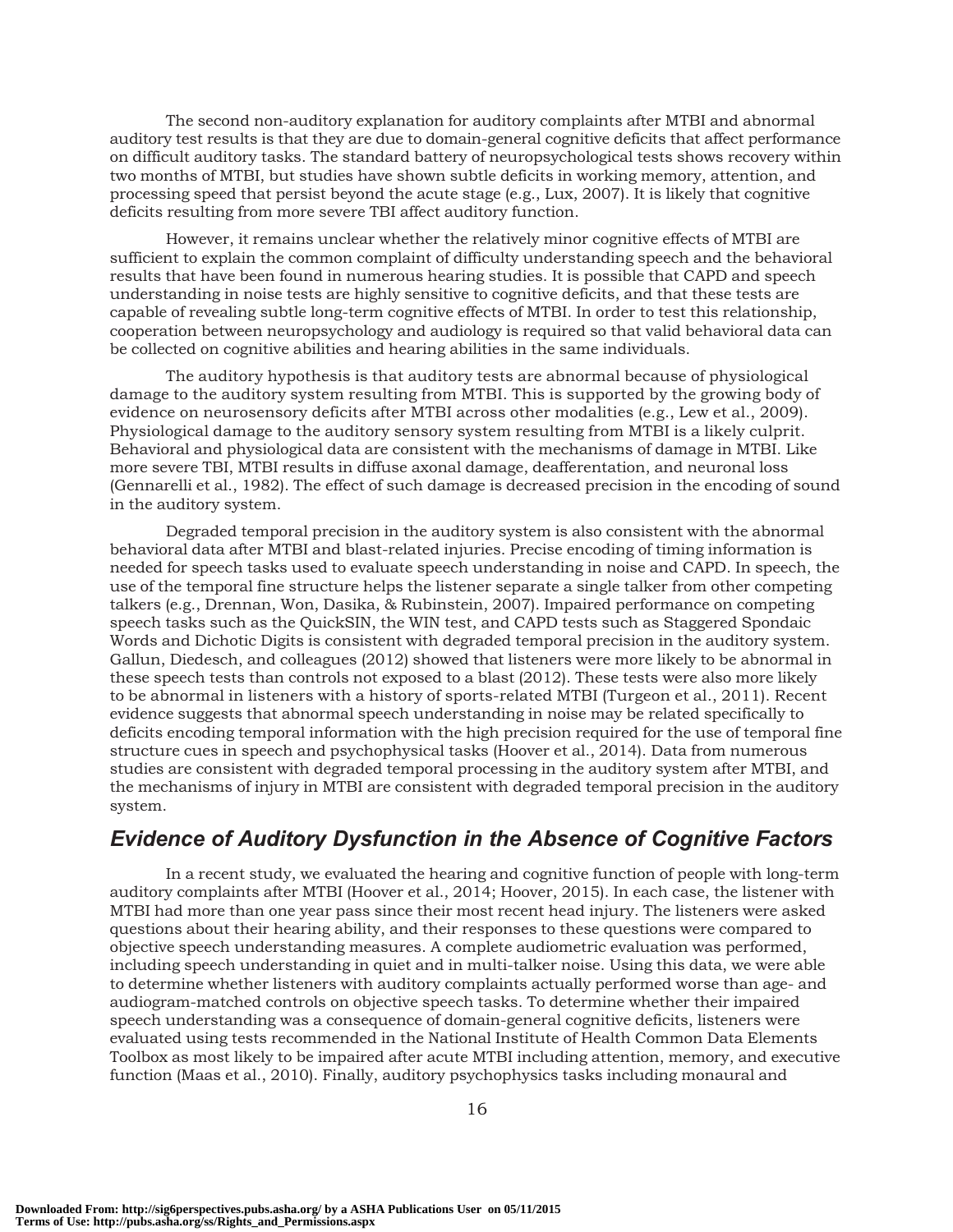The second non-auditory explanation for auditory complaints after MTBI and abnormal auditory test results is that they are due to domain-general cognitive deficits that affect performance on difficult auditory tasks. The standard battery of neuropsychological tests shows recovery within two months of MTBI, but studies have shown subtle deficits in working memory, attention, and processing speed that persist beyond the acute stage (e.g., Lux, 2007). It is likely that cognitive deficits resulting from more severe TBI affect auditory function.

However, it remains unclear whether the relatively minor cognitive effects of MTBI are sufficient to explain the common complaint of difficulty understanding speech and the behavioral results that have been found in numerous hearing studies. It is possible that CAPD and speech understanding in noise tests are highly sensitive to cognitive deficits, and that these tests are capable of revealing subtle long-term cognitive effects of MTBI. In order to test this relationship, cooperation between neuropsychology and audiology is required so that valid behavioral data can be collected on cognitive abilities and hearing abilities in the same individuals.

The auditory hypothesis is that auditory tests are abnormal because of physiological damage to the auditory system resulting from MTBI. This is supported by the growing body of evidence on neurosensory deficits after MTBI across other modalities (e.g., Lew et al., 2009). Physiological damage to the auditory sensory system resulting from MTBI is a likely culprit. Behavioral and physiological data are consistent with the mechanisms of damage in MTBI. Like more severe TBI, MTBI results in diffuse axonal damage, deafferentation, and neuronal loss (Gennarelli et al., 1982). The effect of such damage is decreased precision in the encoding of sound in the auditory system.

Degraded temporal precision in the auditory system is also consistent with the abnormal behavioral data after MTBI and blast-related injuries. Precise encoding of timing information is needed for speech tasks used to evaluate speech understanding in noise and CAPD. In speech, the use of the temporal fine structure helps the listener separate a single talker from other competing talkers (e.g., Drennan, Won, Dasika, & Rubinstein, 2007). Impaired performance on competing speech tasks such as the QuickSIN, the WIN test, and CAPD tests such as Staggered Spondaic Words and Dichotic Digits is consistent with degraded temporal precision in the auditory system. Gallun, Diedesch, and colleagues (2012) showed that listeners were more likely to be abnormal in these speech tests than controls not exposed to a blast (2012). These tests were also more likely to be abnormal in listeners with a history of sports-related MTBI (Turgeon et al., 2011). Recent evidence suggests that abnormal speech understanding in noise may be related specifically to deficits encoding temporal information with the high precision required for the use of temporal fine structure cues in speech and psychophysical tasks (Hoover et al., 2014). Data from numerous studies are consistent with degraded temporal processing in the auditory system after MTBI, and the mechanisms of injury in MTBI are consistent with degraded temporal precision in the auditory system.

## *Evidence of Auditory Dysfunction in the Absence of Cognitive Factors*

In a recent study, we evaluated the hearing and cognitive function of people with long-term auditory complaints after MTBI (Hoover et al., 2014; Hoover, 2015). In each case, the listener with MTBI had more than one year pass since their most recent head injury. The listeners were asked questions about their hearing ability, and their responses to these questions were compared to objective speech understanding measures. A complete audiometric evaluation was performed, including speech understanding in quiet and in multi-talker noise. Using this data, we were able to determine whether listeners with auditory complaints actually performed worse than age- and audiogram-matched controls on objective speech tasks. To determine whether their impaired speech understanding was a consequence of domain-general cognitive deficits, listeners were evaluated using tests recommended in the National Institute of Health Common Data Elements Toolbox as most likely to be impaired after acute MTBI including attention, memory, and executive function (Maas et al., 2010). Finally, auditory psychophysics tasks including monaural and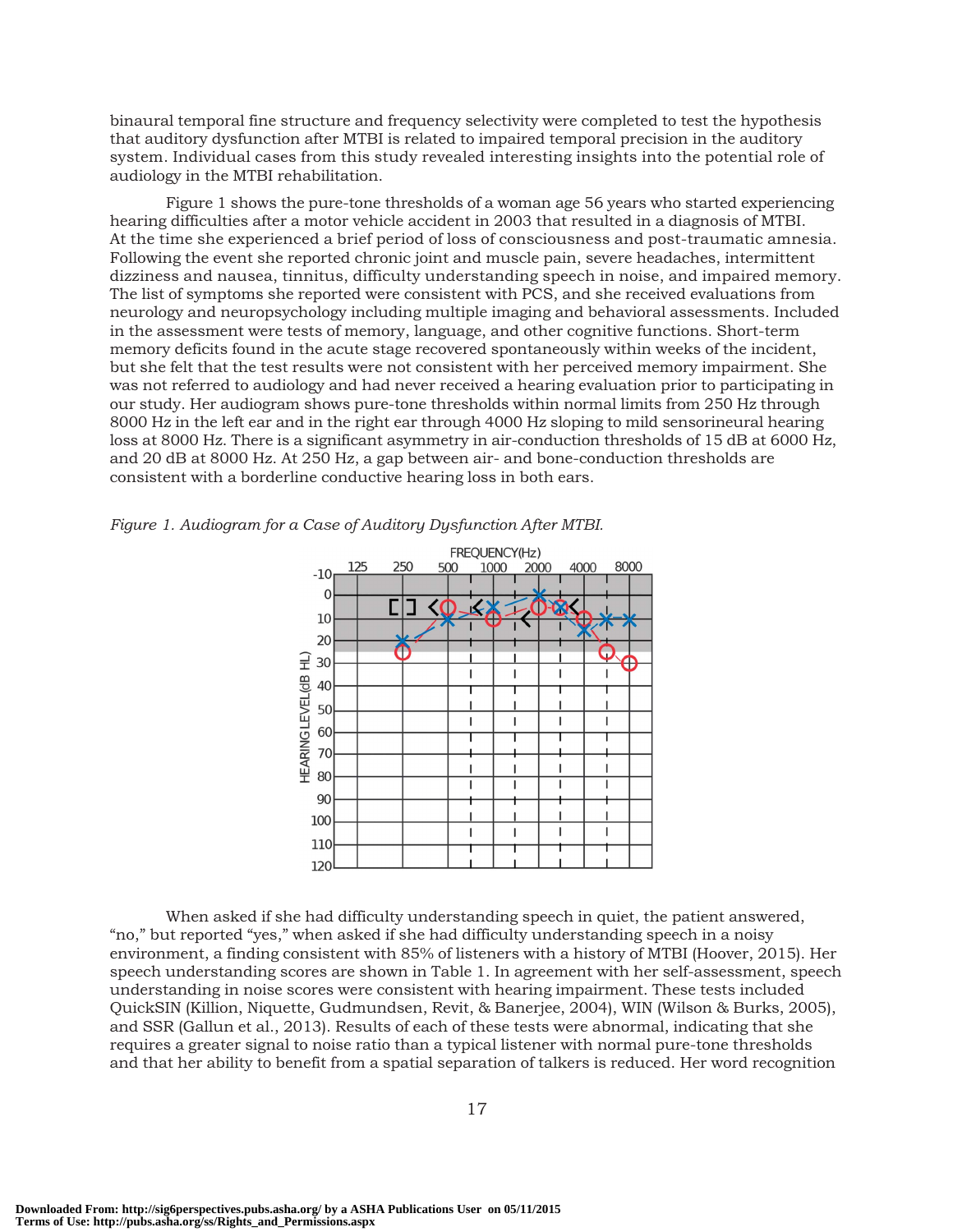binaural temporal fine structure and frequency selectivity were completed to test the hypothesis that auditory dysfunction after MTBI is related to impaired temporal precision in the auditory system. Individual cases from this study revealed interesting insights into the potential role of audiology in the MTBI rehabilitation.

Figure 1 shows the pure-tone thresholds of a woman age 56 years who started experiencing hearing difficulties after a motor vehicle accident in 2003 that resulted in a diagnosis of MTBI. At the time she experienced a brief period of loss of consciousness and post-traumatic amnesia. Following the event she reported chronic joint and muscle pain, severe headaches, intermittent dizziness and nausea, tinnitus, difficulty understanding speech in noise, and impaired memory. The list of symptoms she reported were consistent with PCS, and she received evaluations from neurology and neuropsychology including multiple imaging and behavioral assessments. Included in the assessment were tests of memory, language, and other cognitive functions. Short-term memory deficits found in the acute stage recovered spontaneously within weeks of the incident, but she felt that the test results were not consistent with her perceived memory impairment. She was not referred to audiology and had never received a hearing evaluation prior to participating in our study. Her audiogram shows pure-tone thresholds within normal limits from 250 Hz through 8000 Hz in the left ear and in the right ear through 4000 Hz sloping to mild sensorineural hearing loss at 8000 Hz. There is a significant asymmetry in air-conduction thresholds of 15 dB at 6000 Hz, and 20 dB at 8000 Hz. At 250 Hz, a gap between air- and bone-conduction thresholds are consistent with a borderline conductive hearing loss in both ears.

*Figure 1. Audiogram for a Case of Auditory Dysfunction After MTBI.*

When asked if she had difficulty understanding speech in quiet, the patient answered, "no," but reported "yes," when asked if she had difficulty understanding speech in a noisy environment, a finding consistent with 85% of listeners with a history of MTBI (Hoover, 2015). Her speech understanding scores are shown in Table 1. In agreement with her self-assessment, speech understanding in noise scores were consistent with hearing impairment. These tests included QuickSIN (Killion, Niquette, Gudmundsen, Revit, & Banerjee, 2004), WIN (Wilson & Burks, 2005), and SSR (Gallun et al., 2013). Results of each of these tests were abnormal, indicating that she requires a greater signal to noise ratio than a typical listener with normal pure-tone thresholds and that her ability to benefit from a spatial separation of talkers is reduced. Her word recognition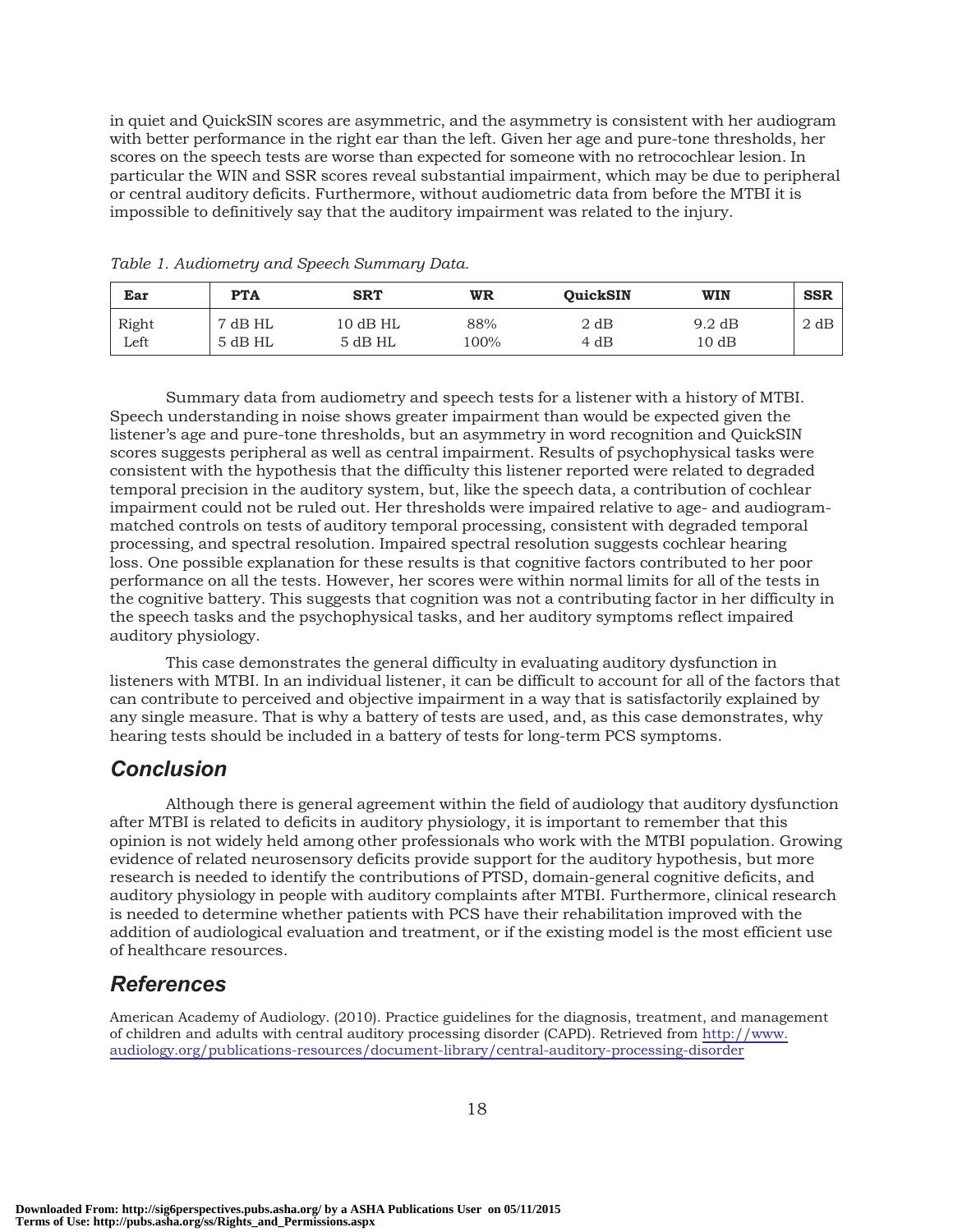in quiet and QuickSIN scores are asymmetric, and the asymmetry is consistent with her audiogram with better performance in the right ear than the left. Given her age and pure-tone thresholds, her scores on the speech tests are worse than expected for someone with no retrocochlear lesion. In particular the WIN and SSR scores reveal substantial impairment, which may be due to peripheral or central auditory deficits. Furthermore, without audiometric data from before the MTBI it is impossible to definitively say that the auditory impairment was related to the injury.

*Table 1. Audiometry and Speech Summary Data.*

| Ear | PTA | SRT | WR | QuickSIN | WIN | SSR |
|---|---|---|---|---|---|---|
| Right | 7 dB HL | 10 dB HL | 88% | 2 dB | 9.2 dB | 2 dB |
| Left | 5 dB HL | 5 dB HL | 100% | 4 dB | 10 dB | |

Summary data from audiometry and speech tests for a listener with a history of MTBI. Speech understanding in noise shows greater impairment than would be expected given the listener's age and pure-tone thresholds, but an asymmetry in word recognition and QuickSIN scores suggests peripheral as well as central impairment. Results of psychophysical tasks were consistent with the hypothesis that the difficulty this listener reported were related to degraded temporal precision in the auditory system, but, like the speech data, a contribution of cochlear impairment could not be ruled out. Her thresholds were impaired relative to age- and audiogram-matched controls on tests of auditory temporal processing, consistent with degraded temporal processing, and spectral resolution. Impaired spectral resolution suggests cochlear hearing loss. One possible explanation for these results is that cognitive factors contributed to her poor performance on all the tests. However, her scores were within normal limits for all of the tests in the cognitive battery. This suggests that cognition was not a contributing factor in her difficulty in the speech tasks and the psychophysical tasks, and her auditory symptoms reflect impaired auditory physiology.

This case demonstrates the general difficulty in evaluating auditory dysfunction in listeners with MTBI. In an individual listener, it can be difficult to account for all of the factors that can contribute to perceived and objective impairment in a way that is satisfactorily explained by any single measure. That is why a battery of tests are used, and, as this case demonstrates, why hearing tests should be included in a battery of tests for long-term PCS symptoms.

## Conclusion

Although there is general agreement within the field of audiology that auditory dysfunction after MTBI is related to deficits in auditory physiology, it is important to remember that this opinion is not widely held among other professionals who work with the MTBI population. Growing evidence of related neurosensory deficits provide support for the auditory hypothesis, but more research is needed to identify the contributions of PTSD, domain-general cognitive deficits, and auditory physiology in people with auditory complaints after MTBI. Furthermore, clinical research is needed to determine whether patients with PCS have their rehabilitation improved with the addition of audiological evaluation and treatment, or if the existing model is the most efficient use of healthcare resources.

## References

American Academy of Audiology. (2010). Practice guidelines for the diagnosis, treatment, and management of children and adults with central auditory processing disorder (CAPD). Retrieved from http://www.audiology.org/publications-resources/document-library/central-auditory-processing-disorder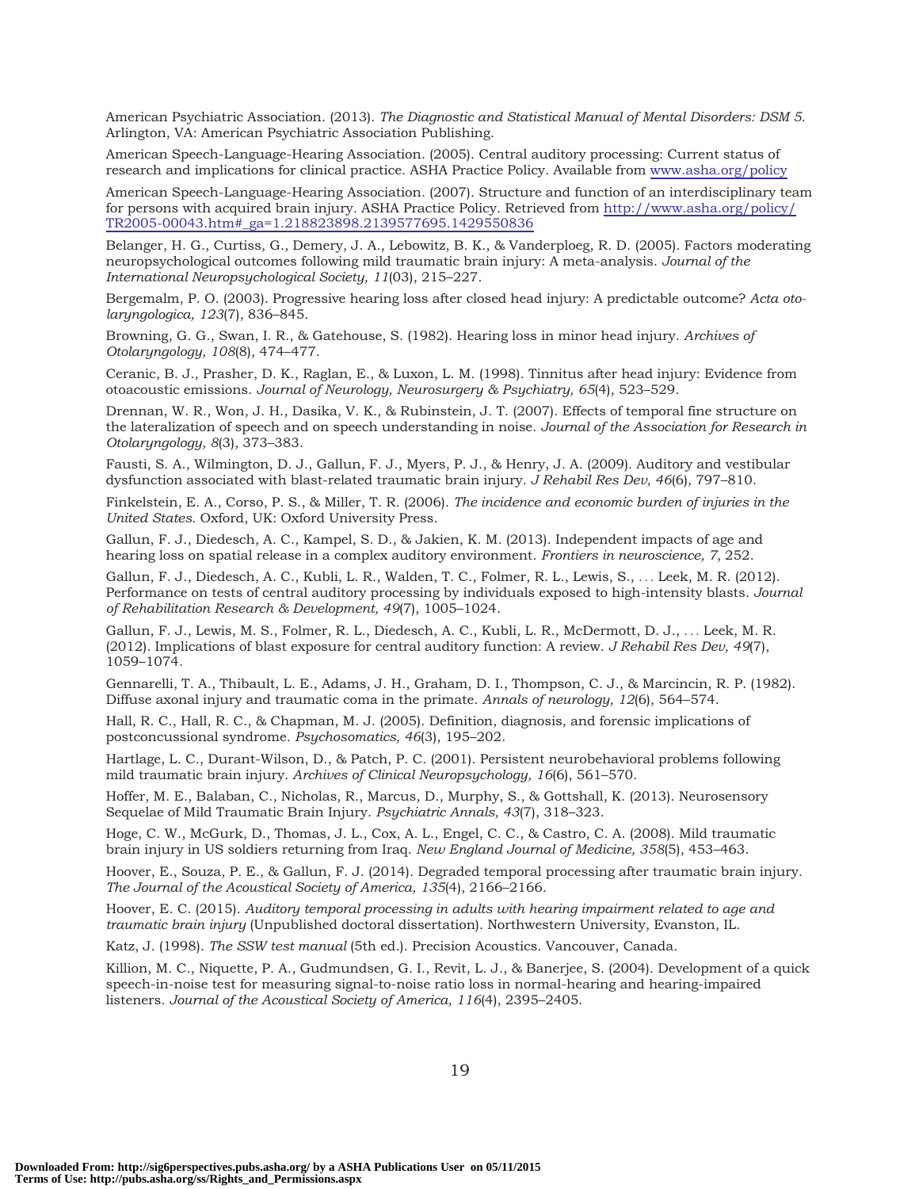American Psychiatric Association. (2013). *The Diagnostic and Statistical Manual of Mental Disorders: DSM 5*. Arlington, VA: American Psychiatric Association Publishing.

American Speech-Language-Hearing Association. (2005). Central auditory processing: Current status of research and implications for clinical practice. ASHA Practice Policy. Available from www.asha.org/policy

American Speech-Language-Hearing Association. (2007). Structure and function of an interdisciplinary team for persons with acquired brain injury. ASHA Practice Policy. Retrieved from http://www.asha.org/policy/TR2005-00043.htm#_ga=1.218823898.2139577695.1429550836

Belanger, H. G., Curtiss, G., Demery, J. A., Lebowitz, B. K., & Vanderploeg, R. D. (2005). Factors moderating neuropsychological outcomes following mild traumatic brain injury: A meta-analysis. *Journal of the International Neuropsychological Society, 11*(03), 215–227.

Bergemalm, P. O. (2003). Progressive hearing loss after closed head injury: A predictable outcome? *Acta oto-laryngologica, 123*(7), 836–845.

Browning, G. G., Swan, I. R., & Gatehouse, S. (1982). Hearing loss in minor head injury. *Archives of Otolaryngology, 108*(8), 474–477.

Ceranic, B. J., Prasher, D. K., Raglan, E., & Luxon, L. M. (1998). Tinnitus after head injury: Evidence from otoacoustic emissions. *Journal of Neurology, Neurosurgery & Psychiatry, 65*(4), 523–529.

Drennan, W. R., Won, J. H., Dasika, V. K., & Rubinstein, J. T. (2007). Effects of temporal fine structure on the lateralization of speech and on speech understanding in noise. *Journal of the Association for Research in Otolaryngology, 8*(3), 373–383.

Fausti, S. A., Wilmington, D. J., Gallun, F. J., Myers, P. J., & Henry, J. A. (2009). Auditory and vestibular dysfunction associated with blast-related traumatic brain injury. *J Rehabil Res Dev, 46*(6), 797–810.

Finkelstein, E. A., Corso, P. S., & Miller, T. R. (2006). *The incidence and economic burden of injuries in the United States*. Oxford, UK: Oxford University Press.

Gallun, F. J., Diedesch, A. C., Kampel, S. D., & Jakien, K. M. (2013). Independent impacts of age and hearing loss on spatial release in a complex auditory environment. *Frontiers in neuroscience, 7*, 252.

Gallun, F. J., Diedesch, A. C., Kubli, L. R., Walden, T. C., Folmer, R. L., Lewis, S., . . . Leek, M. R. (2012). Performance on tests of central auditory processing by individuals exposed to high-intensity blasts. *Journal of Rehabilitation Research & Development, 49*(7), 1005–1024.

Gallun, F. J., Lewis, M. S., Folmer, R. L., Diedesch, A. C., Kubli, L. R., McDermott, D. J., . . . Leek, M. R. (2012). Implications of blast exposure for central auditory function: A review. *J Rehabil Res Dev, 49*(7), 1059–1074.

Gennarelli, T. A., Thibault, L. E., Adams, J. H., Graham, D. I., Thompson, C. J., & Marcincin, R. P. (1982). Diffuse axonal injury and traumatic coma in the primate. *Annals of neurology, 12*(6), 564–574.

Hall, R. C., Hall, R. C., & Chapman, M. J. (2005). Definition, diagnosis, and forensic implications of postconcussional syndrome. *Psychosomatics, 46*(3), 195–202.

Hartlage, L. C., Durant-Wilson, D., & Patch, P. C. (2001). Persistent neurobehavioral problems following mild traumatic brain injury. *Archives of Clinical Neuropsychology, 16*(6), 561–570.

Hoffer, M. E., Balaban, C., Nicholas, R., Marcus, D., Murphy, S., & Gottshall, K. (2013). Neurosensory Sequelae of Mild Traumatic Brain Injury. *Psychiatric Annals, 43*(7), 318–323.

Hoge, C. W., McGurk, D., Thomas, J. L., Cox, A. L., Engel, C. C., & Castro, C. A. (2008). Mild traumatic brain injury in US soldiers returning from Iraq. *New England Journal of Medicine, 358*(5), 453–463.

Hoover, E., Souza, P. E., & Gallun, F. J. (2014). Degraded temporal processing after traumatic brain injury. *The Journal of the Acoustical Society of America, 135*(4), 2166–2166.

Hoover, E. C. (2015). *Auditory temporal processing in adults with hearing impairment related to age and traumatic brain injury* (Unpublished doctoral dissertation). Northwestern University, Evanston, IL.

Katz, J. (1998). *The SSW test manual* (5th ed.). Precision Acoustics. Vancouver, Canada.

Killion, M. C., Niquette, P. A., Gudmundsen, G. I., Revit, L. J., & Banerjee, S. (2004). Development of a quick speech-in-noise test for measuring signal-to-noise ratio loss in normal-hearing and hearing-impaired listeners. *Journal of the Acoustical Society of America, 116*(4), 2395–2405.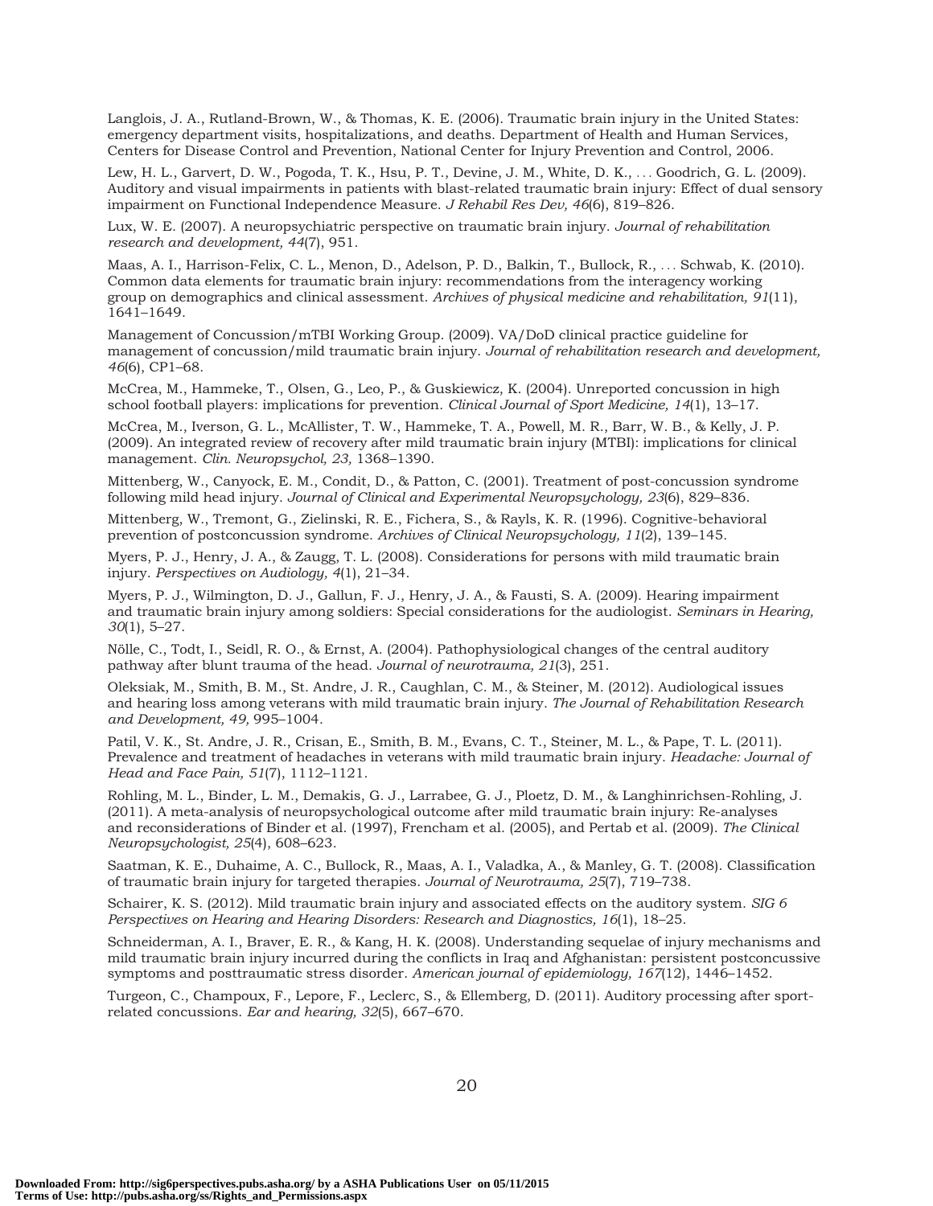Langlois, J. A., Rutland-Brown, W., & Thomas, K. E. (2006). Traumatic brain injury in the United States: emergency department visits, hospitalizations, and deaths. Department of Health and Human Services, Centers for Disease Control and Prevention, National Center for Injury Prevention and Control, 2006.

Lew, H. L., Garvert, D. W., Pogoda, T. K., Hsu, P. T., Devine, J. M., White, D. K., … Goodrich, G. L. (2009). Auditory and visual impairments in patients with blast-related traumatic brain injury: Effect of dual sensory impairment on Functional Independence Measure. *J Rehabil Res Dev, 46*(6), 819–826.

Lux, W. E. (2007). A neuropsychiatric perspective on traumatic brain injury. *Journal of rehabilitation research and development, 44*(7), 951.

Maas, A. I., Harrison-Felix, C. L., Menon, D., Adelson, P. D., Balkin, T., Bullock, R., … Schwab, K. (2010). Common data elements for traumatic brain injury: recommendations from the interagency working group on demographics and clinical assessment. *Archives of physical medicine and rehabilitation, 91*(11), 1641–1649.

Management of Concussion/mTBI Working Group. (2009). VA/DoD clinical practice guideline for management of concussion/mild traumatic brain injury. *Journal of rehabilitation research and development, 46*(6), CP1–68.

McCrea, M., Hammeke, T., Olsen, G., Leo, P., & Guskiewicz, K. (2004). Unreported concussion in high school football players: implications for prevention. *Clinical Journal of Sport Medicine, 14*(1), 13–17.

McCrea, M., Iverson, G. L., McAllister, T. W., Hammeke, T. A., Powell, M. R., Barr, W. B., & Kelly, J. P. (2009). An integrated review of recovery after mild traumatic brain injury (MTBI): implications for clinical management. *Clin. Neuropsychol, 23,* 1368–1390.

Mittenberg, W., Canyock, E. M., Condit, D., & Patton, C. (2001). Treatment of post-concussion syndrome following mild head injury. *Journal of Clinical and Experimental Neuropsychology, 23*(6), 829–836.

Mittenberg, W., Tremont, G., Zielinski, R. E., Fichera, S., & Rayls, K. R. (1996). Cognitive-behavioral prevention of postconcussion syndrome. *Archives of Clinical Neuropsychology, 11*(2), 139–145.

Myers, P. J., Henry, J. A., & Zaugg, T. L. (2008). Considerations for persons with mild traumatic brain injury. *Perspectives on Audiology, 4*(1), 21–34.

Myers, P. J., Wilmington, D. J., Gallun, F. J., Henry, J. A., & Fausti, S. A. (2009). Hearing impairment and traumatic brain injury among soldiers: Special considerations for the audiologist. *Seminars in Hearing, 30*(1), 5–27.

Nölle, C., Todt, I., Seidl, R. O., & Ernst, A. (2004). Pathophysiological changes of the central auditory pathway after blunt trauma of the head. *Journal of neurotrauma, 21*(3), 251.

Oleksiak, M., Smith, B. M., St. Andre, J. R., Caughlan, C. M., & Steiner, M. (2012). Audiological issues and hearing loss among veterans with mild traumatic brain injury. *The Journal of Rehabilitation Research and Development, 49,* 995–1004.

Patil, V. K., St. Andre, J. R., Crisan, E., Smith, B. M., Evans, C. T., Steiner, M. L., & Pape, T. L. (2011). Prevalence and treatment of headaches in veterans with mild traumatic brain injury. *Headache: Journal of Head and Face Pain, 51*(7), 1112–1121.

Rohling, M. L., Binder, L. M., Demakis, G. J., Larrabee, G. J., Ploetz, D. M., & Langhinrichsen-Rohling, J. (2011). A meta-analysis of neuropsychological outcome after mild traumatic brain injury: Re-analyses and reconsiderations of Binder et al. (1997), Frencham et al. (2005), and Pertab et al. (2009). *The Clinical Neuropsychologist, 25*(4), 608–623.

Saatman, K. E., Duhaime, A. C., Bullock, R., Maas, A. I., Valadka, A., & Manley, G. T. (2008). Classification of traumatic brain injury for targeted therapies. *Journal of Neurotrauma, 25*(7), 719–738.

Schairer, K. S. (2012). Mild traumatic brain injury and associated effects on the auditory system. *SIG 6 Perspectives on Hearing and Hearing Disorders: Research and Diagnostics, 16*(1), 18–25.

Schneiderman, A. I., Braver, E. R., & Kang, H. K. (2008). Understanding sequelae of injury mechanisms and mild traumatic brain injury incurred during the conflicts in Iraq and Afghanistan: persistent postconcussive symptoms and posttraumatic stress disorder. *American journal of epidemiology, 167*(12), 1446–1452.

Turgeon, C., Champoux, F., Lepore, F., Leclerc, S., & Ellemberg, D. (2011). Auditory processing after sport-related concussions. *Ear and hearing, 32*(5), 667–670.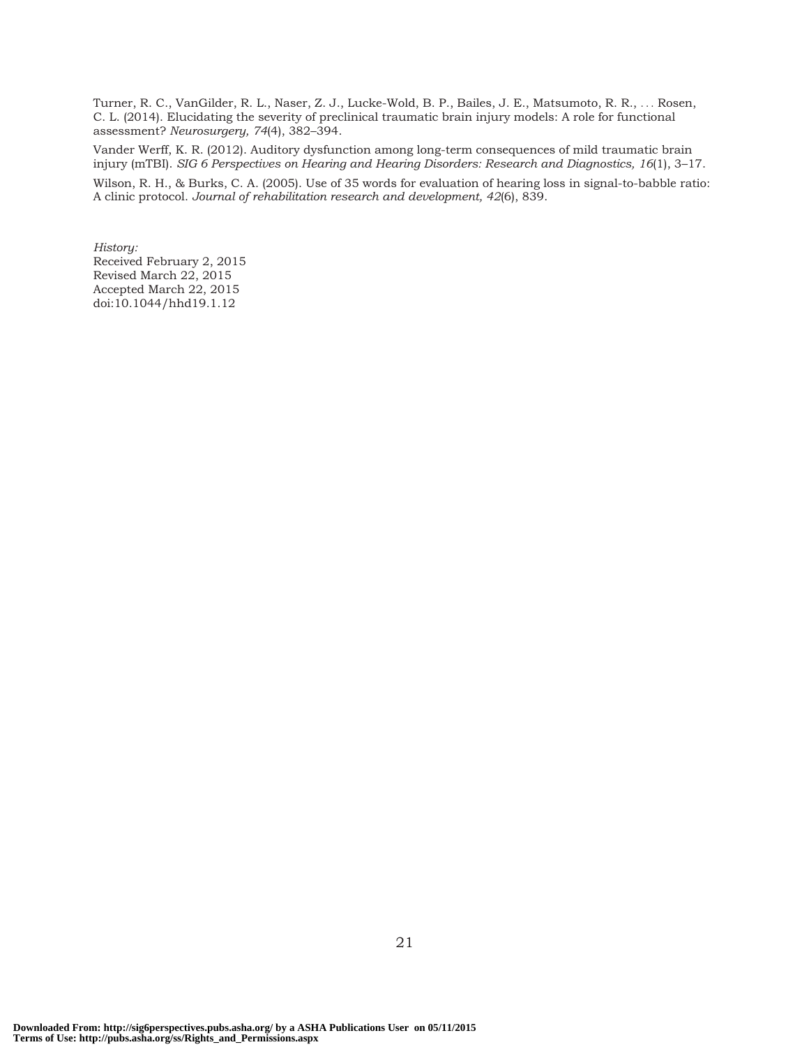Turner, R. C., VanGilder, R. L., Naser, Z. J., Lucke-Wold, B. P., Bailes, J. E., Matsumoto, R. R., . . . Rosen, C. L. (2014). Elucidating the severity of preclinical traumatic brain injury models: A role for functional assessment? *Neurosurgery, 74*(4), 382–394.

Vander Werff, K. R. (2012). Auditory dysfunction among long-term consequences of mild traumatic brain injury (mTBI). *SIG 6 Perspectives on Hearing and Hearing Disorders: Research and Diagnostics, 16*(1), 3–17.

Wilson, R. H., & Burks, C. A. (2005). Use of 35 words for evaluation of hearing loss in signal-to-babble ratio: A clinic protocol. *Journal of rehabilitation research and development, 42*(6), 839.

*History:*
Received February 2, 2015
Revised March 22, 2015
Accepted March 22, 2015
doi:10.1044/hhd19.1.12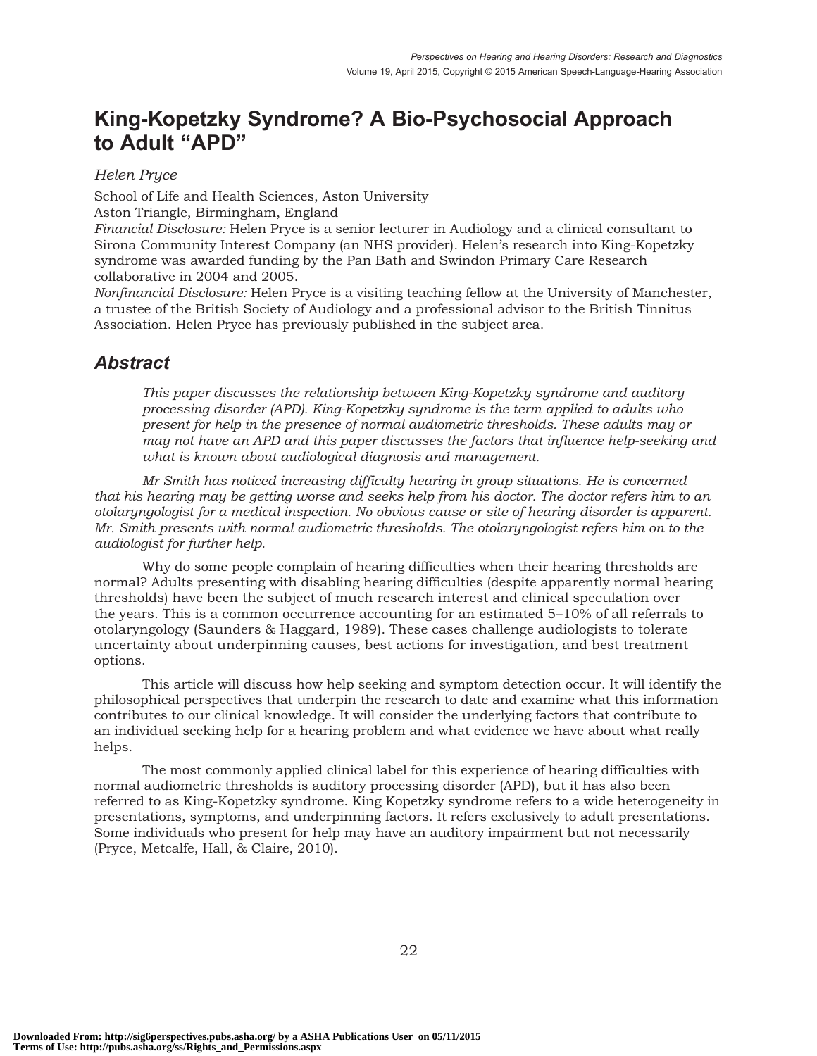# King-Kopetzky Syndrome? A Bio-Psychosocial Approach to Adult "APD"

*Helen Pryce*

School of Life and Health Sciences, Aston University
Aston Triangle, Birmingham, England

*Financial Disclosure:* Helen Pryce is a senior lecturer in Audiology and a clinical consultant to Sirona Community Interest Company (an NHS provider). Helen's research into King-Kopetzky syndrome was awarded funding by the Pan Bath and Swindon Primary Care Research collaborative in 2004 and 2005.

*Nonfinancial Disclosure:* Helen Pryce is a visiting teaching fellow at the University of Manchester, a trustee of the British Society of Audiology and a professional advisor to the British Tinnitus Association. Helen Pryce has previously published in the subject area.

## Abstract

*This paper discusses the relationship between King-Kopetzky syndrome and auditory processing disorder (APD). King-Kopetzky syndrome is the term applied to adults who present for help in the presence of normal audiometric thresholds. These adults may or may not have an APD and this paper discusses the factors that influence help-seeking and what is known about audiological diagnosis and management.*

*Mr Smith has noticed increasing difficulty hearing in group situations. He is concerned that his hearing may be getting worse and seeks help from his doctor. The doctor refers him to an otolaryngologist for a medical inspection. No obvious cause or site of hearing disorder is apparent. Mr. Smith presents with normal audiometric thresholds. The otolaryngologist refers him on to the audiologist for further help.*

Why do some people complain of hearing difficulties when their hearing thresholds are normal? Adults presenting with disabling hearing difficulties (despite apparently normal hearing thresholds) have been the subject of much research interest and clinical speculation over the years. This is a common occurrence accounting for an estimated 5–10% of all referrals to otolaryngology (Saunders & Haggard, 1989). These cases challenge audiologists to tolerate uncertainty about underpinning causes, best actions for investigation, and best treatment options.

This article will discuss how help seeking and symptom detection occur. It will identify the philosophical perspectives that underpin the research to date and examine what this information contributes to our clinical knowledge. It will consider the underlying factors that contribute to an individual seeking help for a hearing problem and what evidence we have about what really helps.

The most commonly applied clinical label for this experience of hearing difficulties with normal audiometric thresholds is auditory processing disorder (APD), but it has also been referred to as King-Kopetzky syndrome. King Kopetzky syndrome refers to a wide heterogeneity in presentations, symptoms, and underpinning factors. It refers exclusively to adult presentations. Some individuals who present for help may have an auditory impairment but not necessarily (Pryce, Metcalfe, Hall, & Claire, 2010).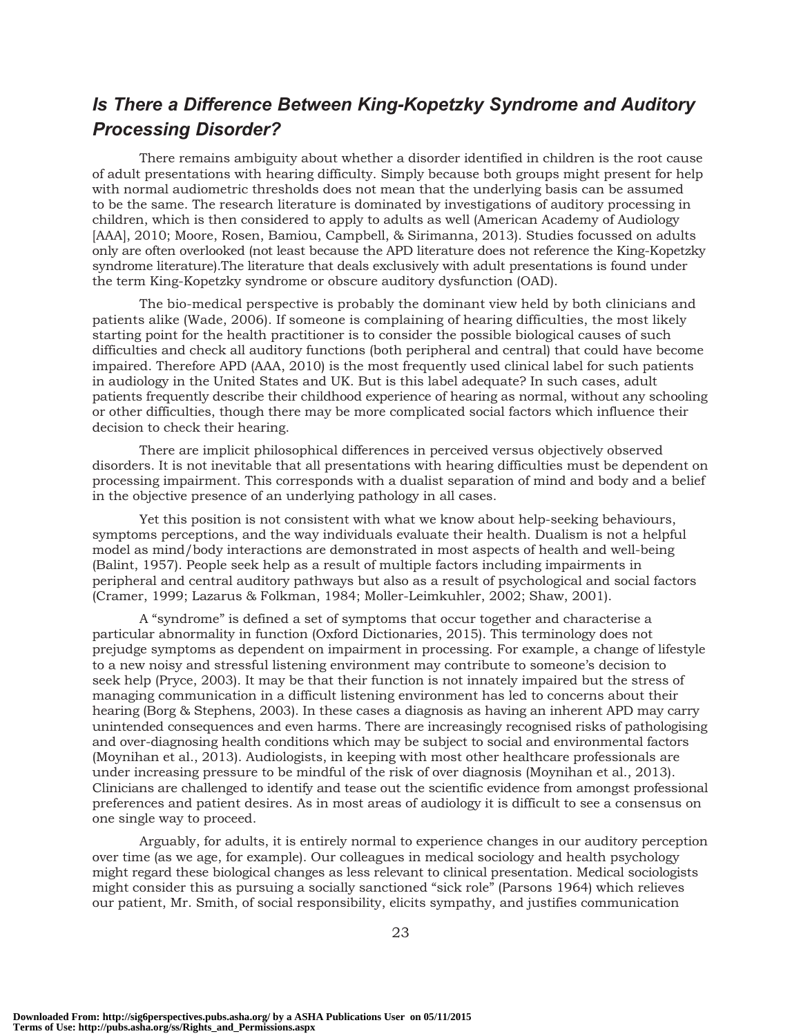### *Is There a Difference Between King-Kopetzky Syndrome and Auditory Processing Disorder?*

There remains ambiguity about whether a disorder identified in children is the root cause of adult presentations with hearing difficulty. Simply because both groups might present for help with normal audiometric thresholds does not mean that the underlying basis can be assumed to be the same. The research literature is dominated by investigations of auditory processing in children, which is then considered to apply to adults as well (American Academy of Audiology [AAA], 2010; Moore, Rosen, Bamiou, Campbell, & Sirimanna, 2013). Studies focussed on adults only are often overlooked (not least because the APD literature does not reference the King-Kopetzky syndrome literature).The literature that deals exclusively with adult presentations is found under the term King-Kopetzky syndrome or obscure auditory dysfunction (OAD).

The bio-medical perspective is probably the dominant view held by both clinicians and patients alike (Wade, 2006). If someone is complaining of hearing difficulties, the most likely starting point for the health practitioner is to consider the possible biological causes of such difficulties and check all auditory functions (both peripheral and central) that could have become impaired. Therefore APD (AAA, 2010) is the most frequently used clinical label for such patients in audiology in the United States and UK. But is this label adequate? In such cases, adult patients frequently describe their childhood experience of hearing as normal, without any schooling or other difficulties, though there may be more complicated social factors which influence their decision to check their hearing.

There are implicit philosophical differences in perceived versus objectively observed disorders. It is not inevitable that all presentations with hearing difficulties must be dependent on processing impairment. This corresponds with a dualist separation of mind and body and a belief in the objective presence of an underlying pathology in all cases.

Yet this position is not consistent with what we know about help-seeking behaviours, symptoms perceptions, and the way individuals evaluate their health. Dualism is not a helpful model as mind/body interactions are demonstrated in most aspects of health and well-being (Balint, 1957). People seek help as a result of multiple factors including impairments in peripheral and central auditory pathways but also as a result of psychological and social factors (Cramer, 1999; Lazarus & Folkman, 1984; Moller-Leimkuhler, 2002; Shaw, 2001).

A "syndrome" is defined a set of symptoms that occur together and characterise a particular abnormality in function (Oxford Dictionaries, 2015). This terminology does not prejudge symptoms as dependent on impairment in processing. For example, a change of lifestyle to a new noisy and stressful listening environment may contribute to someone's decision to seek help (Pryce, 2003). It may be that their function is not innately impaired but the stress of managing communication in a difficult listening environment has led to concerns about their hearing (Borg & Stephens, 2003). In these cases a diagnosis as having an inherent APD may carry unintended consequences and even harms. There are increasingly recognised risks of pathologising and over-diagnosing health conditions which may be subject to social and environmental factors (Moynihan et al., 2013). Audiologists, in keeping with most other healthcare professionals are under increasing pressure to be mindful of the risk of over diagnosis (Moynihan et al., 2013). Clinicians are challenged to identify and tease out the scientific evidence from amongst professional preferences and patient desires. As in most areas of audiology it is difficult to see a consensus on one single way to proceed.

Arguably, for adults, it is entirely normal to experience changes in our auditory perception over time (as we age, for example). Our colleagues in medical sociology and health psychology might regard these biological changes as less relevant to clinical presentation. Medical sociologists might consider this as pursuing a socially sanctioned "sick role" (Parsons 1964) which relieves our patient, Mr. Smith, of social responsibility, elicits sympathy, and justifies communication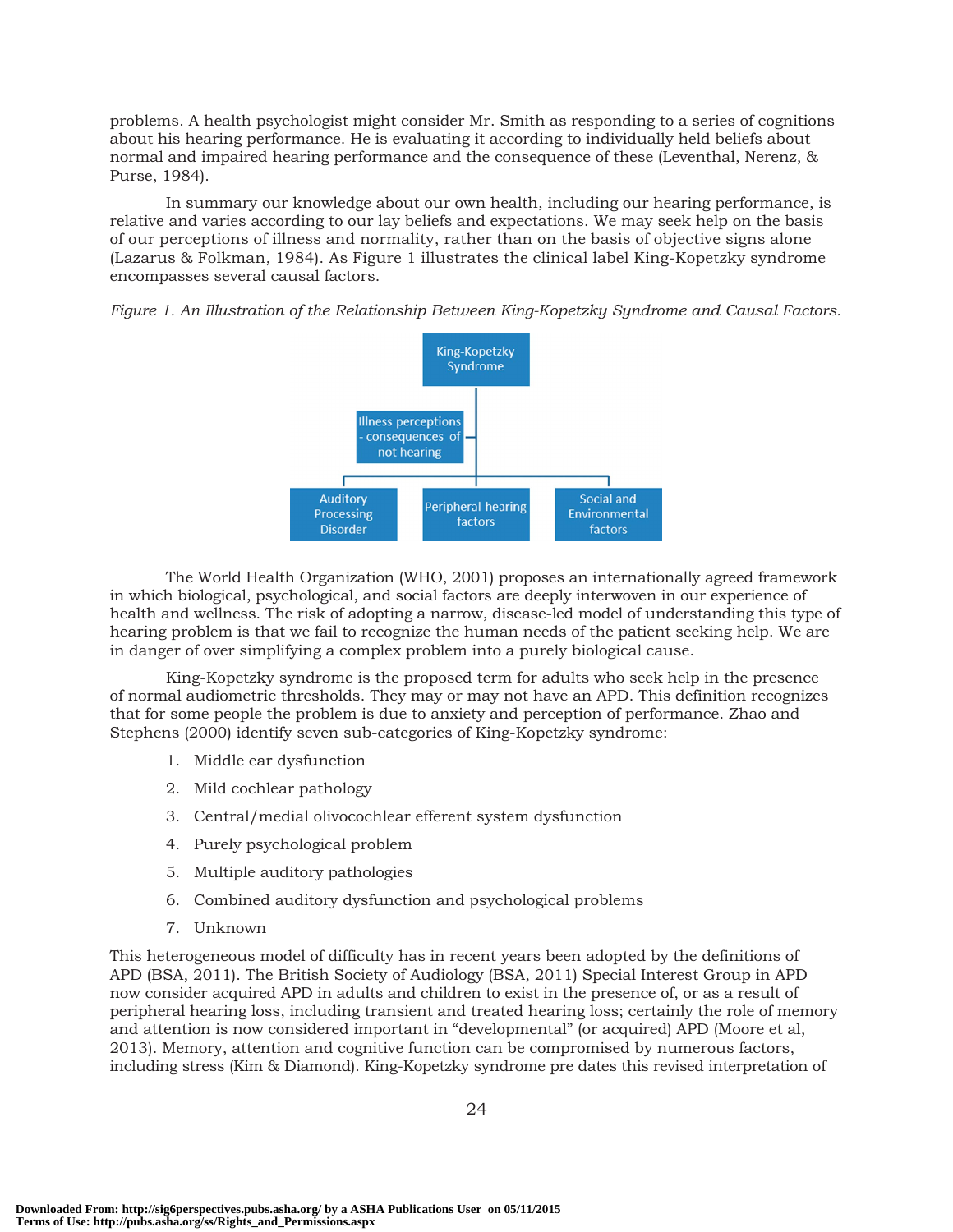problems. A health psychologist might consider Mr. Smith as responding to a series of cognitions about his hearing performance. He is evaluating it according to individually held beliefs about normal and impaired hearing performance and the consequence of these (Leventhal, Nerenz, & Purse, 1984).

In summary our knowledge about our own health, including our hearing performance, is relative and varies according to our lay beliefs and expectations. We may seek help on the basis of our perceptions of illness and normality, rather than on the basis of objective signs alone (Lazarus & Folkman, 1984). As Figure 1 illustrates the clinical label King-Kopetzky syndrome encompasses several causal factors.

*Figure 1. An Illustration of the Relationship Between King-Kopetzky Syndrome and Causal Factors.*

King-Kopetzky Syndrome

Illness perceptions - consequences of not hearing

Auditory Processing Disorder

Peripheral hearing factors

Social and Environmental factors

The World Health Organization (WHO, 2001) proposes an internationally agreed framework in which biological, psychological, and social factors are deeply interwoven in our experience of health and wellness. The risk of adopting a narrow, disease-led model of understanding this type of hearing problem is that we fail to recognize the human needs of the patient seeking help. We are in danger of over simplifying a complex problem into a purely biological cause.

King-Kopetzky syndrome is the proposed term for adults who seek help in the presence of normal audiometric thresholds. They may or may not have an APD. This definition recognizes that for some people the problem is due to anxiety and perception of performance. Zhao and Stephens (2000) identify seven sub-categories of King-Kopetzky syndrome:

1. Middle ear dysfunction
2. Mild cochlear pathology
3. Central/medial olivocochlear efferent system dysfunction
4. Purely psychological problem
5. Multiple auditory pathologies
6. Combined auditory dysfunction and psychological problems
7. Unknown

This heterogeneous model of difficulty has in recent years been adopted by the definitions of APD (BSA, 2011). The British Society of Audiology (BSA, 2011) Special Interest Group in APD now consider acquired APD in adults and children to exist in the presence of, or as a result of peripheral hearing loss, including transient and treated hearing loss; certainly the role of memory and attention is now considered important in "developmental" (or acquired) APD (Moore et al, 2013). Memory, attention and cognitive function can be compromised by numerous factors, including stress (Kim & Diamond). King-Kopetzky syndrome pre dates this revised interpretation of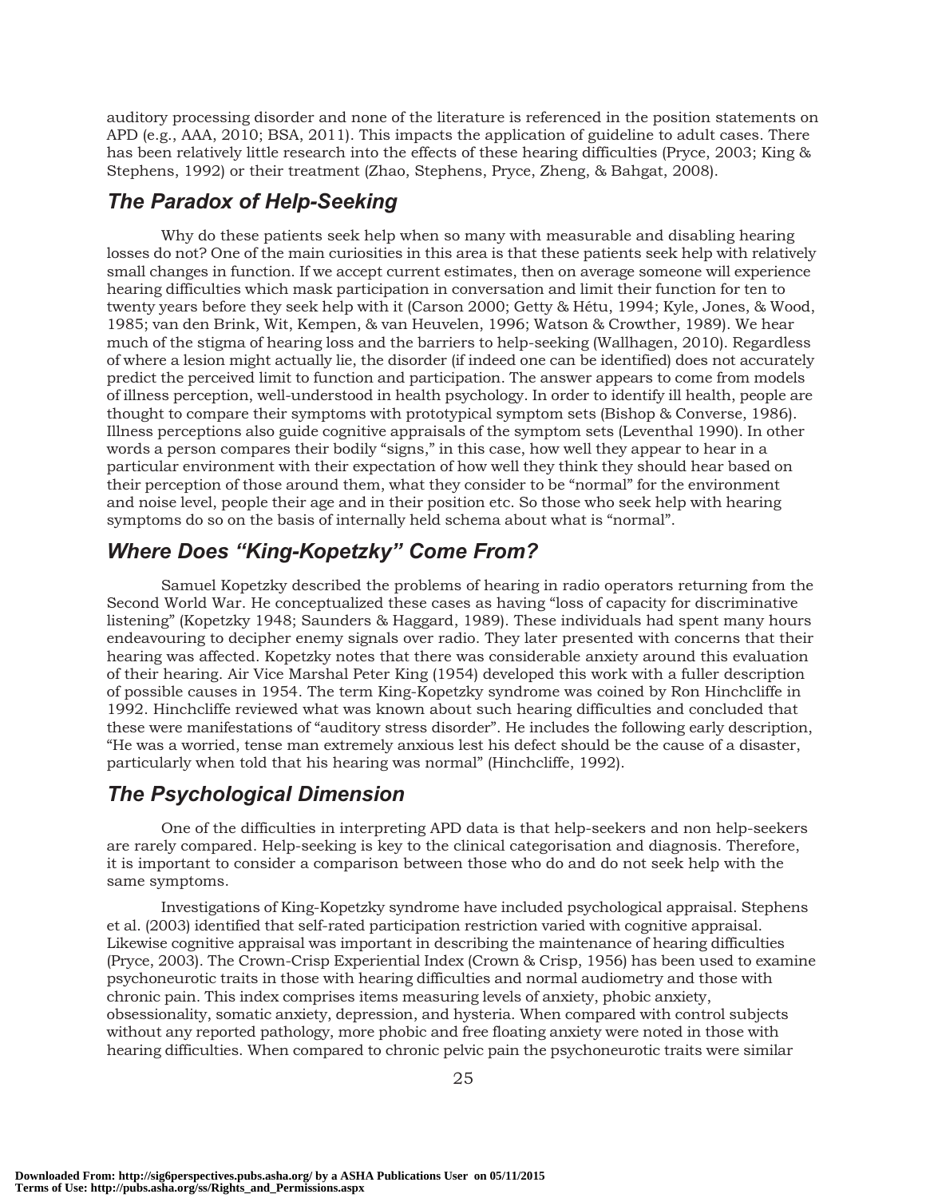auditory processing disorder and none of the literature is referenced in the position statements on APD (e.g., AAA, 2010; BSA, 2011). This impacts the application of guideline to adult cases. There has been relatively little research into the effects of these hearing difficulties (Pryce, 2003; King & Stephens, 1992) or their treatment (Zhao, Stephens, Pryce, Zheng, & Bahgat, 2008).

## *The Paradox of Help-Seeking*

Why do these patients seek help when so many with measurable and disabling hearing losses do not? One of the main curiosities in this area is that these patients seek help with relatively small changes in function. If we accept current estimates, then on average someone will experience hearing difficulties which mask participation in conversation and limit their function for ten to twenty years before they seek help with it (Carson 2000; Getty & Hétu, 1994; Kyle, Jones, & Wood, 1985; van den Brink, Wit, Kempen, & van Heuvelen, 1996; Watson & Crowther, 1989). We hear much of the stigma of hearing loss and the barriers to help-seeking (Wallhagen, 2010). Regardless of where a lesion might actually lie, the disorder (if indeed one can be identified) does not accurately predict the perceived limit to function and participation. The answer appears to come from models of illness perception, well-understood in health psychology. In order to identify ill health, people are thought to compare their symptoms with prototypical symptom sets (Bishop & Converse, 1986). Illness perceptions also guide cognitive appraisals of the symptom sets (Leventhal 1990). In other words a person compares their bodily "signs," in this case, how well they appear to hear in a particular environment with their expectation of how well they think they should hear based on their perception of those around them, what they consider to be "normal" for the environment and noise level, people their age and in their position etc. So those who seek help with hearing symptoms do so on the basis of internally held schema about what is "normal".

## *Where Does "King-Kopetzky" Come From?*

Samuel Kopetzky described the problems of hearing in radio operators returning from the Second World War. He conceptualized these cases as having "loss of capacity for discriminative listening" (Kopetzky 1948; Saunders & Haggard, 1989). These individuals had spent many hours endeavouring to decipher enemy signals over radio. They later presented with concerns that their hearing was affected. Kopetzky notes that there was considerable anxiety around this evaluation of their hearing. Air Vice Marshal Peter King (1954) developed this work with a fuller description of possible causes in 1954. The term King-Kopetzky syndrome was coined by Ron Hinchcliffe in 1992. Hinchcliffe reviewed what was known about such hearing difficulties and concluded that these were manifestations of "auditory stress disorder". He includes the following early description, "He was a worried, tense man extremely anxious lest his defect should be the cause of a disaster, particularly when told that his hearing was normal" (Hinchcliffe, 1992).

## *The Psychological Dimension*

One of the difficulties in interpreting APD data is that help-seekers and non help-seekers are rarely compared. Help-seeking is key to the clinical categorisation and diagnosis. Therefore, it is important to consider a comparison between those who do and do not seek help with the same symptoms.

Investigations of King-Kopetzky syndrome have included psychological appraisal. Stephens et al. (2003) identified that self-rated participation restriction varied with cognitive appraisal. Likewise cognitive appraisal was important in describing the maintenance of hearing difficulties (Pryce, 2003). The Crown-Crisp Experiential Index (Crown & Crisp, 1956) has been used to examine psychoneurotic traits in those with hearing difficulties and normal audiometry and those with chronic pain. This index comprises items measuring levels of anxiety, phobic anxiety, obsessionality, somatic anxiety, depression, and hysteria. When compared with control subjects without any reported pathology, more phobic and free floating anxiety were noted in those with hearing difficulties. When compared to chronic pelvic pain the psychoneurotic traits were similar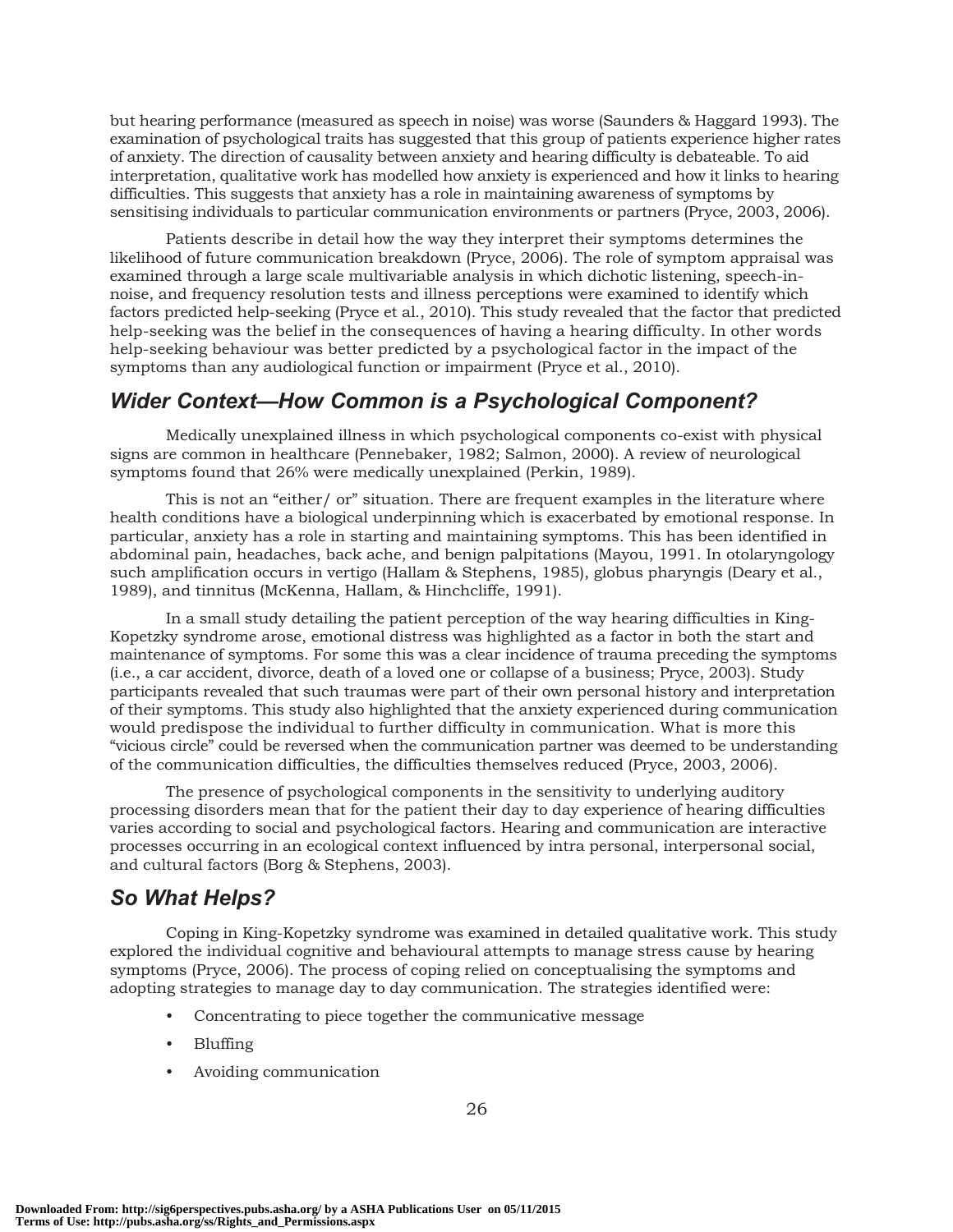but hearing performance (measured as speech in noise) was worse (Saunders & Haggard 1993). The examination of psychological traits has suggested that this group of patients experience higher rates of anxiety. The direction of causality between anxiety and hearing difficulty is debateable. To aid interpretation, qualitative work has modelled how anxiety is experienced and how it links to hearing difficulties. This suggests that anxiety has a role in maintaining awareness of symptoms by sensitising individuals to particular communication environments or partners (Pryce, 2003, 2006).

Patients describe in detail how the way they interpret their symptoms determines the likelihood of future communication breakdown (Pryce, 2006). The role of symptom appraisal was examined through a large scale multivariable analysis in which dichotic listening, speech-in-noise, and frequency resolution tests and illness perceptions were examined to identify which factors predicted help-seeking (Pryce et al., 2010). This study revealed that the factor that predicted help-seeking was the belief in the consequences of having a hearing difficulty. In other words help-seeking behaviour was better predicted by a psychological factor in the impact of the symptoms than any audiological function or impairment (Pryce et al., 2010).

## *Wider Context—How Common is a Psychological Component?*

Medically unexplained illness in which psychological components co-exist with physical signs are common in healthcare (Pennebaker, 1982; Salmon, 2000). A review of neurological symptoms found that 26% were medically unexplained (Perkin, 1989).

This is not an "either/ or" situation. There are frequent examples in the literature where health conditions have a biological underpinning which is exacerbated by emotional response. In particular, anxiety has a role in starting and maintaining symptoms. This has been identified in abdominal pain, headaches, back ache, and benign palpitations (Mayou, 1991. In otolaryngology such amplification occurs in vertigo (Hallam & Stephens, 1985), globus pharyngis (Deary et al., 1989), and tinnitus (McKenna, Hallam, & Hinchcliffe, 1991).

In a small study detailing the patient perception of the way hearing difficulties in King-Kopetzky syndrome arose, emotional distress was highlighted as a factor in both the start and maintenance of symptoms. For some this was a clear incidence of trauma preceding the symptoms (i.e., a car accident, divorce, death of a loved one or collapse of a business; Pryce, 2003). Study participants revealed that such traumas were part of their own personal history and interpretation of their symptoms. This study also highlighted that the anxiety experienced during communication would predispose the individual to further difficulty in communication. What is more this "vicious circle" could be reversed when the communication partner was deemed to be understanding of the communication difficulties, the difficulties themselves reduced (Pryce, 2003, 2006).

The presence of psychological components in the sensitivity to underlying auditory processing disorders mean that for the patient their day to day experience of hearing difficulties varies according to social and psychological factors. Hearing and communication are interactive processes occurring in an ecological context influenced by intra personal, interpersonal social, and cultural factors (Borg & Stephens, 2003).

## *So What Helps?*

Coping in King-Kopetzky syndrome was examined in detailed qualitative work. This study explored the individual cognitive and behavioural attempts to manage stress cause by hearing symptoms (Pryce, 2006). The process of coping relied on conceptualising the symptoms and adopting strategies to manage day to day communication. The strategies identified were:

- Concentrating to piece together the communicative message
- Bluffing
- Avoiding communication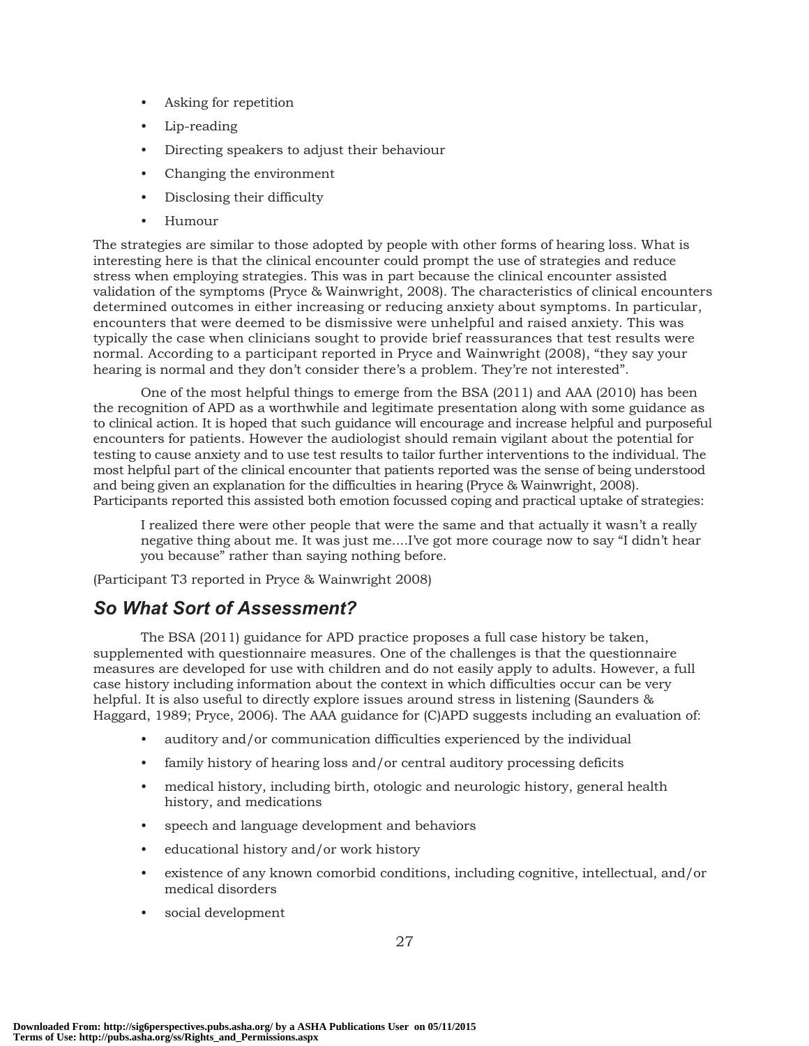- Asking for repetition
- Lip-reading
- Directing speakers to adjust their behaviour
- Changing the environment
- Disclosing their difficulty
- Humour

The strategies are similar to those adopted by people with other forms of hearing loss. What is interesting here is that the clinical encounter could prompt the use of strategies and reduce stress when employing strategies. This was in part because the clinical encounter assisted validation of the symptoms (Pryce & Wainwright, 2008). The characteristics of clinical encounters determined outcomes in either increasing or reducing anxiety about symptoms. In particular, encounters that were deemed to be dismissive were unhelpful and raised anxiety. This was typically the case when clinicians sought to provide brief reassurances that test results were normal. According to a participant reported in Pryce and Wainwright (2008), "they say your hearing is normal and they don't consider there's a problem. They're not interested".

One of the most helpful things to emerge from the BSA (2011) and AAA (2010) has been the recognition of APD as a worthwhile and legitimate presentation along with some guidance as to clinical action. It is hoped that such guidance will encourage and increase helpful and purposeful encounters for patients. However the audiologist should remain vigilant about the potential for testing to cause anxiety and to use test results to tailor further interventions to the individual. The most helpful part of the clinical encounter that patients reported was the sense of being understood and being given an explanation for the difficulties in hearing (Pryce & Wainwright, 2008). Participants reported this assisted both emotion focussed coping and practical uptake of strategies:

> I realized there were other people that were the same and that actually it wasn't a really negative thing about me. It was just me....I've got more courage now to say "I didn't hear you because" rather than saying nothing before.

(Participant T3 reported in Pryce & Wainwright 2008)

## *So What Sort of Assessment?*

The BSA (2011) guidance for APD practice proposes a full case history be taken, supplemented with questionnaire measures. One of the challenges is that the questionnaire measures are developed for use with children and do not easily apply to adults. However, a full case history including information about the context in which difficulties occur can be very helpful. It is also useful to directly explore issues around stress in listening (Saunders & Haggard, 1989; Pryce, 2006). The AAA guidance for (C)APD suggests including an evaluation of:

- auditory and/or communication difficulties experienced by the individual
- family history of hearing loss and/or central auditory processing deficits
- medical history, including birth, otologic and neurologic history, general health history, and medications
- speech and language development and behaviors
- educational history and/or work history
- existence of any known comorbid conditions, including cognitive, intellectual, and/or medical disorders
- social development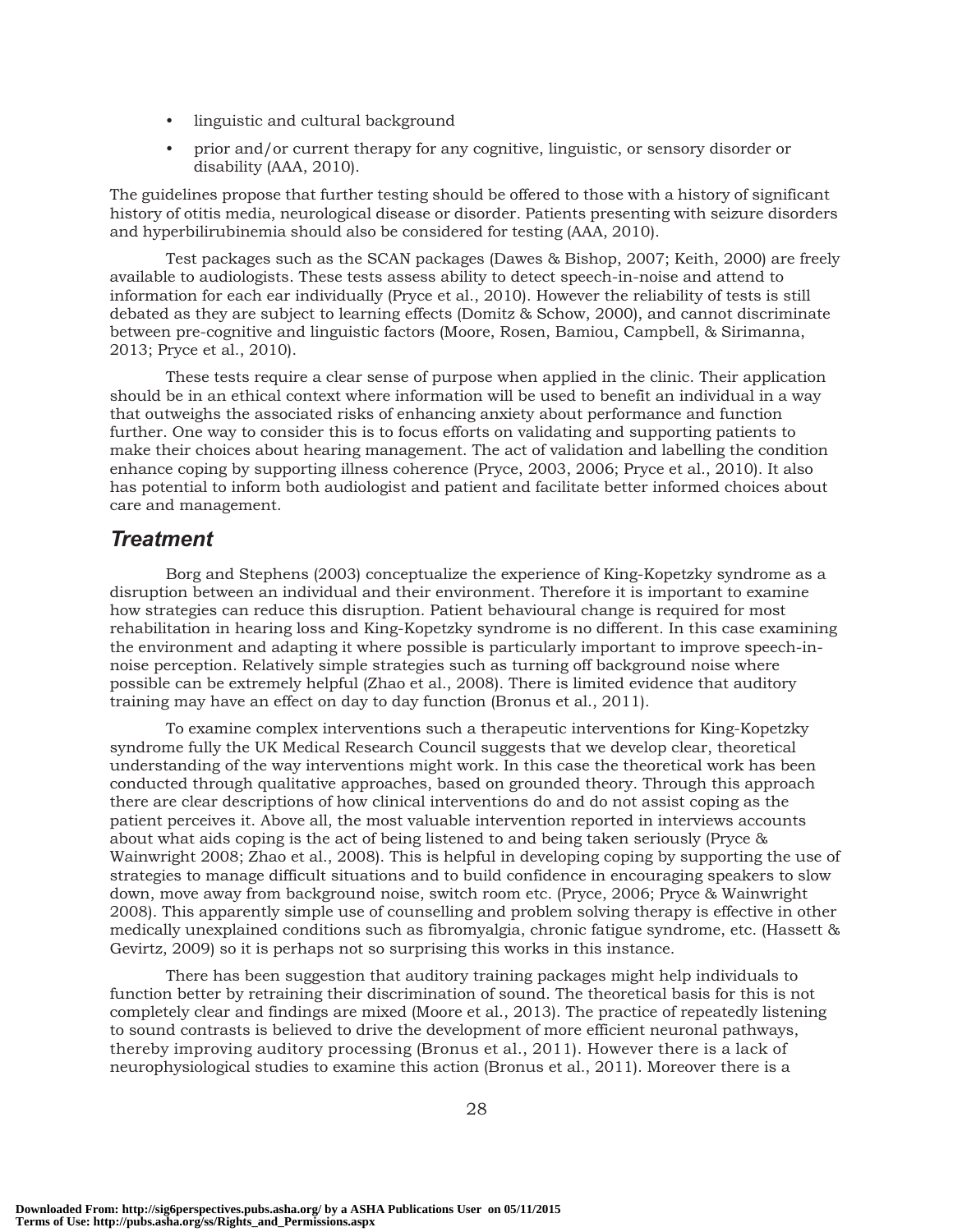- linguistic and cultural background
- prior and/or current therapy for any cognitive, linguistic, or sensory disorder or disability (AAA, 2010).

The guidelines propose that further testing should be offered to those with a history of significant history of otitis media, neurological disease or disorder. Patients presenting with seizure disorders and hyperbilirubinemia should also be considered for testing (AAA, 2010).

Test packages such as the SCAN packages (Dawes & Bishop, 2007; Keith, 2000) are freely available to audiologists. These tests assess ability to detect speech-in-noise and attend to information for each ear individually (Pryce et al., 2010). However the reliability of tests is still debated as they are subject to learning effects (Domitz & Schow, 2000), and cannot discriminate between pre-cognitive and linguistic factors (Moore, Rosen, Bamiou, Campbell, & Sirimanna, 2013; Pryce et al., 2010).

These tests require a clear sense of purpose when applied in the clinic. Their application should be in an ethical context where information will be used to benefit an individual in a way that outweighs the associated risks of enhancing anxiety about performance and function further. One way to consider this is to focus efforts on validating and supporting patients to make their choices about hearing management. The act of validation and labelling the condition enhance coping by supporting illness coherence (Pryce, 2003, 2006; Pryce et al., 2010). It also has potential to inform both audiologist and patient and facilitate better informed choices about care and management.

## Treatment

Borg and Stephens (2003) conceptualize the experience of King-Kopetzky syndrome as a disruption between an individual and their environment. Therefore it is important to examine how strategies can reduce this disruption. Patient behavioural change is required for most rehabilitation in hearing loss and King-Kopetzky syndrome is no different. In this case examining the environment and adapting it where possible is particularly important to improve speech-in-noise perception. Relatively simple strategies such as turning off background noise where possible can be extremely helpful (Zhao et al., 2008). There is limited evidence that auditory training may have an effect on day to day function (Bronus et al., 2011).

To examine complex interventions such a therapeutic interventions for King-Kopetzky syndrome fully the UK Medical Research Council suggests that we develop clear, theoretical understanding of the way interventions might work. In this case the theoretical work has been conducted through qualitative approaches, based on grounded theory. Through this approach there are clear descriptions of how clinical interventions do and do not assist coping as the patient perceives it. Above all, the most valuable intervention reported in interviews accounts about what aids coping is the act of being listened to and being taken seriously (Pryce & Wainwright 2008; Zhao et al., 2008). This is helpful in developing coping by supporting the use of strategies to manage difficult situations and to build confidence in encouraging speakers to slow down, move away from background noise, switch room etc. (Pryce, 2006; Pryce & Wainwright 2008). This apparently simple use of counselling and problem solving therapy is effective in other medically unexplained conditions such as fibromyalgia, chronic fatigue syndrome, etc. (Hassett & Gevirtz, 2009) so it is perhaps not so surprising this works in this instance.

There has been suggestion that auditory training packages might help individuals to function better by retraining their discrimination of sound. The theoretical basis for this is not completely clear and findings are mixed (Moore et al., 2013). The practice of repeatedly listening to sound contrasts is believed to drive the development of more efficient neuronal pathways, thereby improving auditory processing (Bronus et al., 2011). However there is a lack of neurophysiological studies to examine this action (Bronus et al., 2011). Moreover there is a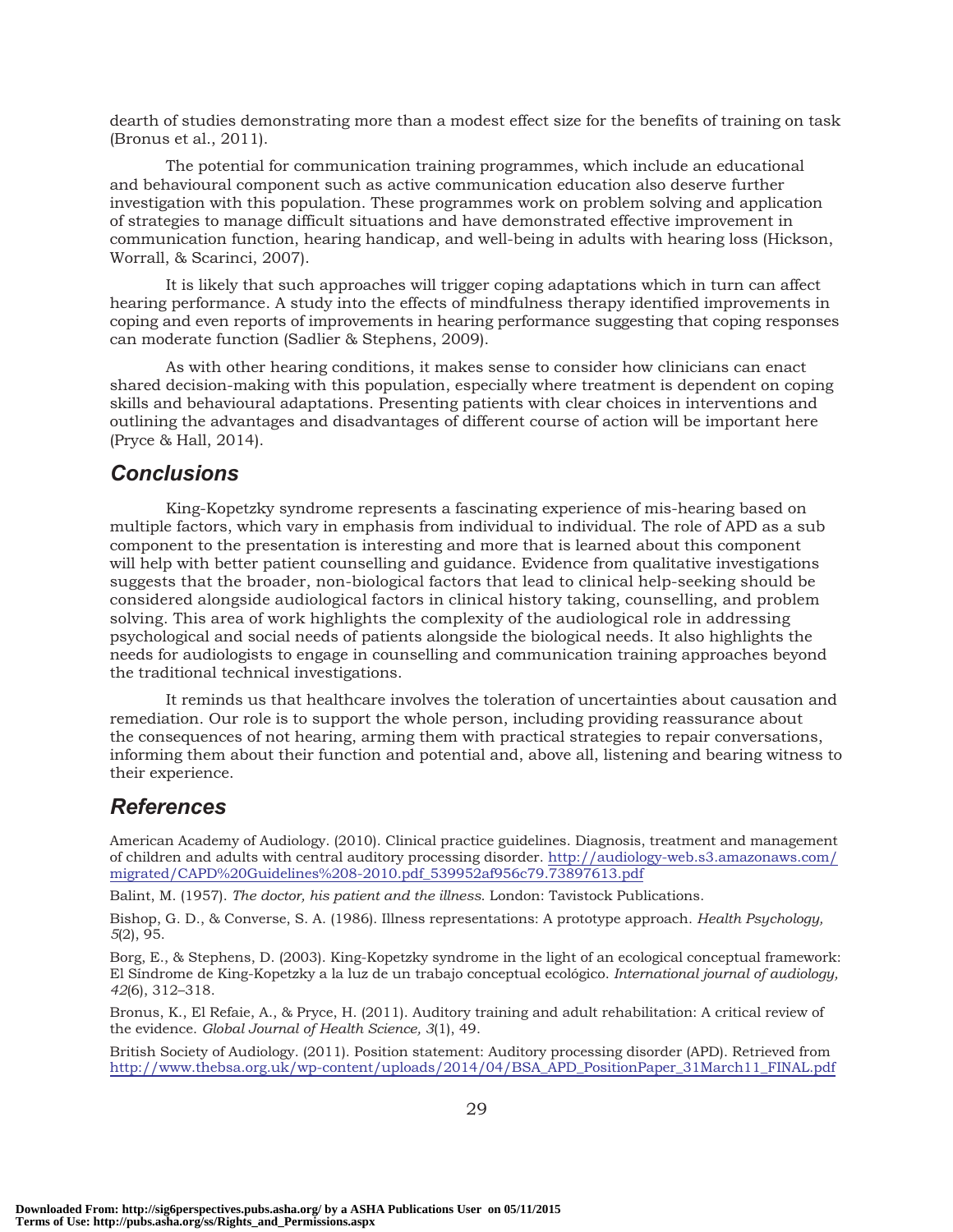dearth of studies demonstrating more than a modest effect size for the benefits of training on task (Bronus et al., 2011).

The potential for communication training programmes, which include an educational and behavioural component such as active communication education also deserve further investigation with this population. These programmes work on problem solving and application of strategies to manage difficult situations and have demonstrated effective improvement in communication function, hearing handicap, and well-being in adults with hearing loss (Hickson, Worrall, & Scarinci, 2007).

It is likely that such approaches will trigger coping adaptations which in turn can affect hearing performance. A study into the effects of mindfulness therapy identified improvements in coping and even reports of improvements in hearing performance suggesting that coping responses can moderate function (Sadlier & Stephens, 2009).

As with other hearing conditions, it makes sense to consider how clinicians can enact shared decision-making with this population, especially where treatment is dependent on coping skills and behavioural adaptations. Presenting patients with clear choices in interventions and outlining the advantages and disadvantages of different course of action will be important here (Pryce & Hall, 2014).

## Conclusions

King-Kopetzky syndrome represents a fascinating experience of mis-hearing based on multiple factors, which vary in emphasis from individual to individual. The role of APD as a sub component to the presentation is interesting and more that is learned about this component will help with better patient counselling and guidance. Evidence from qualitative investigations suggests that the broader, non-biological factors that lead to clinical help-seeking should be considered alongside audiological factors in clinical history taking, counselling, and problem solving. This area of work highlights the complexity of the audiological role in addressing psychological and social needs of patients alongside the biological needs. It also highlights the needs for audiologists to engage in counselling and communication training approaches beyond the traditional technical investigations.

It reminds us that healthcare involves the toleration of uncertainties about causation and remediation. Our role is to support the whole person, including providing reassurance about the consequences of not hearing, arming them with practical strategies to repair conversations, informing them about their function and potential and, above all, listening and bearing witness to their experience.

## References

American Academy of Audiology. (2010). Clinical practice guidelines. Diagnosis, treatment and management of children and adults with central auditory processing disorder. http://audiology-web.s3.amazonaws.com/migrated/CAPD%20Guidelines%208-2010.pdf_539952af956c79.73897613.pdf

Balint, M. (1957). *The doctor, his patient and the illness*. London: Tavistock Publications.

Bishop, G. D., & Converse, S. A. (1986). Illness representations: A prototype approach. *Health Psychology, 5*(2), 95.

Borg, E., & Stephens, D. (2003). King-Kopetzky syndrome in the light of an ecological conceptual framework: El Síndrome de King-Kopetzky a la luz de un trabajo conceptual ecológico. *International journal of audiology, 42*(6), 312–318.

Bronus, K., El Refaie, A., & Pryce, H. (2011). Auditory training and adult rehabilitation: A critical review of the evidence. *Global Journal of Health Science, 3*(1), 49.

British Society of Audiology. (2011). Position statement: Auditory processing disorder (APD). Retrieved from http://www.thebsa.org.uk/wp-content/uploads/2014/04/BSA_APD_PositionPaper_31March11_FINAL.pdf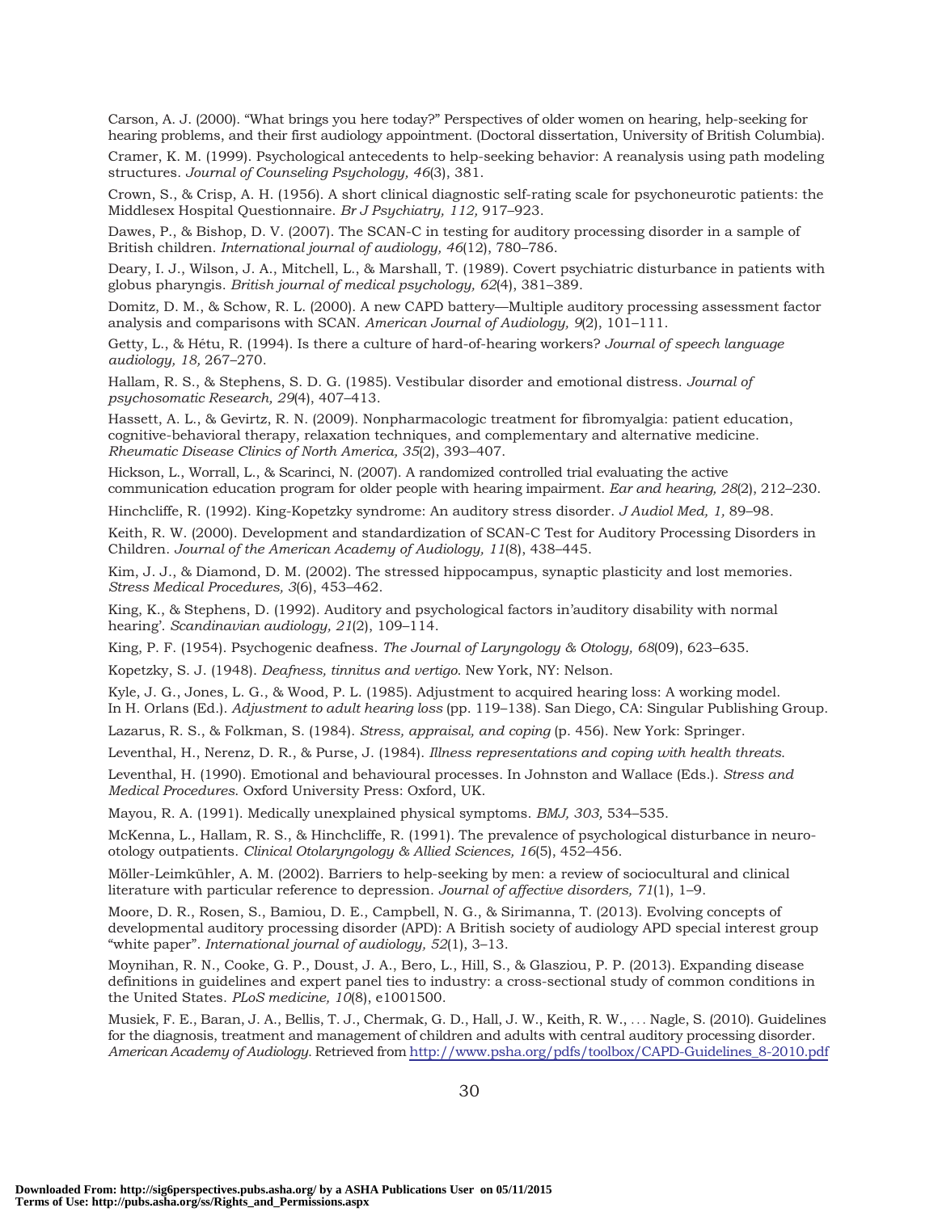Carson, A. J. (2000). "What brings you here today?" Perspectives of older women on hearing, help-seeking for hearing problems, and their first audiology appointment. (Doctoral dissertation, University of British Columbia).

Cramer, K. M. (1999). Psychological antecedents to help-seeking behavior: A reanalysis using path modeling structures. *Journal of Counseling Psychology, 46*(3), 381.

Crown, S., & Crisp, A. H. (1956). A short clinical diagnostic self-rating scale for psychoneurotic patients: the Middlesex Hospital Questionnaire. *Br J Psychiatry, 112,* 917–923.

Dawes, P., & Bishop, D. V. (2007). The SCAN-C in testing for auditory processing disorder in a sample of British children. *International journal of audiology, 46*(12), 780–786.

Deary, I. J., Wilson, J. A., Mitchell, L., & Marshall, T. (1989). Covert psychiatric disturbance in patients with globus pharyngis. *British journal of medical psychology, 62*(4), 381–389.

Domitz, D. M., & Schow, R. L. (2000). A new CAPD battery—Multiple auditory processing assessment factor analysis and comparisons with SCAN. *American Journal of Audiology, 9*(2), 101–111.

Getty, L., & Hétu, R. (1994). Is there a culture of hard-of-hearing workers? *Journal of speech language audiology, 18,* 267–270.

Hallam, R. S., & Stephens, S. D. G. (1985). Vestibular disorder and emotional distress. *Journal of psychosomatic Research, 29*(4), 407–413.

Hassett, A. L., & Gevirtz, R. N. (2009). Nonpharmacologic treatment for fibromyalgia: patient education, cognitive-behavioral therapy, relaxation techniques, and complementary and alternative medicine. *Rheumatic Disease Clinics of North America, 35*(2), 393–407.

Hickson, L., Worrall, L., & Scarinci, N. (2007). A randomized controlled trial evaluating the active communication education program for older people with hearing impairment. *Ear and hearing, 28*(2), 212–230.

Hinchcliffe, R. (1992). King-Kopetzky syndrome: An auditory stress disorder. *J Audiol Med, 1,* 89–98.

Keith, R. W. (2000). Development and standardization of SCAN-C Test for Auditory Processing Disorders in Children. *Journal of the American Academy of Audiology, 11*(8), 438–445.

Kim, J. J., & Diamond, D. M. (2002). The stressed hippocampus, synaptic plasticity and lost memories. *Stress Medical Procedures, 3*(6), 453–462.

King, K., & Stephens, D. (1992). Auditory and psychological factors in'auditory disability with normal hearing'. *Scandinavian audiology, 21*(2), 109–114.

King, P. F. (1954). Psychogenic deafness. *The Journal of Laryngology & Otology, 68*(09), 623–635.

Kopetzky, S. J. (1948). *Deafness, tinnitus and vertigo.* New York, NY: Nelson.

Kyle, J. G., Jones, L. G., & Wood, P. L. (1985). Adjustment to acquired hearing loss: A working model. In H. Orlans (Ed.). *Adjustment to adult hearing loss* (pp. 119–138). San Diego, CA: Singular Publishing Group.

Lazarus, R. S., & Folkman, S. (1984). *Stress, appraisal, and coping* (p. 456). New York: Springer.

Leventhal, H., Nerenz, D. R., & Purse, J. (1984). *Illness representations and coping with health threats.*

Leventhal, H. (1990). Emotional and behavioural processes. In Johnston and Wallace (Eds.). *Stress and Medical Procedures.* Oxford University Press: Oxford, UK.

Mayou, R. A. (1991). Medically unexplained physical symptoms. *BMJ, 303,* 534–535.

McKenna, L., Hallam, R. S., & Hinchcliffe, R. (1991). The prevalence of psychological disturbance in neuro-otology outpatients. *Clinical Otolaryngology & Allied Sciences, 16*(5), 452–456.

Möller-Leimkühler, A. M. (2002). Barriers to help-seeking by men: a review of sociocultural and clinical literature with particular reference to depression. *Journal of affective disorders, 71*(1), 1–9.

Moore, D. R., Rosen, S., Bamiou, D. E., Campbell, N. G., & Sirimanna, T. (2013). Evolving concepts of developmental auditory processing disorder (APD): A British society of audiology APD special interest group "white paper". *International journal of audiology, 52*(1), 3–13.

Moynihan, R. N., Cooke, G. P., Doust, J. A., Bero, L., Hill, S., & Glasziou, P. P. (2013). Expanding disease definitions in guidelines and expert panel ties to industry: a cross-sectional study of common conditions in the United States. *PLoS medicine, 10*(8), e1001500.

Musiek, F. E., Baran, J. A., Bellis, T. J., Chermak, G. D., Hall, J. W., Keith, R. W., ... Nagle, S. (2010). Guidelines for the diagnosis, treatment and management of children and adults with central auditory processing disorder. *American Academy of Audiology.* Retrieved from http://www.psha.org/pdfs/toolbox/CAPD-Guidelines_8-2010.pdf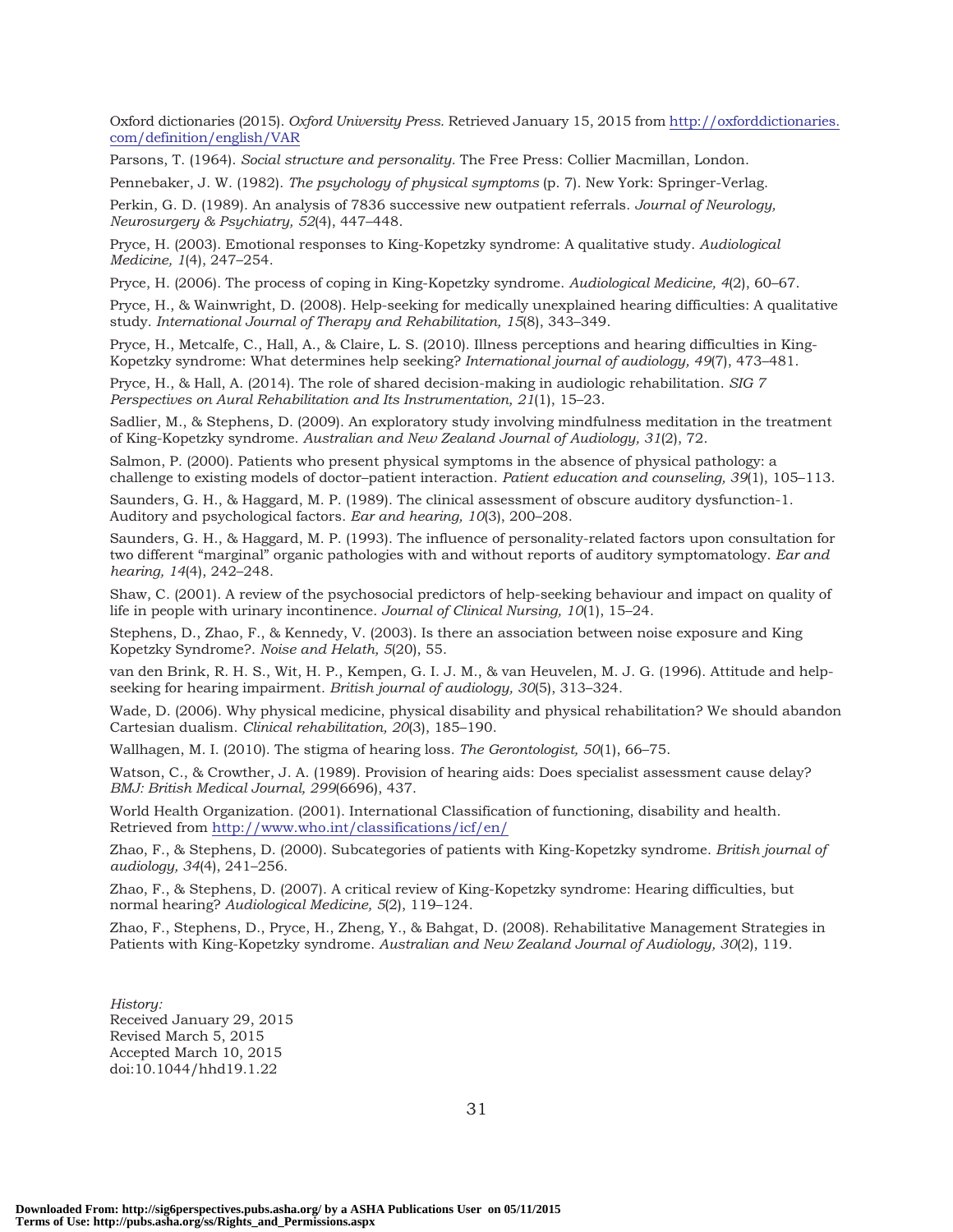Oxford dictionaries (2015). *Oxford University Press*. Retrieved January 15, 2015 from http://oxforddictionaries.com/definition/english/VAR

Parsons, T. (1964). *Social structure and personality*. The Free Press: Collier Macmillan, London.

Pennebaker, J. W. (1982). *The psychology of physical symptoms* (p. 7). New York: Springer-Verlag.

Perkin, G. D. (1989). An analysis of 7836 successive new outpatient referrals. *Journal of Neurology, Neurosurgery & Psychiatry, 52*(4), 447–448.

Pryce, H. (2003). Emotional responses to King-Kopetzky syndrome: A qualitative study. *Audiological Medicine, 1*(4), 247–254.

Pryce, H. (2006). The process of coping in King-Kopetzky syndrome. *Audiological Medicine, 4*(2), 60–67.

Pryce, H., & Wainwright, D. (2008). Help-seeking for medically unexplained hearing difficulties: A qualitative study. *International Journal of Therapy and Rehabilitation, 15*(8), 343–349.

Pryce, H., Metcalfe, C., Hall, A., & Claire, L. S. (2010). Illness perceptions and hearing difficulties in King-Kopetzky syndrome: What determines help seeking? *International journal of audiology, 49*(7), 473–481.

Pryce, H., & Hall, A. (2014). The role of shared decision-making in audiologic rehabilitation. *SIG 7 Perspectives on Aural Rehabilitation and Its Instrumentation, 21*(1), 15–23.

Sadlier, M., & Stephens, D. (2009). An exploratory study involving mindfulness meditation in the treatment of King-Kopetzky syndrome. *Australian and New Zealand Journal of Audiology, 31*(2), 72.

Salmon, P. (2000). Patients who present physical symptoms in the absence of physical pathology: a challenge to existing models of doctor–patient interaction. *Patient education and counseling, 39*(1), 105–113.

Saunders, G. H., & Haggard, M. P. (1989). The clinical assessment of obscure auditory dysfunction-1. Auditory and psychological factors. *Ear and hearing, 10*(3), 200–208.

Saunders, G. H., & Haggard, M. P. (1993). The influence of personality-related factors upon consultation for two different "marginal" organic pathologies with and without reports of auditory symptomatology. *Ear and hearing, 14*(4), 242–248.

Shaw, C. (2001). A review of the psychosocial predictors of help-seeking behaviour and impact on quality of life in people with urinary incontinence. *Journal of Clinical Nursing, 10*(1), 15–24.

Stephens, D., Zhao, F., & Kennedy, V. (2003). Is there an association between noise exposure and King Kopetzky Syndrome?. *Noise and Helath, 5*(20), 55.

van den Brink, R. H. S., Wit, H. P., Kempen, G. I. J. M., & van Heuvelen, M. J. G. (1996). Attitude and help-seeking for hearing impairment. *British journal of audiology, 30*(5), 313–324.

Wade, D. (2006). Why physical medicine, physical disability and physical rehabilitation? We should abandon Cartesian dualism. *Clinical rehabilitation, 20*(3), 185–190.

Wallhagen, M. I. (2010). The stigma of hearing loss. *The Gerontologist, 50*(1), 66–75.

Watson, C., & Crowther, J. A. (1989). Provision of hearing aids: Does specialist assessment cause delay? *BMJ: British Medical Journal, 299*(6696), 437.

World Health Organization. (2001). International Classification of functioning, disability and health. Retrieved from http://www.who.int/classifications/icf/en/

Zhao, F., & Stephens, D. (2000). Subcategories of patients with King-Kopetzky syndrome. *British journal of audiology, 34*(4), 241–256.

Zhao, F., & Stephens, D. (2007). A critical review of King-Kopetzky syndrome: Hearing difficulties, but normal hearing? *Audiological Medicine, 5*(2), 119–124.

Zhao, F., Stephens, D., Pryce, H., Zheng, Y., & Bahgat, D. (2008). Rehabilitative Management Strategies in Patients with King-Kopetzky syndrome. *Australian and New Zealand Journal of Audiology, 30*(2), 119.

*History:*
Received January 29, 2015
Revised March 5, 2015
Accepted March 10, 2015
doi:10.1044/hhd19.1.22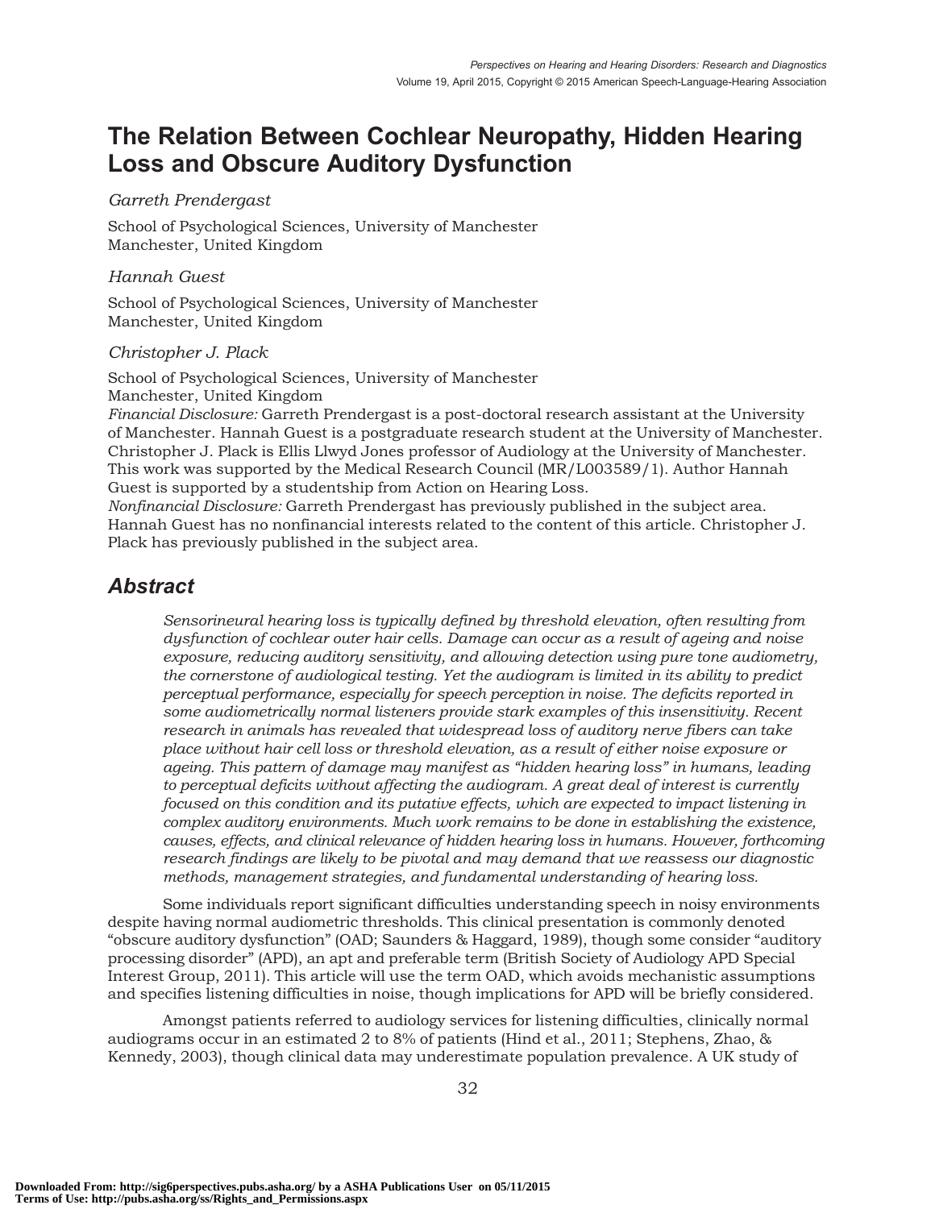# The Relation Between Cochlear Neuropathy, Hidden Hearing Loss and Obscure Auditory Dysfunction

*Garreth Prendergast*

School of Psychological Sciences, University of Manchester
Manchester, United Kingdom

*Hannah Guest*

School of Psychological Sciences, University of Manchester
Manchester, United Kingdom

*Christopher J. Plack*

School of Psychological Sciences, University of Manchester
Manchester, United Kingdom

*Financial Disclosure:* Garreth Prendergast is a post-doctoral research assistant at the University of Manchester. Hannah Guest is a postgraduate research student at the University of Manchester. Christopher J. Plack is Ellis Llwyd Jones professor of Audiology at the University of Manchester. This work was supported by the Medical Research Council (MR/L003589/1). Author Hannah Guest is supported by a studentship from Action on Hearing Loss.

*Nonfinancial Disclosure:* Garreth Prendergast has previously published in the subject area. Hannah Guest has no nonfinancial interests related to the content of this article. Christopher J. Plack has previously published in the subject area.

## Abstract

*Sensorineural hearing loss is typically defined by threshold elevation, often resulting from dysfunction of cochlear outer hair cells. Damage can occur as a result of ageing and noise exposure, reducing auditory sensitivity, and allowing detection using pure tone audiometry, the cornerstone of audiological testing. Yet the audiogram is limited in its ability to predict perceptual performance, especially for speech perception in noise. The deficits reported in some audiometrically normal listeners provide stark examples of this insensitivity. Recent research in animals has revealed that widespread loss of auditory nerve fibers can take place without hair cell loss or threshold elevation, as a result of either noise exposure or ageing. This pattern of damage may manifest as "hidden hearing loss" in humans, leading to perceptual deficits without affecting the audiogram. A great deal of interest is currently focused on this condition and its putative effects, which are expected to impact listening in complex auditory environments. Much work remains to be done in establishing the existence, causes, effects, and clinical relevance of hidden hearing loss in humans. However, forthcoming research findings are likely to be pivotal and may demand that we reassess our diagnostic methods, management strategies, and fundamental understanding of hearing loss.*

Some individuals report significant difficulties understanding speech in noisy environments despite having normal audiometric thresholds. This clinical presentation is commonly denoted "obscure auditory dysfunction" (OAD; Saunders & Haggard, 1989), though some consider "auditory processing disorder" (APD), an apt and preferable term (British Society of Audiology APD Special Interest Group, 2011). This article will use the term OAD, which avoids mechanistic assumptions and specifies listening difficulties in noise, though implications for APD will be briefly considered.

Amongst patients referred to audiology services for listening difficulties, clinically normal audiograms occur in an estimated 2 to 8% of patients (Hind et al., 2011; Stephens, Zhao, & Kennedy, 2003), though clinical data may underestimate population prevalence. A UK study of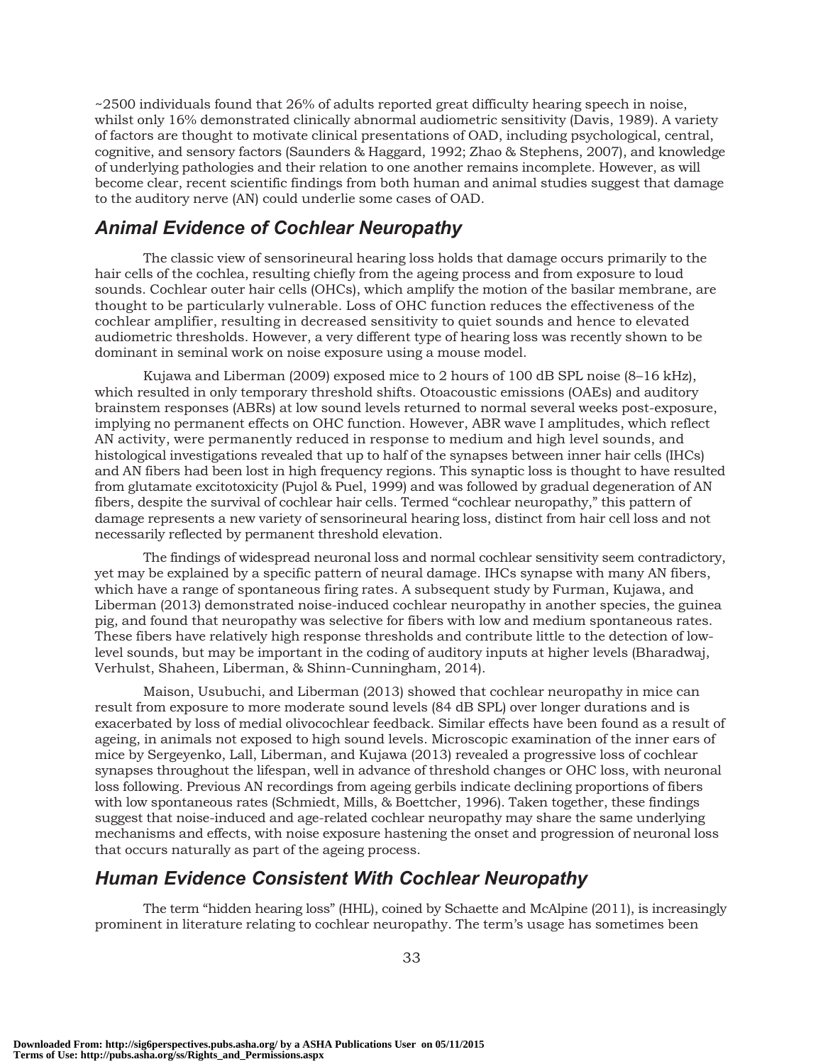~2500 individuals found that 26% of adults reported great difficulty hearing speech in noise, whilst only 16% demonstrated clinically abnormal audiometric sensitivity (Davis, 1989). A variety of factors are thought to motivate clinical presentations of OAD, including psychological, central, cognitive, and sensory factors (Saunders & Haggard, 1992; Zhao & Stephens, 2007), and knowledge of underlying pathologies and their relation to one another remains incomplete. However, as will become clear, recent scientific findings from both human and animal studies suggest that damage to the auditory nerve (AN) could underlie some cases of OAD.

## *Animal Evidence of Cochlear Neuropathy*

The classic view of sensorineural hearing loss holds that damage occurs primarily to the hair cells of the cochlea, resulting chiefly from the ageing process and from exposure to loud sounds. Cochlear outer hair cells (OHCs), which amplify the motion of the basilar membrane, are thought to be particularly vulnerable. Loss of OHC function reduces the effectiveness of the cochlear amplifier, resulting in decreased sensitivity to quiet sounds and hence to elevated audiometric thresholds. However, a very different type of hearing loss was recently shown to be dominant in seminal work on noise exposure using a mouse model.

Kujawa and Liberman (2009) exposed mice to 2 hours of 100 dB SPL noise (8–16 kHz), which resulted in only temporary threshold shifts. Otoacoustic emissions (OAEs) and auditory brainstem responses (ABRs) at low sound levels returned to normal several weeks post-exposure, implying no permanent effects on OHC function. However, ABR wave I amplitudes, which reflect AN activity, were permanently reduced in response to medium and high level sounds, and histological investigations revealed that up to half of the synapses between inner hair cells (IHCs) and AN fibers had been lost in high frequency regions. This synaptic loss is thought to have resulted from glutamate excitotoxicity (Pujol & Puel, 1999) and was followed by gradual degeneration of AN fibers, despite the survival of cochlear hair cells. Termed "cochlear neuropathy," this pattern of damage represents a new variety of sensorineural hearing loss, distinct from hair cell loss and not necessarily reflected by permanent threshold elevation.

The findings of widespread neuronal loss and normal cochlear sensitivity seem contradictory, yet may be explained by a specific pattern of neural damage. IHCs synapse with many AN fibers, which have a range of spontaneous firing rates. A subsequent study by Furman, Kujawa, and Liberman (2013) demonstrated noise-induced cochlear neuropathy in another species, the guinea pig, and found that neuropathy was selective for fibers with low and medium spontaneous rates. These fibers have relatively high response thresholds and contribute little to the detection of low-level sounds, but may be important in the coding of auditory inputs at higher levels (Bharadwaj, Verhulst, Shaheen, Liberman, & Shinn-Cunningham, 2014).

Maison, Usubuchi, and Liberman (2013) showed that cochlear neuropathy in mice can result from exposure to more moderate sound levels (84 dB SPL) over longer durations and is exacerbated by loss of medial olivocochlear feedback. Similar effects have been found as a result of ageing, in animals not exposed to high sound levels. Microscopic examination of the inner ears of mice by Sergeyenko, Lall, Liberman, and Kujawa (2013) revealed a progressive loss of cochlear synapses throughout the lifespan, well in advance of threshold changes or OHC loss, with neuronal loss following. Previous AN recordings from ageing gerbils indicate declining proportions of fibers with low spontaneous rates (Schmiedt, Mills, & Boettcher, 1996). Taken together, these findings suggest that noise-induced and age-related cochlear neuropathy may share the same underlying mechanisms and effects, with noise exposure hastening the onset and progression of neuronal loss that occurs naturally as part of the ageing process.

## *Human Evidence Consistent With Cochlear Neuropathy*

The term "hidden hearing loss" (HHL), coined by Schaette and McAlpine (2011), is increasingly prominent in literature relating to cochlear neuropathy. The term's usage has sometimes been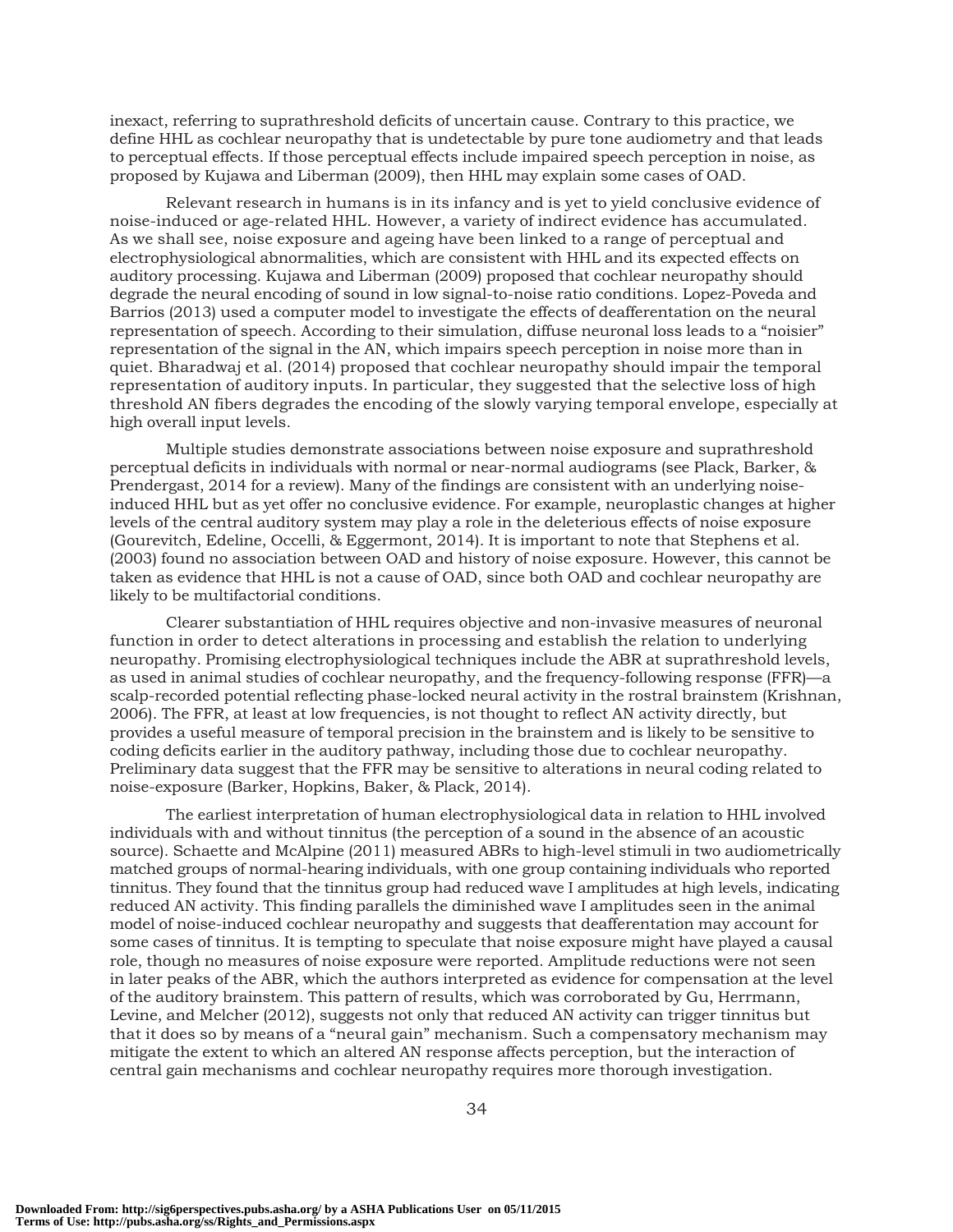inexact, referring to suprathreshold deficits of uncertain cause. Contrary to this practice, we define HHL as cochlear neuropathy that is undetectable by pure tone audiometry and that leads to perceptual effects. If those perceptual effects include impaired speech perception in noise, as proposed by Kujawa and Liberman (2009), then HHL may explain some cases of OAD.

Relevant research in humans is in its infancy and is yet to yield conclusive evidence of noise-induced or age-related HHL. However, a variety of indirect evidence has accumulated. As we shall see, noise exposure and ageing have been linked to a range of perceptual and electrophysiological abnormalities, which are consistent with HHL and its expected effects on auditory processing. Kujawa and Liberman (2009) proposed that cochlear neuropathy should degrade the neural encoding of sound in low signal-to-noise ratio conditions. Lopez-Poveda and Barrios (2013) used a computer model to investigate the effects of deafferentation on the neural representation of speech. According to their simulation, diffuse neuronal loss leads to a "noisier" representation of the signal in the AN, which impairs speech perception in noise more than in quiet. Bharadwaj et al. (2014) proposed that cochlear neuropathy should impair the temporal representation of auditory inputs. In particular, they suggested that the selective loss of high threshold AN fibers degrades the encoding of the slowly varying temporal envelope, especially at high overall input levels.

Multiple studies demonstrate associations between noise exposure and suprathreshold perceptual deficits in individuals with normal or near-normal audiograms (see Plack, Barker, & Prendergast, 2014 for a review). Many of the findings are consistent with an underlying noise-induced HHL but as yet offer no conclusive evidence. For example, neuroplastic changes at higher levels of the central auditory system may play a role in the deleterious effects of noise exposure (Gourevitch, Edeline, Occelli, & Eggermont, 2014). It is important to note that Stephens et al. (2003) found no association between OAD and history of noise exposure. However, this cannot be taken as evidence that HHL is not a cause of OAD, since both OAD and cochlear neuropathy are likely to be multifactorial conditions.

Clearer substantiation of HHL requires objective and non-invasive measures of neuronal function in order to detect alterations in processing and establish the relation to underlying neuropathy. Promising electrophysiological techniques include the ABR at suprathreshold levels, as used in animal studies of cochlear neuropathy, and the frequency-following response (FFR)—a scalp-recorded potential reflecting phase-locked neural activity in the rostral brainstem (Krishnan, 2006). The FFR, at least at low frequencies, is not thought to reflect AN activity directly, but provides a useful measure of temporal precision in the brainstem and is likely to be sensitive to coding deficits earlier in the auditory pathway, including those due to cochlear neuropathy. Preliminary data suggest that the FFR may be sensitive to alterations in neural coding related to noise-exposure (Barker, Hopkins, Baker, & Plack, 2014).

The earliest interpretation of human electrophysiological data in relation to HHL involved individuals with and without tinnitus (the perception of a sound in the absence of an acoustic source). Schaette and McAlpine (2011) measured ABRs to high-level stimuli in two audiometrically matched groups of normal-hearing individuals, with one group containing individuals who reported tinnitus. They found that the tinnitus group had reduced wave I amplitudes at high levels, indicating reduced AN activity. This finding parallels the diminished wave I amplitudes seen in the animal model of noise-induced cochlear neuropathy and suggests that deafferentation may account for some cases of tinnitus. It is tempting to speculate that noise exposure might have played a causal role, though no measures of noise exposure were reported. Amplitude reductions were not seen in later peaks of the ABR, which the authors interpreted as evidence for compensation at the level of the auditory brainstem. This pattern of results, which was corroborated by Gu, Herrmann, Levine, and Melcher (2012), suggests not only that reduced AN activity can trigger tinnitus but that it does so by means of a "neural gain" mechanism. Such a compensatory mechanism may mitigate the extent to which an altered AN response affects perception, but the interaction of central gain mechanisms and cochlear neuropathy requires more thorough investigation.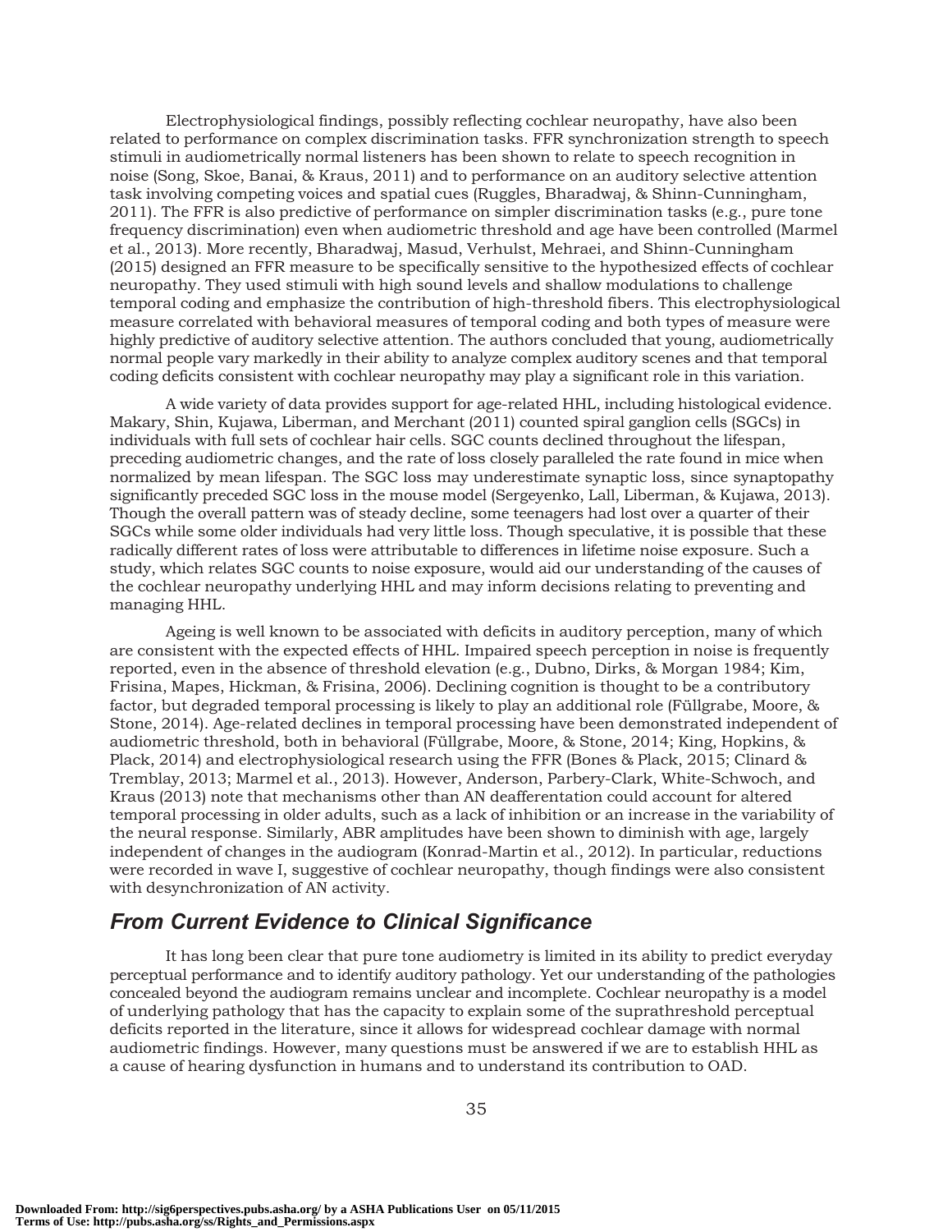Electrophysiological findings, possibly reflecting cochlear neuropathy, have also been related to performance on complex discrimination tasks. FFR synchronization strength to speech stimuli in audiometrically normal listeners has been shown to relate to speech recognition in noise (Song, Skoe, Banai, & Kraus, 2011) and to performance on an auditory selective attention task involving competing voices and spatial cues (Ruggles, Bharadwaj, & Shinn-Cunningham, 2011). The FFR is also predictive of performance on simpler discrimination tasks (e.g., pure tone frequency discrimination) even when audiometric threshold and age have been controlled (Marmel et al., 2013). More recently, Bharadwaj, Masud, Verhulst, Mehraei, and Shinn-Cunningham (2015) designed an FFR measure to be specifically sensitive to the hypothesized effects of cochlear neuropathy. They used stimuli with high sound levels and shallow modulations to challenge temporal coding and emphasize the contribution of high-threshold fibers. This electrophysiological measure correlated with behavioral measures of temporal coding and both types of measure were highly predictive of auditory selective attention. The authors concluded that young, audiometrically normal people vary markedly in their ability to analyze complex auditory scenes and that temporal coding deficits consistent with cochlear neuropathy may play a significant role in this variation.

A wide variety of data provides support for age-related HHL, including histological evidence. Makary, Shin, Kujawa, Liberman, and Merchant (2011) counted spiral ganglion cells (SGCs) in individuals with full sets of cochlear hair cells. SGC counts declined throughout the lifespan, preceding audiometric changes, and the rate of loss closely paralleled the rate found in mice when normalized by mean lifespan. The SGC loss may underestimate synaptic loss, since synaptopathy significantly preceded SGC loss in the mouse model (Sergeyenko, Lall, Liberman, & Kujawa, 2013). Though the overall pattern was of steady decline, some teenagers had lost over a quarter of their SGCs while some older individuals had very little loss. Though speculative, it is possible that these radically different rates of loss were attributable to differences in lifetime noise exposure. Such a study, which relates SGC counts to noise exposure, would aid our understanding of the causes of the cochlear neuropathy underlying HHL and may inform decisions relating to preventing and managing HHL.

Ageing is well known to be associated with deficits in auditory perception, many of which are consistent with the expected effects of HHL. Impaired speech perception in noise is frequently reported, even in the absence of threshold elevation (e.g., Dubno, Dirks, & Morgan 1984; Kim, Frisina, Mapes, Hickman, & Frisina, 2006). Declining cognition is thought to be a contributory factor, but degraded temporal processing is likely to play an additional role (Füllgrabe, Moore, & Stone, 2014). Age-related declines in temporal processing have been demonstrated independent of audiometric threshold, both in behavioral (Füllgrabe, Moore, & Stone, 2014; King, Hopkins, & Plack, 2014) and electrophysiological research using the FFR (Bones & Plack, 2015; Clinard & Tremblay, 2013; Marmel et al., 2013). However, Anderson, Parbery-Clark, White-Schwoch, and Kraus (2013) note that mechanisms other than AN deafferentation could account for altered temporal processing in older adults, such as a lack of inhibition or an increase in the variability of the neural response. Similarly, ABR amplitudes have been shown to diminish with age, largely independent of changes in the audiogram (Konrad-Martin et al., 2012). In particular, reductions were recorded in wave I, suggestive of cochlear neuropathy, though findings were also consistent with desynchronization of AN activity.

## *From Current Evidence to Clinical Significance*

It has long been clear that pure tone audiometry is limited in its ability to predict everyday perceptual performance and to identify auditory pathology. Yet our understanding of the pathologies concealed beyond the audiogram remains unclear and incomplete. Cochlear neuropathy is a model of underlying pathology that has the capacity to explain some of the suprathreshold perceptual deficits reported in the literature, since it allows for widespread cochlear damage with normal audiometric findings. However, many questions must be answered if we are to establish HHL as a cause of hearing dysfunction in humans and to understand its contribution to OAD.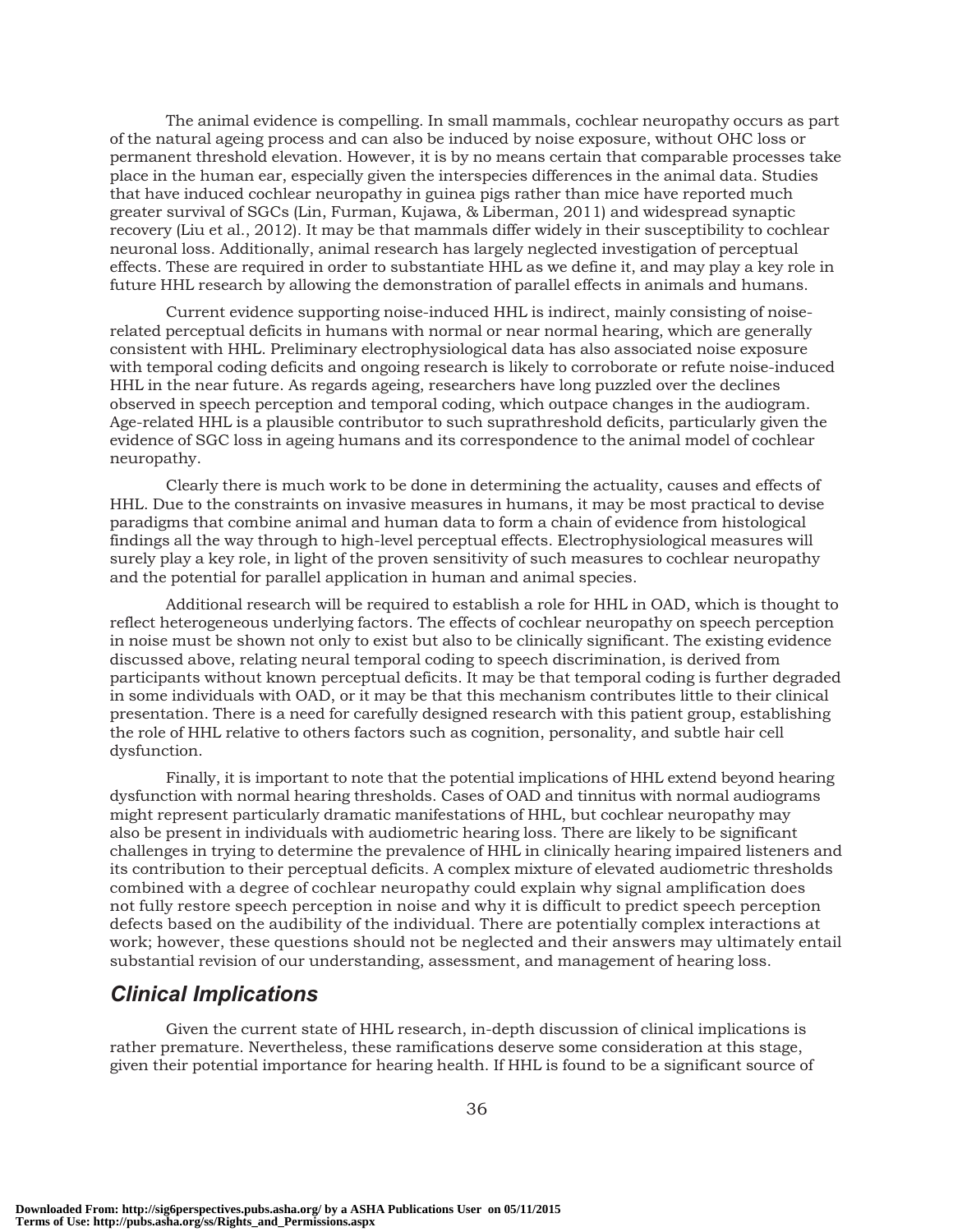The animal evidence is compelling. In small mammals, cochlear neuropathy occurs as part of the natural ageing process and can also be induced by noise exposure, without OHC loss or permanent threshold elevation. However, it is by no means certain that comparable processes take place in the human ear, especially given the interspecies differences in the animal data. Studies that have induced cochlear neuropathy in guinea pigs rather than mice have reported much greater survival of SGCs (Lin, Furman, Kujawa, & Liberman, 2011) and widespread synaptic recovery (Liu et al., 2012). It may be that mammals differ widely in their susceptibility to cochlear neuronal loss. Additionally, animal research has largely neglected investigation of perceptual effects. These are required in order to substantiate HHL as we define it, and may play a key role in future HHL research by allowing the demonstration of parallel effects in animals and humans.

Current evidence supporting noise-induced HHL is indirect, mainly consisting of noise-related perceptual deficits in humans with normal or near normal hearing, which are generally consistent with HHL. Preliminary electrophysiological data has also associated noise exposure with temporal coding deficits and ongoing research is likely to corroborate or refute noise-induced HHL in the near future. As regards ageing, researchers have long puzzled over the declines observed in speech perception and temporal coding, which outpace changes in the audiogram. Age-related HHL is a plausible contributor to such suprathreshold deficits, particularly given the evidence of SGC loss in ageing humans and its correspondence to the animal model of cochlear neuropathy.

Clearly there is much work to be done in determining the actuality, causes and effects of HHL. Due to the constraints on invasive measures in humans, it may be most practical to devise paradigms that combine animal and human data to form a chain of evidence from histological findings all the way through to high-level perceptual effects. Electrophysiological measures will surely play a key role, in light of the proven sensitivity of such measures to cochlear neuropathy and the potential for parallel application in human and animal species.

Additional research will be required to establish a role for HHL in OAD, which is thought to reflect heterogeneous underlying factors. The effects of cochlear neuropathy on speech perception in noise must be shown not only to exist but also to be clinically significant. The existing evidence discussed above, relating neural temporal coding to speech discrimination, is derived from participants without known perceptual deficits. It may be that temporal coding is further degraded in some individuals with OAD, or it may be that this mechanism contributes little to their clinical presentation. There is a need for carefully designed research with this patient group, establishing the role of HHL relative to others factors such as cognition, personality, and subtle hair cell dysfunction.

Finally, it is important to note that the potential implications of HHL extend beyond hearing dysfunction with normal hearing thresholds. Cases of OAD and tinnitus with normal audiograms might represent particularly dramatic manifestations of HHL, but cochlear neuropathy may also be present in individuals with audiometric hearing loss. There are likely to be significant challenges in trying to determine the prevalence of HHL in clinically hearing impaired listeners and its contribution to their perceptual deficits. A complex mixture of elevated audiometric thresholds combined with a degree of cochlear neuropathy could explain why signal amplification does not fully restore speech perception in noise and why it is difficult to predict speech perception defects based on the audibility of the individual. There are potentially complex interactions at work; however, these questions should not be neglected and their answers may ultimately entail substantial revision of our understanding, assessment, and management of hearing loss.

## *Clinical Implications*

Given the current state of HHL research, in-depth discussion of clinical implications is rather premature. Nevertheless, these ramifications deserve some consideration at this stage, given their potential importance for hearing health. If HHL is found to be a significant source of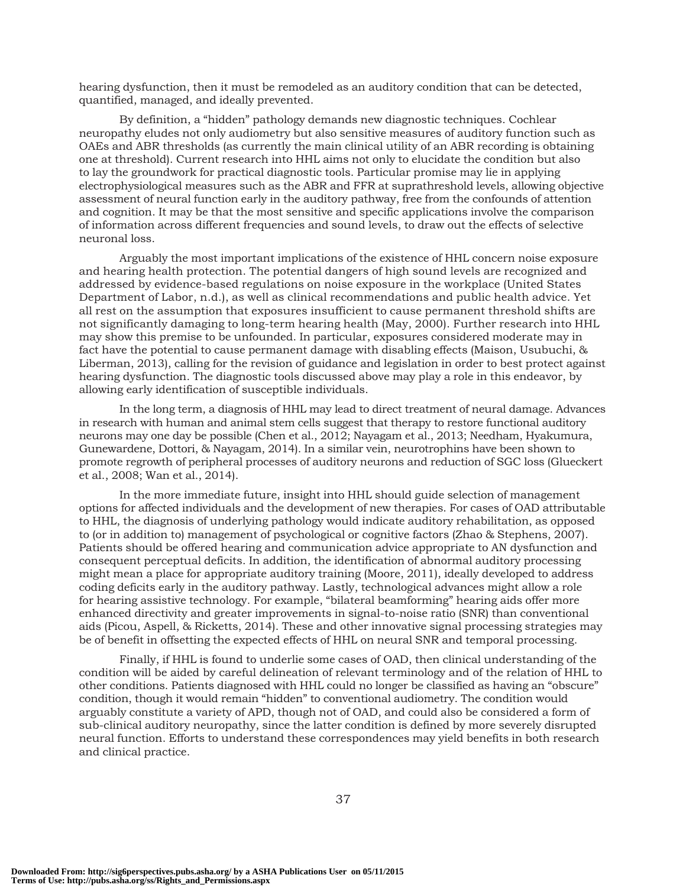hearing dysfunction, then it must be remodeled as an auditory condition that can be detected, quantified, managed, and ideally prevented.

By definition, a "hidden" pathology demands new diagnostic techniques. Cochlear neuropathy eludes not only audiometry but also sensitive measures of auditory function such as OAEs and ABR thresholds (as currently the main clinical utility of an ABR recording is obtaining one at threshold). Current research into HHL aims not only to elucidate the condition but also to lay the groundwork for practical diagnostic tools. Particular promise may lie in applying electrophysiological measures such as the ABR and FFR at suprathreshold levels, allowing objective assessment of neural function early in the auditory pathway, free from the confounds of attention and cognition. It may be that the most sensitive and specific applications involve the comparison of information across different frequencies and sound levels, to draw out the effects of selective neuronal loss.

Arguably the most important implications of the existence of HHL concern noise exposure and hearing health protection. The potential dangers of high sound levels are recognized and addressed by evidence-based regulations on noise exposure in the workplace (United States Department of Labor, n.d.), as well as clinical recommendations and public health advice. Yet all rest on the assumption that exposures insufficient to cause permanent threshold shifts are not significantly damaging to long-term hearing health (May, 2000). Further research into HHL may show this premise to be unfounded. In particular, exposures considered moderate may in fact have the potential to cause permanent damage with disabling effects (Maison, Usubuchi, & Liberman, 2013), calling for the revision of guidance and legislation in order to best protect against hearing dysfunction. The diagnostic tools discussed above may play a role in this endeavor, by allowing early identification of susceptible individuals.

In the long term, a diagnosis of HHL may lead to direct treatment of neural damage. Advances in research with human and animal stem cells suggest that therapy to restore functional auditory neurons may one day be possible (Chen et al., 2012; Nayagam et al., 2013; Needham, Hyakumura, Gunewardene, Dottori, & Nayagam, 2014). In a similar vein, neurotrophins have been shown to promote regrowth of peripheral processes of auditory neurons and reduction of SGC loss (Glueckert et al., 2008; Wan et al., 2014).

In the more immediate future, insight into HHL should guide selection of management options for affected individuals and the development of new therapies. For cases of OAD attributable to HHL, the diagnosis of underlying pathology would indicate auditory rehabilitation, as opposed to (or in addition to) management of psychological or cognitive factors (Zhao & Stephens, 2007). Patients should be offered hearing and communication advice appropriate to AN dysfunction and consequent perceptual deficits. In addition, the identification of abnormal auditory processing might mean a place for appropriate auditory training (Moore, 2011), ideally developed to address coding deficits early in the auditory pathway. Lastly, technological advances might allow a role for hearing assistive technology. For example, "bilateral beamforming" hearing aids offer more enhanced directivity and greater improvements in signal-to-noise ratio (SNR) than conventional aids (Picou, Aspell, & Ricketts, 2014). These and other innovative signal processing strategies may be of benefit in offsetting the expected effects of HHL on neural SNR and temporal processing.

Finally, if HHL is found to underlie some cases of OAD, then clinical understanding of the condition will be aided by careful delineation of relevant terminology and of the relation of HHL to other conditions. Patients diagnosed with HHL could no longer be classified as having an "obscure" condition, though it would remain "hidden" to conventional audiometry. The condition would arguably constitute a variety of APD, though not of OAD, and could also be considered a form of sub-clinical auditory neuropathy, since the latter condition is defined by more severely disrupted neural function. Efforts to understand these correspondences may yield benefits in both research and clinical practice.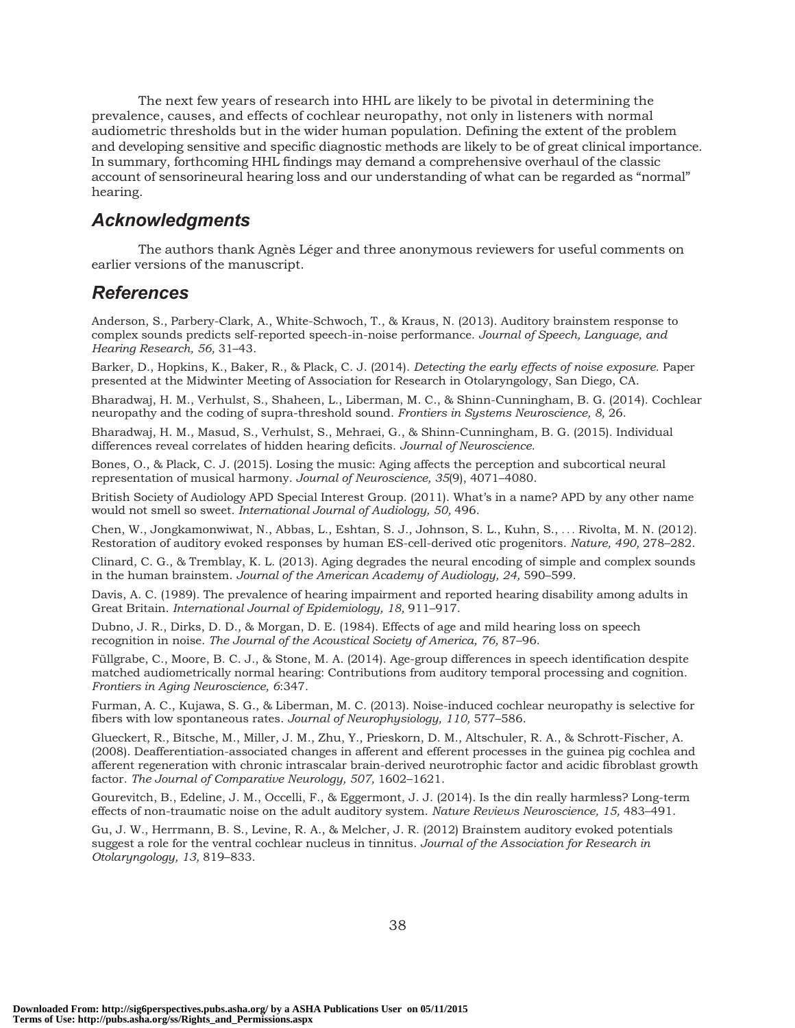The next few years of research into HHL are likely to be pivotal in determining the prevalence, causes, and effects of cochlear neuropathy, not only in listeners with normal audiometric thresholds but in the wider human population. Defining the extent of the problem and developing sensitive and specific diagnostic methods are likely to be of great clinical importance. In summary, forthcoming HHL findings may demand a comprehensive overhaul of the classic account of sensorineural hearing loss and our understanding of what can be regarded as "normal" hearing.

## Acknowledgments

The authors thank Agnès Léger and three anonymous reviewers for useful comments on earlier versions of the manuscript.

## References

Anderson, S., Parbery-Clark, A., White-Schwoch, T., & Kraus, N. (2013). Auditory brainstem response to complex sounds predicts self-reported speech-in-noise performance. *Journal of Speech, Language, and Hearing Research, 56,* 31–43.

Barker, D., Hopkins, K., Baker, R., & Plack, C. J. (2014). *Detecting the early effects of noise exposure.* Paper presented at the Midwinter Meeting of Association for Research in Otolaryngology, San Diego, CA.

Bharadwaj, H. M., Verhulst, S., Shaheen, L., Liberman, M. C., & Shinn-Cunningham, B. G. (2014). Cochlear neuropathy and the coding of supra-threshold sound. *Frontiers in Systems Neuroscience, 8,* 26.

Bharadwaj, H. M., Masud, S., Verhulst, S., Mehraei, G., & Shinn-Cunningham, B. G. (2015). Individual differences reveal correlates of hidden hearing deficits. *Journal of Neuroscience.*

Bones, O., & Plack, C. J. (2015). Losing the music: Aging affects the perception and subcortical neural representation of musical harmony. *Journal of Neuroscience, 35*(9), 4071–4080.

British Society of Audiology APD Special Interest Group. (2011). What's in a name? APD by any other name would not smell so sweet. *International Journal of Audiology, 50,* 496.

Chen, W., Jongkamonwiwat, N., Abbas, L., Eshtan, S. J., Johnson, S. L., Kuhn, S., . . . Rivolta, M. N. (2012). Restoration of auditory evoked responses by human ES-cell-derived otic progenitors. *Nature, 490,* 278–282.

Clinard, C. G., & Tremblay, K. L. (2013). Aging degrades the neural encoding of simple and complex sounds in the human brainstem. *Journal of the American Academy of Audiology, 24,* 590–599.

Davis, A. C. (1989). The prevalence of hearing impairment and reported hearing disability among adults in Great Britain. *International Journal of Epidemiology, 18,* 911–917.

Dubno, J. R., Dirks, D. D., & Morgan, D. E. (1984). Effects of age and mild hearing loss on speech recognition in noise. *The Journal of the Acoustical Society of America, 76,* 87–96.

Füllgrabe, C., Moore, B. C. J., & Stone, M. A. (2014). Age-group differences in speech identification despite matched audiometrically normal hearing: Contributions from auditory temporal processing and cognition. *Frontiers in Aging Neuroscience, 6*:347.

Furman, A. C., Kujawa, S. G., & Liberman, M. C. (2013). Noise-induced cochlear neuropathy is selective for fibers with low spontaneous rates. *Journal of Neurophysiology, 110,* 577–586.

Glueckert, R., Bitsche, M., Miller, J. M., Zhu, Y., Prieskorn, D. M., Altschuler, R. A., & Schrott-Fischer, A. (2008). Deafferentiation-associated changes in afferent and efferent processes in the guinea pig cochlea and afferent regeneration with chronic intrascalar brain-derived neurotrophic factor and acidic fibroblast growth factor. *The Journal of Comparative Neurology, 507,* 1602–1621.

Gourevitch, B., Edeline, J. M., Occelli, F., & Eggermont, J. J. (2014). Is the din really harmless? Long-term effects of non-traumatic noise on the adult auditory system. *Nature Reviews Neuroscience, 15,* 483–491.

Gu, J. W., Herrmann, B. S., Levine, R. A., & Melcher, J. R. (2012) Brainstem auditory evoked potentials suggest a role for the ventral cochlear nucleus in tinnitus. *Journal of the Association for Research in Otolaryngology, 13,* 819–833.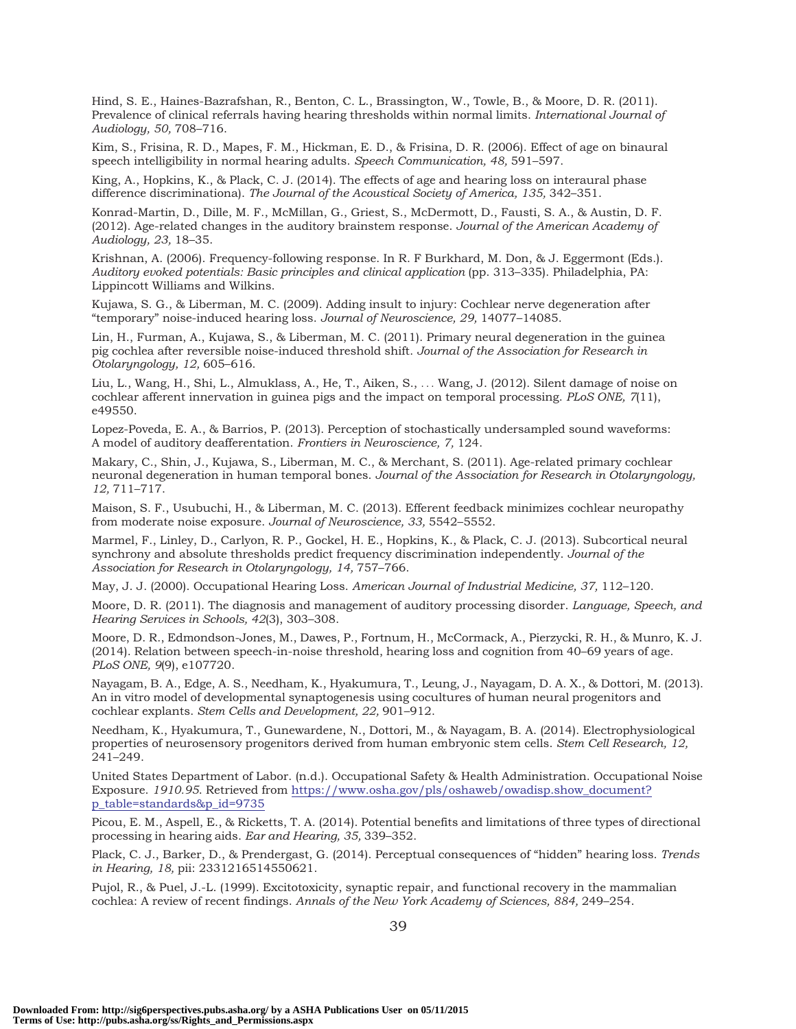Hind, S. E., Haines-Bazrafshan, R., Benton, C. L., Brassington, W., Towle, B., & Moore, D. R. (2011). Prevalence of clinical referrals having hearing thresholds within normal limits. *International Journal of Audiology, 50,* 708–716.

Kim, S., Frisina, R. D., Mapes, F. M., Hickman, E. D., & Frisina, D. R. (2006). Effect of age on binaural speech intelligibility in normal hearing adults. *Speech Communication, 48,* 591–597.

King, A., Hopkins, K., & Plack, C. J. (2014). The effects of age and hearing loss on interaural phase difference discriminationa). *The Journal of the Acoustical Society of America, 135,* 342–351.

Konrad-Martin, D., Dille, M. F., McMillan, G., Griest, S., McDermott, D., Fausti, S. A., & Austin, D. F. (2012). Age-related changes in the auditory brainstem response. *Journal of the American Academy of Audiology, 23,* 18–35.

Krishnan, A. (2006). Frequency-following response. In R. F Burkhard, M. Don, & J. Eggermont (Eds.). *Auditory evoked potentials: Basic principles and clinical application* (pp. 313–335). Philadelphia, PA: Lippincott Williams and Wilkins.

Kujawa, S. G., & Liberman, M. C. (2009). Adding insult to injury: Cochlear nerve degeneration after "temporary" noise-induced hearing loss. *Journal of Neuroscience, 29,* 14077–14085.

Lin, H., Furman, A., Kujawa, S., & Liberman, M. C. (2011). Primary neural degeneration in the guinea pig cochlea after reversible noise-induced threshold shift. *Journal of the Association for Research in Otolaryngology, 12,* 605–616.

Liu, L., Wang, H., Shi, L., Almuklass, A., He, T., Aiken, S., . . . Wang, J. (2012). Silent damage of noise on cochlear afferent innervation in guinea pigs and the impact on temporal processing. *PLoS ONE, 7*(11), e49550.

Lopez-Poveda, E. A., & Barrios, P. (2013). Perception of stochastically undersampled sound waveforms: A model of auditory deafferentation. *Frontiers in Neuroscience, 7,* 124.

Makary, C., Shin, J., Kujawa, S., Liberman, M. C., & Merchant, S. (2011). Age-related primary cochlear neuronal degeneration in human temporal bones. *Journal of the Association for Research in Otolaryngology, 12,* 711–717.

Maison, S. F., Usubuchi, H., & Liberman, M. C. (2013). Efferent feedback minimizes cochlear neuropathy from moderate noise exposure. *Journal of Neuroscience, 33,* 5542–5552.

Marmel, F., Linley, D., Carlyon, R. P., Gockel, H. E., Hopkins, K., & Plack, C. J. (2013). Subcortical neural synchrony and absolute thresholds predict frequency discrimination independently. *Journal of the Association for Research in Otolaryngology, 14,* 757–766.

May, J. J. (2000). Occupational Hearing Loss. *American Journal of Industrial Medicine, 37,* 112–120.

Moore, D. R. (2011). The diagnosis and management of auditory processing disorder. *Language, Speech, and Hearing Services in Schools, 42*(3), 303–308.

Moore, D. R., Edmondson-Jones, M., Dawes, P., Fortnum, H., McCormack, A., Pierzycki, R. H., & Munro, K. J. (2014). Relation between speech-in-noise threshold, hearing loss and cognition from 40–69 years of age. *PLoS ONE, 9*(9), e107720.

Nayagam, B. A., Edge, A. S., Needham, K., Hyakumura, T., Leung, J., Nayagam, D. A. X., & Dottori, M. (2013). An in vitro model of developmental synaptogenesis using cocultures of human neural progenitors and cochlear explants. *Stem Cells and Development, 22,* 901–912.

Needham, K., Hyakumura, T., Gunewardene, N., Dottori, M., & Nayagam, B. A. (2014). Electrophysiological properties of neurosensory progenitors derived from human embryonic stem cells. *Stem Cell Research, 12,* 241–249.

United States Department of Labor. (n.d.). Occupational Safety & Health Administration. Occupational Noise Exposure. *1910.95*. Retrieved from https://www.osha.gov/pls/oshaweb/owadisp.show_document?p_table=standards&p_id=9735

Picou, E. M., Aspell, E., & Ricketts, T. A. (2014). Potential benefits and limitations of three types of directional processing in hearing aids. *Ear and Hearing, 35,* 339–352.

Plack, C. J., Barker, D., & Prendergast, G. (2014). Perceptual consequences of "hidden" hearing loss. *Trends in Hearing, 18,* pii: 2331216514550621.

Pujol, R., & Puel, J.-L. (1999). Excitotoxicity, synaptic repair, and functional recovery in the mammalian cochlea: A review of recent findings. *Annals of the New York Academy of Sciences, 884,* 249–254.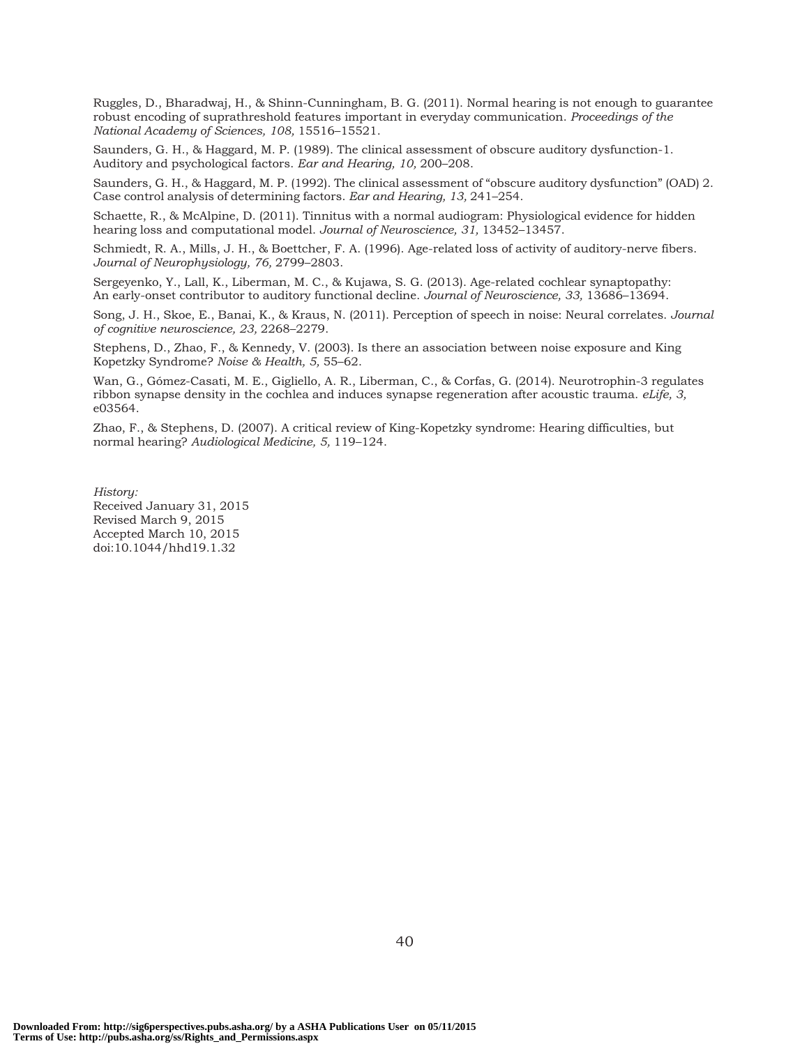Ruggles, D., Bharadwaj, H., & Shinn-Cunningham, B. G. (2011). Normal hearing is not enough to guarantee robust encoding of suprathreshold features important in everyday communication. *Proceedings of the National Academy of Sciences, 108,* 15516–15521.

Saunders, G. H., & Haggard, M. P. (1989). The clinical assessment of obscure auditory dysfunction-1. Auditory and psychological factors. *Ear and Hearing, 10,* 200–208.

Saunders, G. H., & Haggard, M. P. (1992). The clinical assessment of "obscure auditory dysfunction" (OAD) 2. Case control analysis of determining factors. *Ear and Hearing, 13,* 241–254.

Schaette, R., & McAlpine, D. (2011). Tinnitus with a normal audiogram: Physiological evidence for hidden hearing loss and computational model. *Journal of Neuroscience, 31,* 13452–13457.

Schmiedt, R. A., Mills, J. H., & Boettcher, F. A. (1996). Age-related loss of activity of auditory-nerve fibers. *Journal of Neurophysiology, 76,* 2799–2803.

Sergeyenko, Y., Lall, K., Liberman, M. C., & Kujawa, S. G. (2013). Age-related cochlear synaptopathy: An early-onset contributor to auditory functional decline. *Journal of Neuroscience, 33,* 13686–13694.

Song, J. H., Skoe, E., Banai, K., & Kraus, N. (2011). Perception of speech in noise: Neural correlates. *Journal of cognitive neuroscience, 23,* 2268–2279.

Stephens, D., Zhao, F., & Kennedy, V. (2003). Is there an association between noise exposure and King Kopetzky Syndrome? *Noise & Health, 5,* 55–62.

Wan, G., Gómez-Casati, M. E., Gigliello, A. R., Liberman, C., & Corfas, G. (2014). Neurotrophin-3 regulates ribbon synapse density in the cochlea and induces synapse regeneration after acoustic trauma. *eLife, 3,* e03564.

Zhao, F., & Stephens, D. (2007). A critical review of King-Kopetzky syndrome: Hearing difficulties, but normal hearing? *Audiological Medicine, 5,* 119–124.

*History:*
Received January 31, 2015
Revised March 9, 2015
Accepted March 10, 2015
doi:10.1044/hhd19.1.32